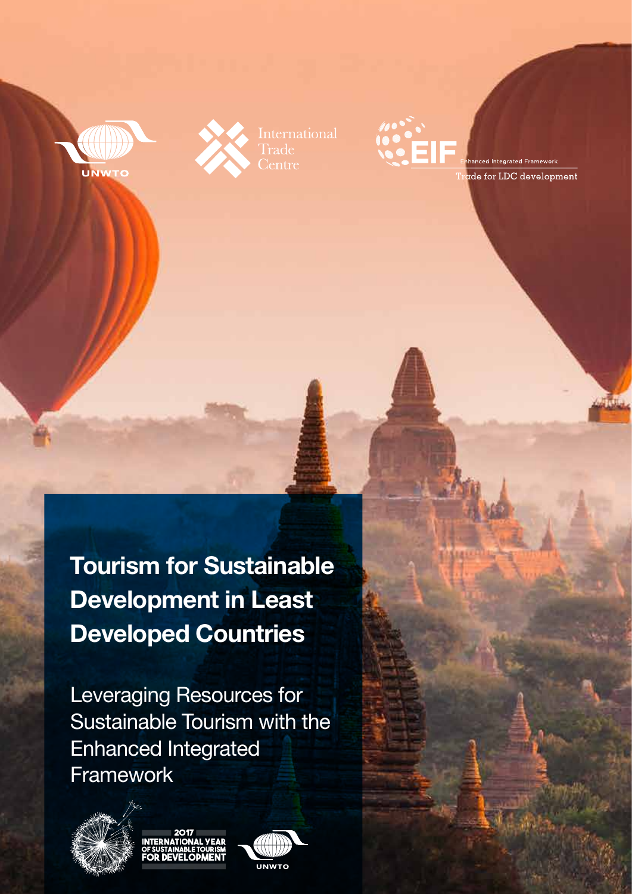UNWTO

International Trade Centre

EIF Enhanced Integrated Framework

Trade for LDC development

# Tourism for Sustainable Development in Least Developed Countries

## Leveraging Resources for Sustainable Tourism with the Enhanced Integrated Framework

2017 INTERNATIONAL YEAR OF SUSTAINABLE TOURISM FOR DEVELOPMENT

UNWTO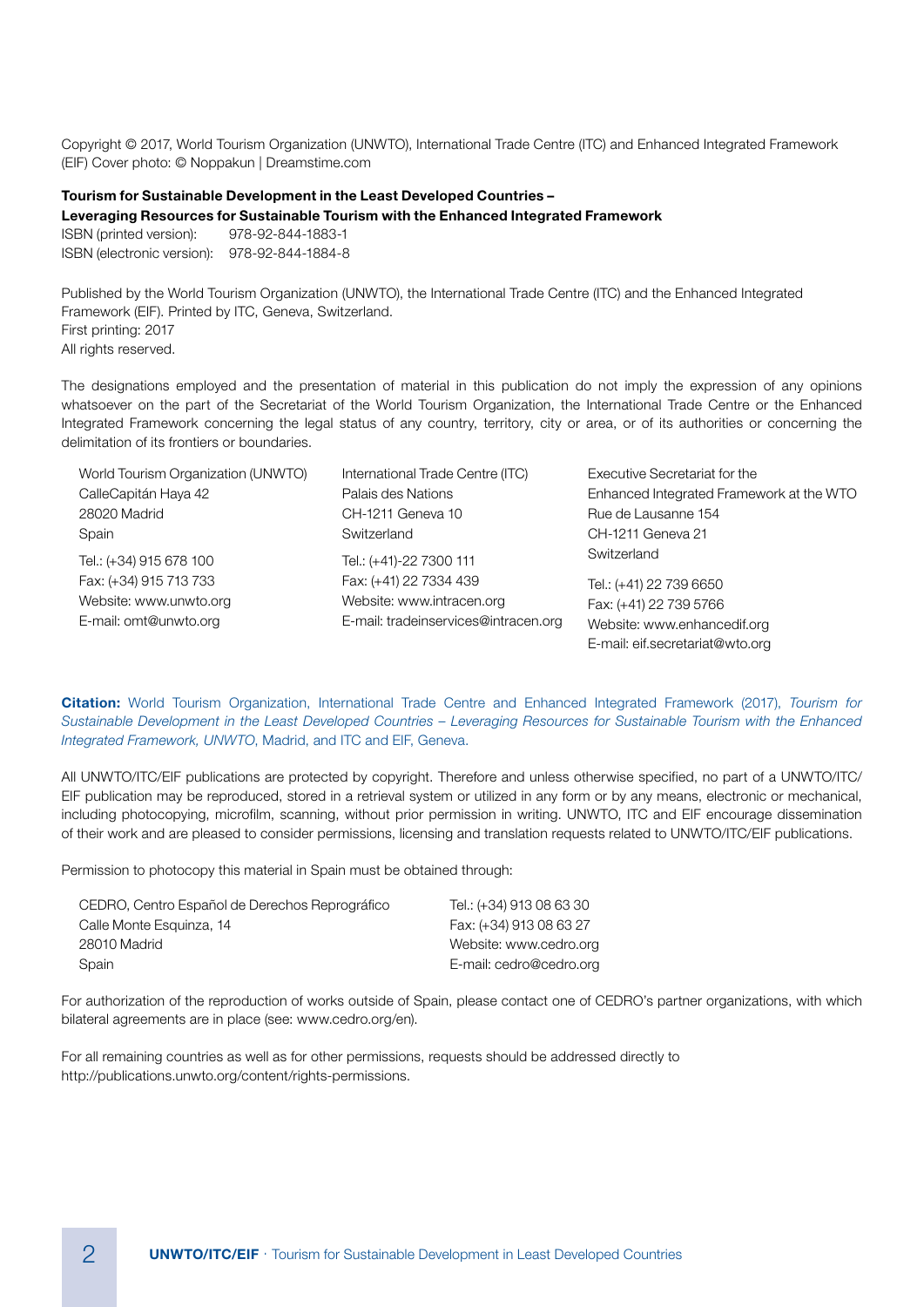Copyright © 2017, World Tourism Organization (UNWTO), International Trade Centre (ITC) and Enhanced Integrated Framework (EIF) Cover photo: © Noppakun | Dreamstime.com

**Tourism for Sustainable Development in the Least Developed Countries –**
**Leveraging Resources for Sustainable Tourism with the Enhanced Integrated Framework**

ISBN (printed version): 978-92-844-1883-1
ISBN (electronic version): 978-92-844-1884-8

Published by the World Tourism Organization (UNWTO), the International Trade Centre (ITC) and the Enhanced Integrated Framework (EIF). Printed by ITC, Geneva, Switzerland.
First printing: 2017
All rights reserved.

The designations employed and the presentation of material in this publication do not imply the expression of any opinions whatsoever on the part of the Secretariat of the World Tourism Organization, the International Trade Centre or the Enhanced Integrated Framework concerning the legal status of any country, territory, city or area, or of its authorities or concerning the delimitation of its frontiers or boundaries.

World Tourism Organization (UNWTO)
CalleCapitán Haya 42
28020 Madrid
Spain
Tel.: (+34) 915 678 100
Fax: (+34) 915 713 733
Website: www.unwto.org
E-mail: omt@unwto.org

International Trade Centre (ITC)
Palais des Nations
CH-1211 Geneva 10
Switzerland
Tel.: (+41)-22 7300 111
Fax: (+41) 22 7334 439
Website: www.intracen.org
E-mail: tradeinservices@intracen.org

Executive Secretariat for the
Enhanced Integrated Framework at the WTO
Rue de Lausanne 154
CH-1211 Geneva 21
Switzerland
Tel.: (+41) 22 739 6650
Fax: (+41) 22 739 5766
Website: www.enhancedif.org
E-mail: eif.secretariat@wto.org

**Citation:** World Tourism Organization, International Trade Centre and Enhanced Integrated Framework (2017), *Tourism for Sustainable Development in the Least Developed Countries – Leveraging Resources for Sustainable Tourism with the Enhanced Integrated Framework, UNWTO*, Madrid, and ITC and EIF, Geneva.

All UNWTO/ITC/EIF publications are protected by copyright. Therefore and unless otherwise specified, no part of a UNWTO/ITC/EIF publication may be reproduced, stored in a retrieval system or utilized in any form or by any means, electronic or mechanical, including photocopying, microfilm, scanning, without prior permission in writing. UNWTO, ITC and EIF encourage dissemination of their work and are pleased to consider permissions, licensing and translation requests related to UNWTO/ITC/EIF publications.

Permission to photocopy this material in Spain must be obtained through:

CEDRO, Centro Español de Derechos Reprográfico
Calle Monte Esquinza, 14
28010 Madrid
Spain
Tel.: (+34) 913 08 63 30
Fax: (+34) 913 08 63 27
Website: www.cedro.org
E-mail: cedro@cedro.org

For authorization of the reproduction of works outside of Spain, please contact one of CEDRO's partner organizations, with which bilateral agreements are in place (see: www.cedro.org/en).

For all remaining countries as well as for other permissions, requests should be addressed directly to http://publications.unwto.org/content/rights-permissions.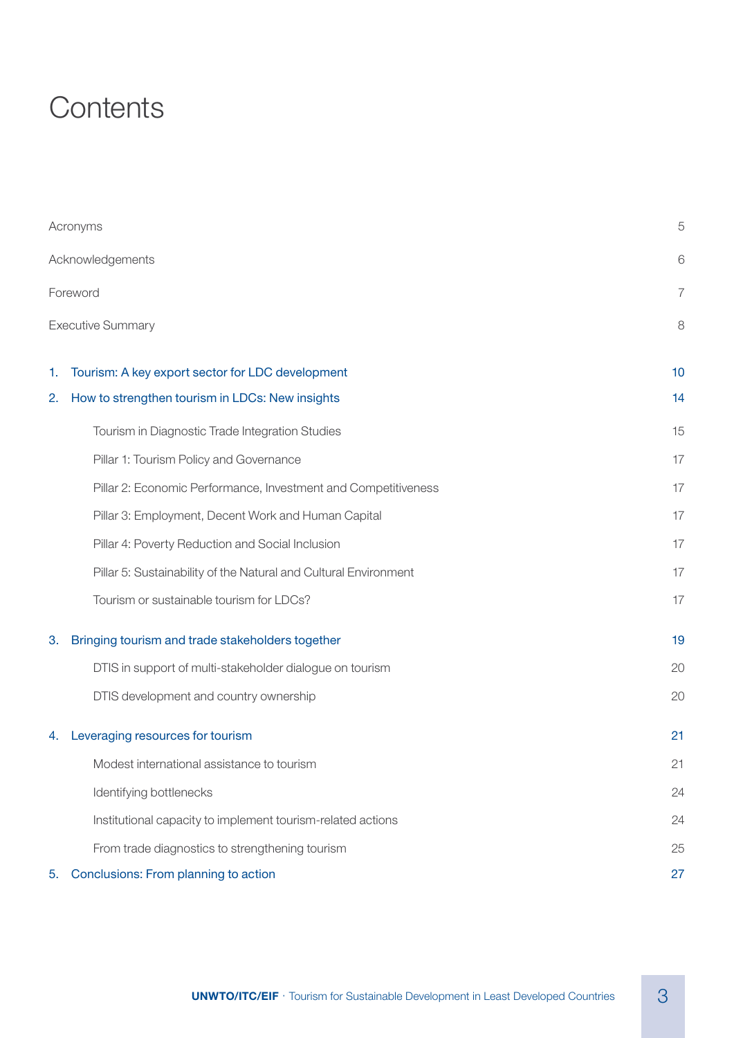# Contents

| | |
|---|---|
| Acronyms | 5 |
| Acknowledgements | 6 |
| Foreword | 7 |
| Executive Summary | 8 |
| 1. Tourism: A key export sector for LDC development | 10 |
| 2. How to strengthen tourism in LDCs: New insights | 14 |
| Tourism in Diagnostic Trade Integration Studies | 15 |
| Pillar 1: Tourism Policy and Governance | 17 |
| Pillar 2: Economic Performance, Investment and Competitiveness | 17 |
| Pillar 3: Employment, Decent Work and Human Capital | 17 |
| Pillar 4: Poverty Reduction and Social Inclusion | 17 |
| Pillar 5: Sustainability of the Natural and Cultural Environment | 17 |
| Tourism or sustainable tourism for LDCs? | 17 |
| 3. Bringing tourism and trade stakeholders together | 19 |
| DTIS in support of multi-stakeholder dialogue on tourism | 20 |
| DTIS development and country ownership | 20 |
| 4. Leveraging resources for tourism | 21 |
| Modest international assistance to tourism | 21 |
| Identifying bottlenecks | 24 |
| Institutional capacity to implement tourism-related actions | 24 |
| From trade diagnostics to strengthening tourism | 25 |
| 5. Conclusions: From planning to action | 27 |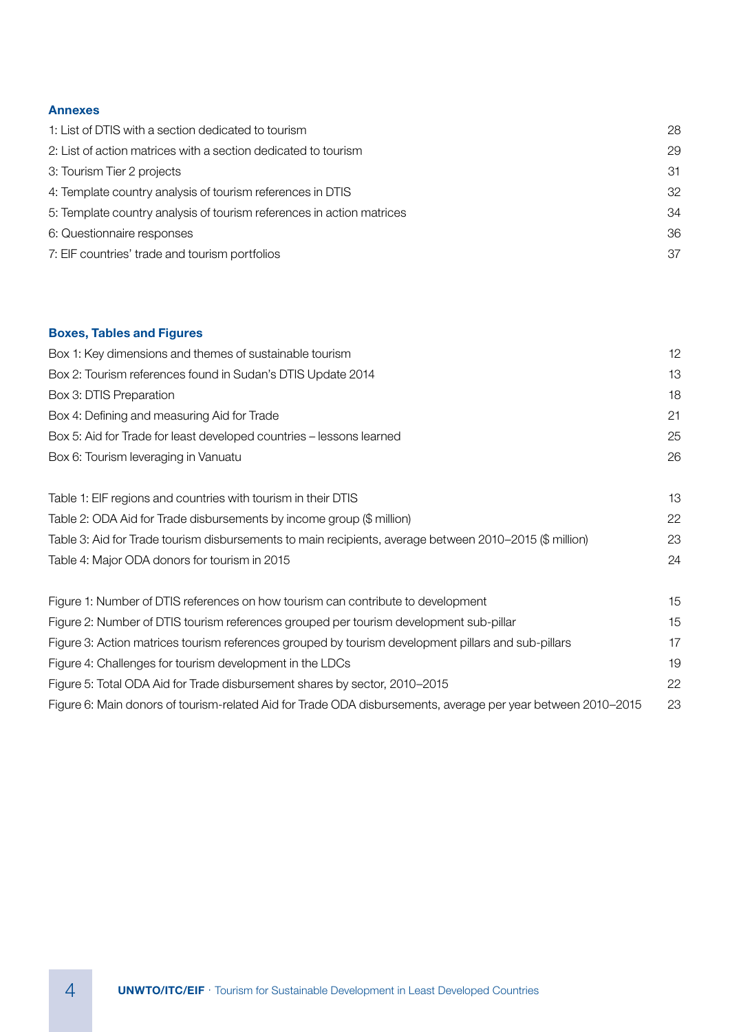### Annexes

| | |
|---|---|
| 1: List of DTIS with a section dedicated to tourism | 28 |
| 2: List of action matrices with a section dedicated to tourism | 29 |
| 3: Tourism Tier 2 projects | 31 |
| 4: Template country analysis of tourism references in DTIS | 32 |
| 5: Template country analysis of tourism references in action matrices | 34 |
| 6: Questionnaire responses | 36 |
| 7: EIF countries' trade and tourism portfolios | 37 |

### Boxes, Tables and Figures

| | |
|---|---|
| Box 1: Key dimensions and themes of sustainable tourism | 12 |
| Box 2: Tourism references found in Sudan's DTIS Update 2014 | 13 |
| Box 3: DTIS Preparation | 18 |
| Box 4: Defining and measuring Aid for Trade | 21 |
| Box 5: Aid for Trade for least developed countries – lessons learned | 25 |
| Box 6: Tourism leveraging in Vanuatu | 26 |

| | |
|---|---|
| Table 1: EIF regions and countries with tourism in their DTIS | 13 |
| Table 2: ODA Aid for Trade disbursements by income group ($ million) | 22 |
| Table 3: Aid for Trade tourism disbursements to main recipients, average between 2010–2015 ($ million) | 23 |
| Table 4: Major ODA donors for tourism in 2015 | 24 |

| | |
|---|---|
| Figure 1: Number of DTIS references on how tourism can contribute to development | 15 |
| Figure 2: Number of DTIS tourism references grouped per tourism development sub-pillar | 15 |
| Figure 3: Action matrices tourism references grouped by tourism development pillars and sub-pillars | 17 |
| Figure 4: Challenges for tourism development in the LDCs | 19 |
| Figure 5: Total ODA Aid for Trade disbursement shares by sector, 2010–2015 | 22 |
| Figure 6: Main donors of tourism-related Aid for Trade ODA disbursements, average per year between 2010–2015 | 23 |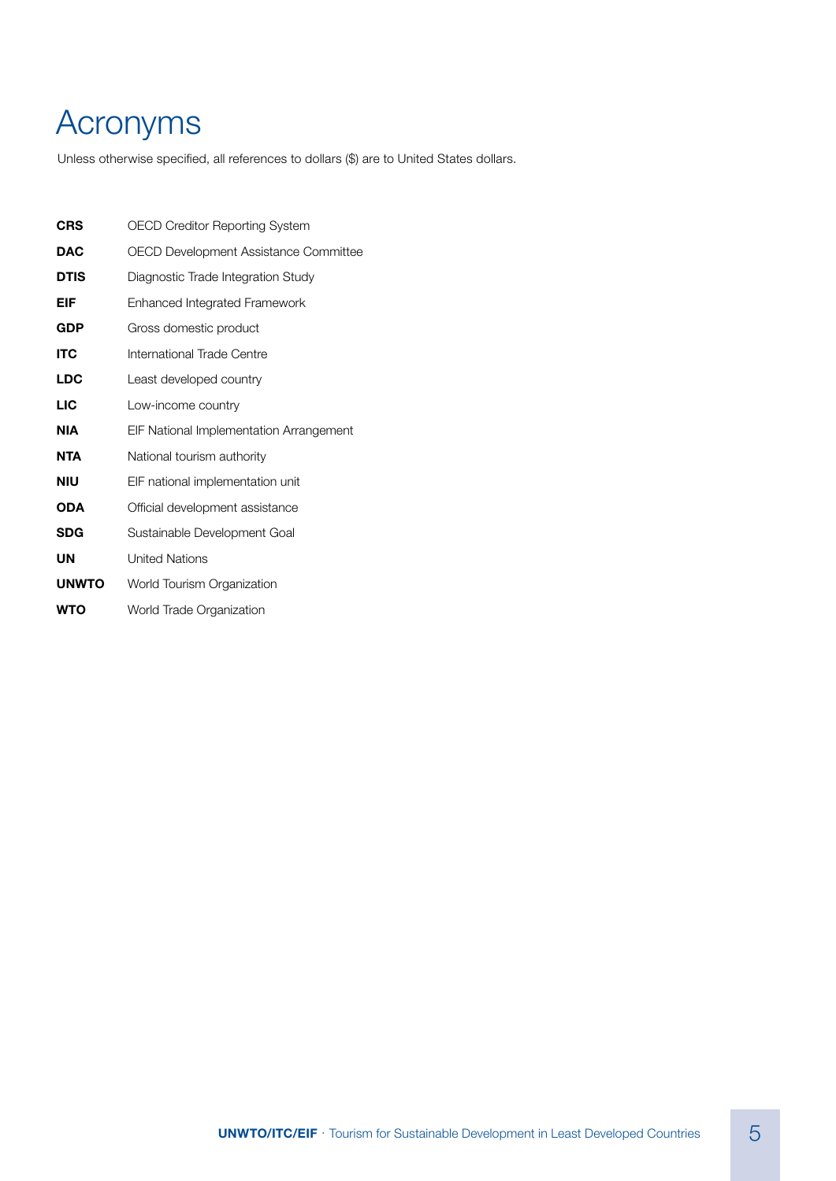# Acronyms

Unless otherwise specified, all references to dollars ($) are to United States dollars.

| | |
|---|---|
| **CRS** | OECD Creditor Reporting System |
| **DAC** | OECD Development Assistance Committee |
| **DTIS** | Diagnostic Trade Integration Study |
| **EIF** | Enhanced Integrated Framework |
| **GDP** | Gross domestic product |
| **ITC** | International Trade Centre |
| **LDC** | Least developed country |
| **LIC** | Low-income country |
| **NIA** | EIF National Implementation Arrangement |
| **NTA** | National tourism authority |
| **NIU** | EIF national implementation unit |
| **ODA** | Official development assistance |
| **SDG** | Sustainable Development Goal |
| **UN** | United Nations |
| **UNWTO** | World Tourism Organization |
| **WTO** | World Trade Organization |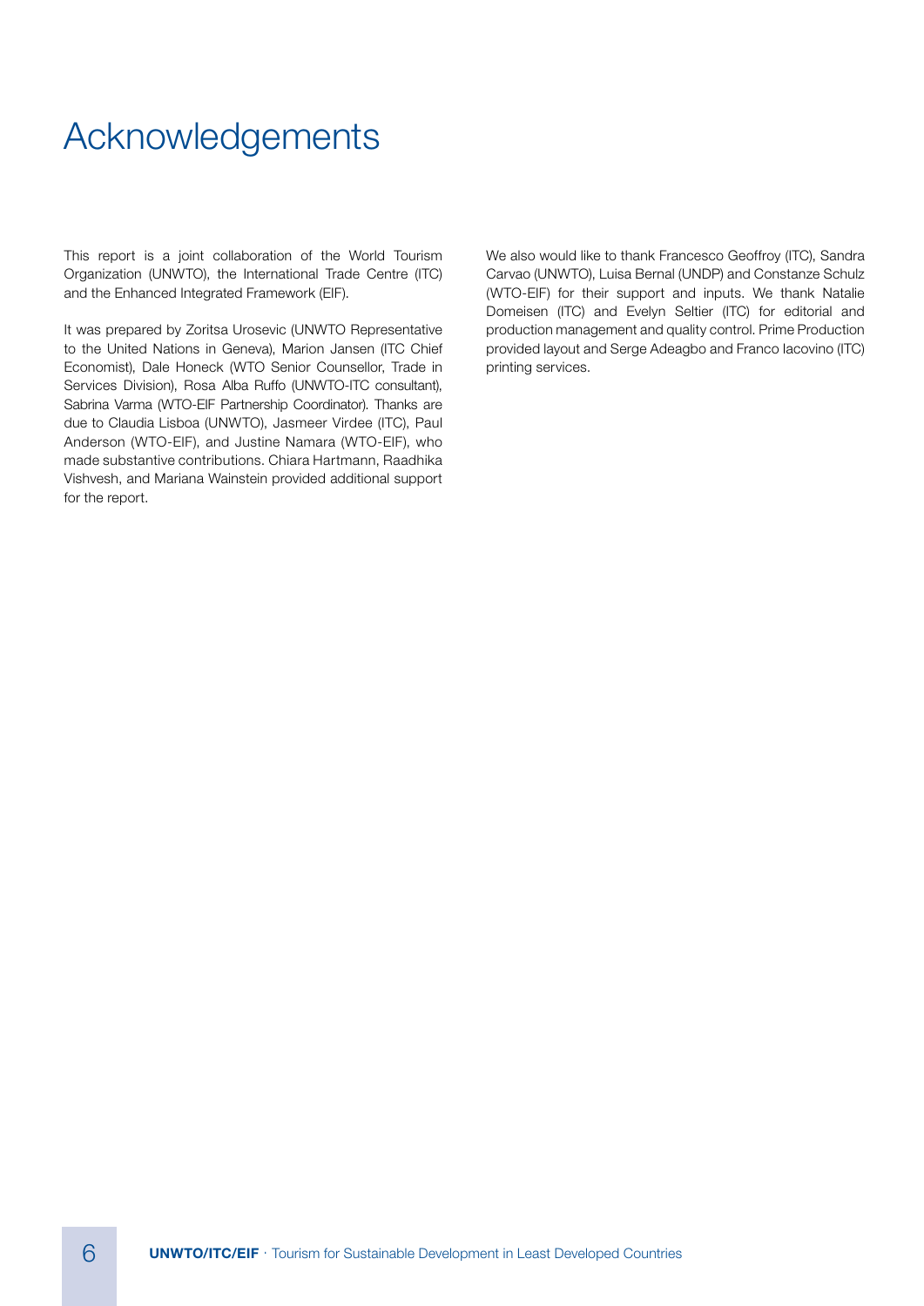# Acknowledgements

This report is a joint collaboration of the World Tourism Organization (UNWTO), the International Trade Centre (ITC) and the Enhanced Integrated Framework (EIF).

It was prepared by Zoritsa Urosevic (UNWTO Representative to the United Nations in Geneva), Marion Jansen (ITC Chief Economist), Dale Honeck (WTO Senior Counsellor, Trade in Services Division), Rosa Alba Ruffo (UNWTO-ITC consultant), Sabrina Varma (WTO-EIF Partnership Coordinator). Thanks are due to Claudia Lisboa (UNWTO), Jasmeer Virdee (ITC), Paul Anderson (WTO-EIF), and Justine Namara (WTO-EIF), who made substantive contributions. Chiara Hartmann, Raadhika Vishvesh, and Mariana Wainstein provided additional support for the report.

We also would like to thank Francesco Geoffroy (ITC), Sandra Carvao (UNWTO), Luisa Bernal (UNDP) and Constanze Schulz (WTO-EIF) for their support and inputs. We thank Natalie Domeisen (ITC) and Evelyn Seltier (ITC) for editorial and production management and quality control. Prime Production provided layout and Serge Adeagbo and Franco Iacovino (ITC) printing services.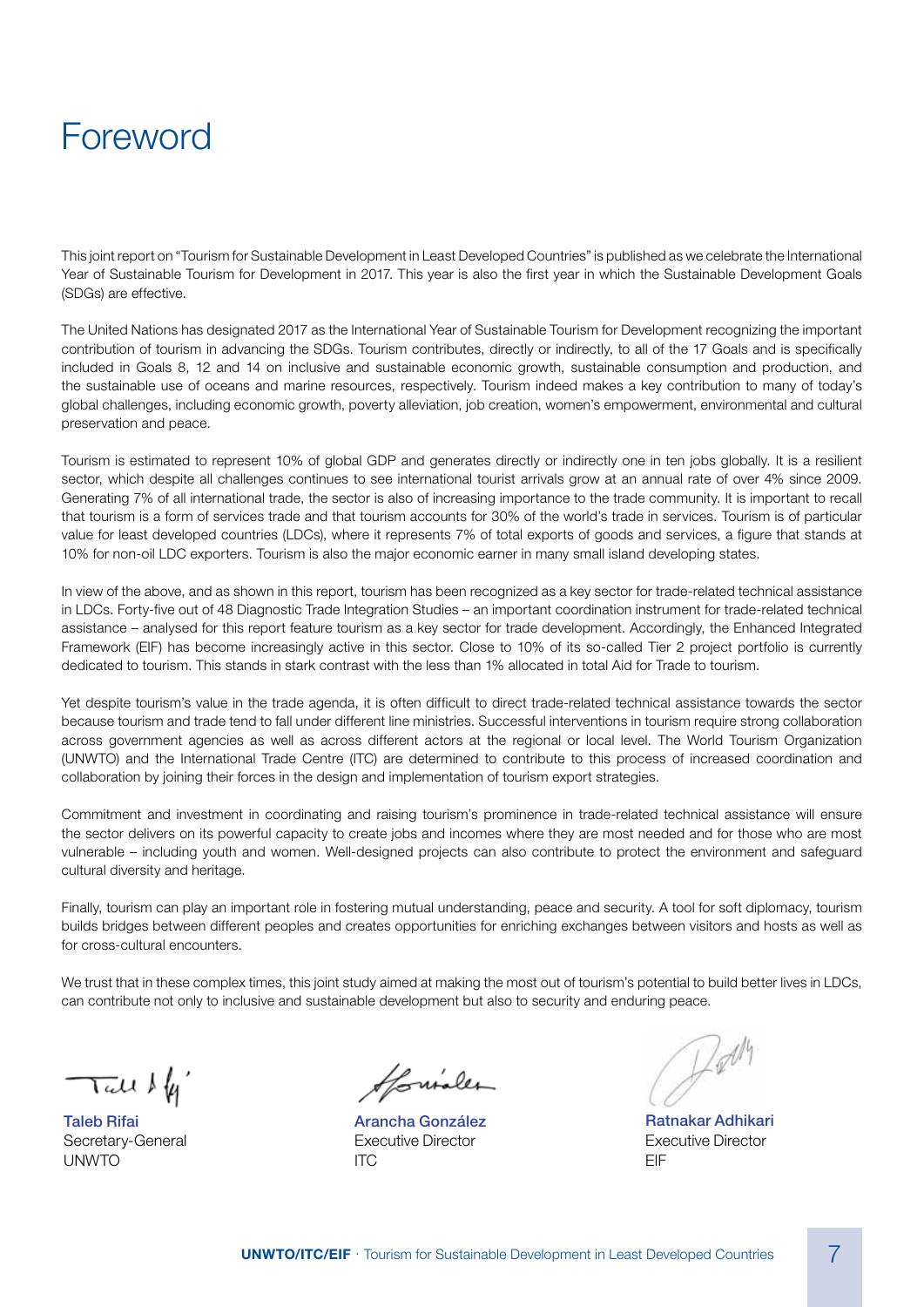# Foreword

This joint report on "Tourism for Sustainable Development in Least Developed Countries" is published as we celebrate the International Year of Sustainable Tourism for Development in 2017. This year is also the first year in which the Sustainable Development Goals (SDGs) are effective.

The United Nations has designated 2017 as the International Year of Sustainable Tourism for Development recognizing the important contribution of tourism in advancing the SDGs. Tourism contributes, directly or indirectly, to all of the 17 Goals and is specifically included in Goals 8, 12 and 14 on inclusive and sustainable economic growth, sustainable consumption and production, and the sustainable use of oceans and marine resources, respectively. Tourism indeed makes a key contribution to many of today's global challenges, including economic growth, poverty alleviation, job creation, women's empowerment, environmental and cultural preservation and peace.

Tourism is estimated to represent 10% of global GDP and generates directly or indirectly one in ten jobs globally. It is a resilient sector, which despite all challenges continues to see international tourist arrivals grow at an annual rate of over 4% since 2009. Generating 7% of all international trade, the sector is also of increasing importance to the trade community. It is important to recall that tourism is a form of services trade and that tourism accounts for 30% of the world's trade in services. Tourism is of particular value for least developed countries (LDCs), where it represents 7% of total exports of goods and services, a figure that stands at 10% for non-oil LDC exporters. Tourism is also the major economic earner in many small island developing states.

In view of the above, and as shown in this report, tourism has been recognized as a key sector for trade-related technical assistance in LDCs. Forty-five out of 48 Diagnostic Trade Integration Studies – an important coordination instrument for trade-related technical assistance – analysed for this report feature tourism as a key sector for trade development. Accordingly, the Enhanced Integrated Framework (EIF) has become increasingly active in this sector. Close to 10% of its so-called Tier 2 project portfolio is currently dedicated to tourism. This stands in stark contrast with the less than 1% allocated in total Aid for Trade to tourism.

Yet despite tourism's value in the trade agenda, it is often difficult to direct trade-related technical assistance towards the sector because tourism and trade tend to fall under different line ministries. Successful interventions in tourism require strong collaboration across government agencies as well as across different actors at the regional or local level. The World Tourism Organization (UNWTO) and the International Trade Centre (ITC) are determined to contribute to this process of increased coordination and collaboration by joining their forces in the design and implementation of tourism export strategies.

Commitment and investment in coordinating and raising tourism's prominence in trade-related technical assistance will ensure the sector delivers on its powerful capacity to create jobs and incomes where they are most needed and for those who are most vulnerable – including youth and women. Well-designed projects can also contribute to protect the environment and safeguard cultural diversity and heritage.

Finally, tourism can play an important role in fostering mutual understanding, peace and security. A tool for soft diplomacy, tourism builds bridges between different peoples and creates opportunities for enriching exchanges between visitors and hosts as well as for cross-cultural encounters.

We trust that in these complex times, this joint study aimed at making the most out of tourism's potential to build better lives in LDCs, can contribute not only to inclusive and sustainable development but also to security and enduring peace.

**Taleb Rifai**
Secretary-General
UNWTO

**Arancha González**
Executive Director
ITC

**Ratnakar Adhikari**
Executive Director
EIF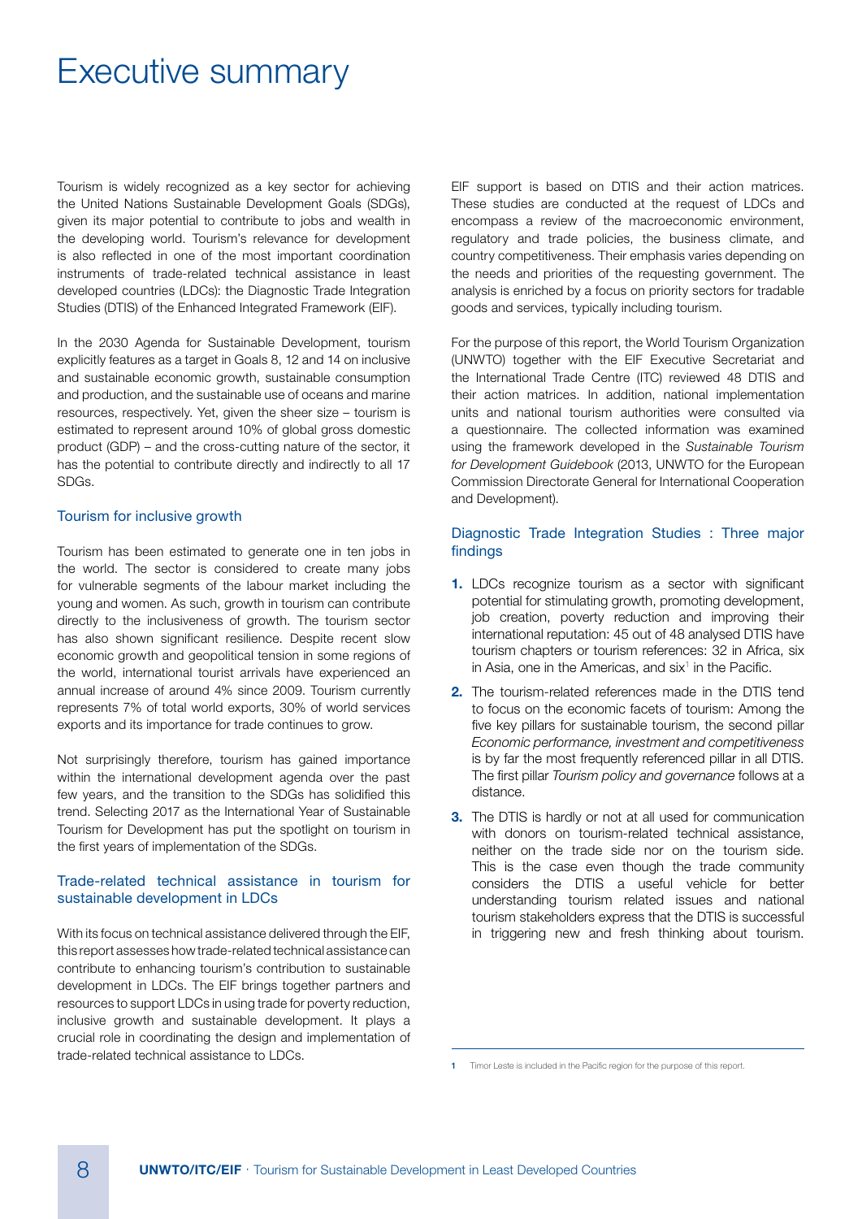# Executive summary

Tourism is widely recognized as a key sector for achieving the United Nations Sustainable Development Goals (SDGs), given its major potential to contribute to jobs and wealth in the developing world. Tourism's relevance for development is also reflected in one of the most important coordination instruments of trade-related technical assistance in least developed countries (LDCs): the Diagnostic Trade Integration Studies (DTIS) of the Enhanced Integrated Framework (EIF).

In the 2030 Agenda for Sustainable Development, tourism explicitly features as a target in Goals 8, 12 and 14 on inclusive and sustainable economic growth, sustainable consumption and production, and the sustainable use of oceans and marine resources, respectively. Yet, given the sheer size – tourism is estimated to represent around 10% of global gross domestic product (GDP) – and the cross-cutting nature of the sector, it has the potential to contribute directly and indirectly to all 17 SDGs.

## Tourism for inclusive growth

Tourism has been estimated to generate one in ten jobs in the world. The sector is considered to create many jobs for vulnerable segments of the labour market including the young and women. As such, growth in tourism can contribute directly to the inclusiveness of growth. The tourism sector has also shown significant resilience. Despite recent slow economic growth and geopolitical tension in some regions of the world, international tourist arrivals have experienced an annual increase of around 4% since 2009. Tourism currently represents 7% of total world exports, 30% of world services exports and its importance for trade continues to grow.

Not surprisingly therefore, tourism has gained importance within the international development agenda over the past few years, and the transition to the SDGs has solidified this trend. Selecting 2017 as the International Year of Sustainable Tourism for Development has put the spotlight on tourism in the first years of implementation of the SDGs.

## Trade-related technical assistance in tourism for sustainable development in LDCs

With its focus on technical assistance delivered through the EIF, this report assesses how trade-related technical assistance can contribute to enhancing tourism's contribution to sustainable development in LDCs. The EIF brings together partners and resources to support LDCs in using trade for poverty reduction, inclusive growth and sustainable development. It plays a crucial role in coordinating the design and implementation of trade-related technical assistance to LDCs.

EIF support is based on DTIS and their action matrices. These studies are conducted at the request of LDCs and encompass a review of the macroeconomic environment, regulatory and trade policies, the business climate, and country competitiveness. Their emphasis varies depending on the needs and priorities of the requesting government. The analysis is enriched by a focus on priority sectors for tradable goods and services, typically including tourism.

For the purpose of this report, the World Tourism Organization (UNWTO) together with the EIF Executive Secretariat and the International Trade Centre (ITC) reviewed 48 DTIS and their action matrices. In addition, national implementation units and national tourism authorities were consulted via a questionnaire. The collected information was examined using the framework developed in the *Sustainable Tourism for Development Guidebook* (2013, UNWTO for the European Commission Directorate General for International Cooperation and Development).

## Diagnostic Trade Integration Studies : Three major findings

1. LDCs recognize tourism as a sector with significant potential for stimulating growth, promoting development, job creation, poverty reduction and improving their international reputation: 45 out of 48 analysed DTIS have tourism chapters or tourism references: 32 in Africa, six in Asia, one in the Americas, and six[1] in the Pacific.
2. The tourism-related references made in the DTIS tend to focus on the economic facets of tourism: Among the five key pillars for sustainable tourism, the second pillar *Economic performance, investment and competitiveness* is by far the most frequently referenced pillar in all DTIS. The first pillar *Tourism policy and governance* follows at a distance.
3. The DTIS is hardly or not at all used for communication with donors on tourism-related technical assistance, neither on the trade side nor on the tourism side. This is the case even though the trade community considers the DTIS a useful vehicle for better understanding tourism related issues and national tourism stakeholders express that the DTIS is successful in triggering new and fresh thinking about tourism.

[1] Timor Leste is included in the Pacific region for the purpose of this report.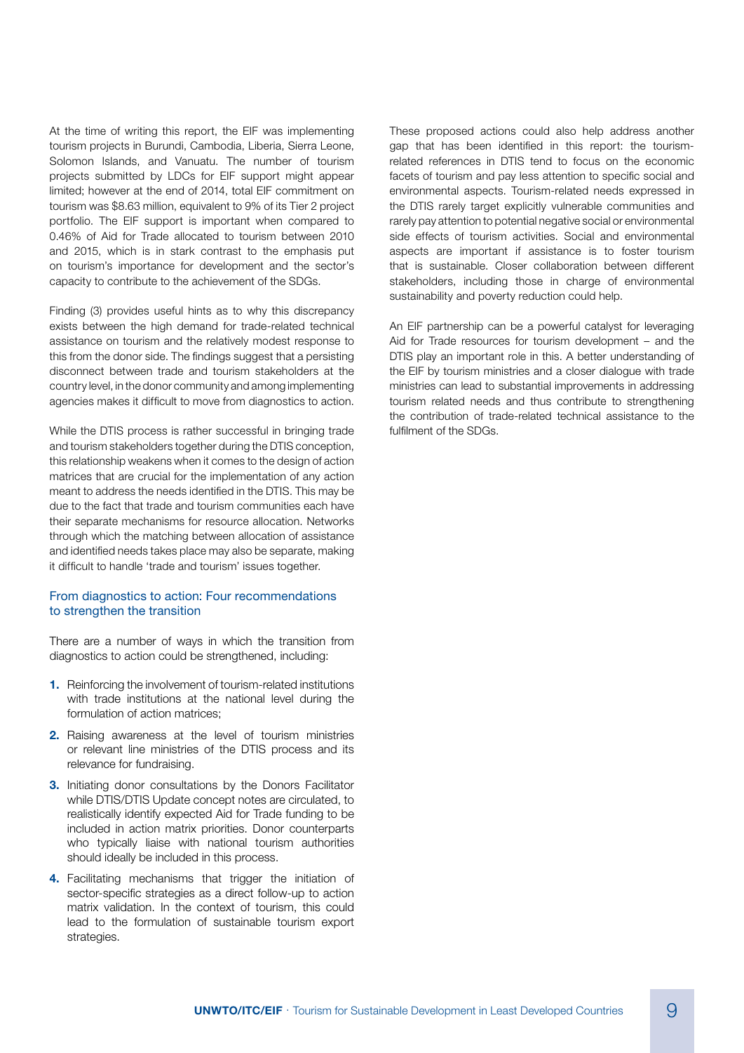At the time of writing this report, the EIF was implementing tourism projects in Burundi, Cambodia, Liberia, Sierra Leone, Solomon Islands, and Vanuatu. The number of tourism projects submitted by LDCs for EIF support might appear limited; however at the end of 2014, total EIF commitment on tourism was $8.63 million, equivalent to 9% of its Tier 2 project portfolio. The EIF support is important when compared to 0.46% of Aid for Trade allocated to tourism between 2010 and 2015, which is in stark contrast to the emphasis put on tourism's importance for development and the sector's capacity to contribute to the achievement of the SDGs.

Finding (3) provides useful hints as to why this discrepancy exists between the high demand for trade-related technical assistance on tourism and the relatively modest response to this from the donor side. The findings suggest that a persisting disconnect between trade and tourism stakeholders at the country level, in the donor community and among implementing agencies makes it difficult to move from diagnostics to action.

While the DTIS process is rather successful in bringing trade and tourism stakeholders together during the DTIS conception, this relationship weakens when it comes to the design of action matrices that are crucial for the implementation of any action meant to address the needs identified in the DTIS. This may be due to the fact that trade and tourism communities each have their separate mechanisms for resource allocation. Networks through which the matching between allocation of assistance and identified needs takes place may also be separate, making it difficult to handle 'trade and tourism' issues together.

### From diagnostics to action: Four recommendations to strengthen the transition

There are a number of ways in which the transition from diagnostics to action could be strengthened, including:

1. Reinforcing the involvement of tourism-related institutions with trade institutions at the national level during the formulation of action matrices;
2. Raising awareness at the level of tourism ministries or relevant line ministries of the DTIS process and its relevance for fundraising.
3. Initiating donor consultations by the Donors Facilitator while DTIS/DTIS Update concept notes are circulated, to realistically identify expected Aid for Trade funding to be included in action matrix priorities. Donor counterparts who typically liaise with national tourism authorities should ideally be included in this process.
4. Facilitating mechanisms that trigger the initiation of sector-specific strategies as a direct follow-up to action matrix validation. In the context of tourism, this could lead to the formulation of sustainable tourism export strategies.

These proposed actions could also help address another gap that has been identified in this report: the tourism-related references in DTIS tend to focus on the economic facets of tourism and pay less attention to specific social and environmental aspects. Tourism-related needs expressed in the DTIS rarely target explicitly vulnerable communities and rarely pay attention to potential negative social or environmental side effects of tourism activities. Social and environmental aspects are important if assistance is to foster tourism that is sustainable. Closer collaboration between different stakeholders, including those in charge of environmental sustainability and poverty reduction could help.

An EIF partnership can be a powerful catalyst for leveraging Aid for Trade resources for tourism development – and the DTIS play an important role in this. A better understanding of the EIF by tourism ministries and a closer dialogue with trade ministries can lead to substantial improvements in addressing tourism related needs and thus contribute to strengthening the contribution of trade-related technical assistance to the fulfilment of the SDGs.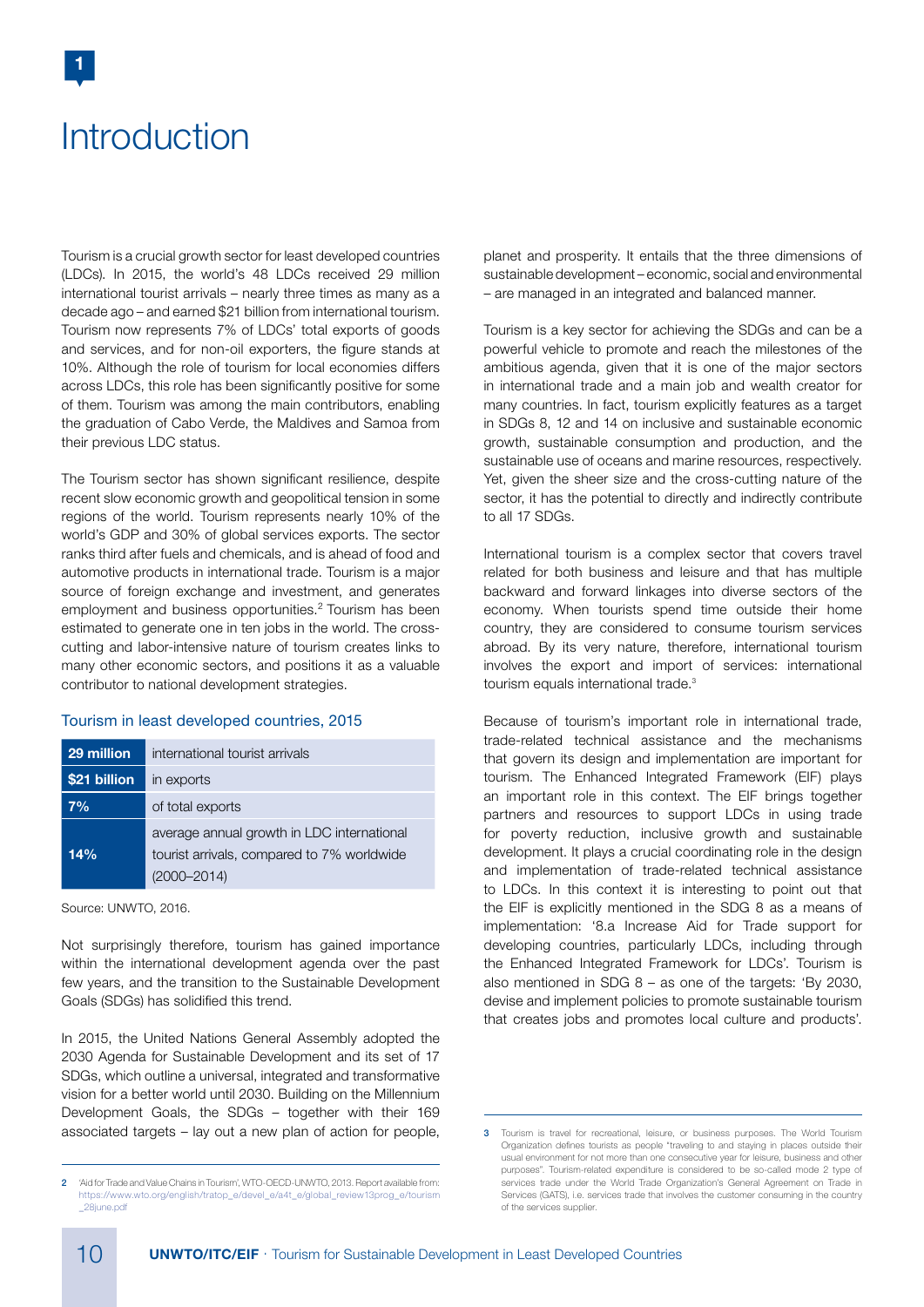# 1 Introduction

Tourism is a crucial growth sector for least developed countries (LDCs). In 2015, the world's 48 LDCs received 29 million international tourist arrivals – nearly three times as many as a decade ago – and earned $21 billion from international tourism. Tourism now represents 7% of LDCs' total exports of goods and services, and for non-oil exporters, the figure stands at 10%. Although the role of tourism for local economies differs across LDCs, this role has been significantly positive for some of them. Tourism was among the main contributors, enabling the graduation of Cabo Verde, the Maldives and Samoa from their previous LDC status.

The Tourism sector has shown significant resilience, despite recent slow economic growth and geopolitical tension in some regions of the world. Tourism represents nearly 10% of the world's GDP and 30% of global services exports. The sector ranks third after fuels and chemicals, and is ahead of food and automotive products in international trade. Tourism is a major source of foreign exchange and investment, and generates employment and business opportunities.[2] Tourism has been estimated to generate one in ten jobs in the world. The cross-cutting and labor-intensive nature of tourism creates links to many other economic sectors, and positions it as a valuable contributor to national development strategies.

### Tourism in least developed countries, 2015

| | |
|---|---|
| **29 million** | international tourist arrivals |
| **$21 billion** | in exports |
| **7%** | of total exports |
| **14%** | average annual growth in LDC international tourist arrivals, compared to 7% worldwide (2000–2014) |

Source: UNWTO, 2016.

Not surprisingly therefore, tourism has gained importance within the international development agenda over the past few years, and the transition to the Sustainable Development Goals (SDGs) has solidified this trend.

In 2015, the United Nations General Assembly adopted the 2030 Agenda for Sustainable Development and its set of 17 SDGs, which outline a universal, integrated and transformative vision for a better world until 2030. Building on the Millennium Development Goals, the SDGs – together with their 169 associated targets – lay out a new plan of action for people, planet and prosperity. It entails that the three dimensions of sustainable development – economic, social and environmental – are managed in an integrated and balanced manner.

Tourism is a key sector for achieving the SDGs and can be a powerful vehicle to promote and reach the milestones of the ambitious agenda, given that it is one of the major sectors in international trade and a main job and wealth creator for many countries. In fact, tourism explicitly features as a target in SDGs 8, 12 and 14 on inclusive and sustainable economic growth, sustainable consumption and production, and the sustainable use of oceans and marine resources, respectively. Yet, given the sheer size and the cross-cutting nature of the sector, it has the potential to directly and indirectly contribute to all 17 SDGs.

International tourism is a complex sector that covers travel related for both business and leisure and that has multiple backward and forward linkages into diverse sectors of the economy. When tourists spend time outside their home country, they are considered to consume tourism services abroad. By its very nature, therefore, international tourism involves the export and import of services: international tourism equals international trade.[3]

Because of tourism's important role in international trade, trade-related technical assistance and the mechanisms that govern its design and implementation are important for tourism. The Enhanced Integrated Framework (EIF) plays an important role in this context. The EIF brings together partners and resources to support LDCs in using trade for poverty reduction, inclusive growth and sustainable development. It plays a crucial coordinating role in the design and implementation of trade-related technical assistance to LDCs. In this context it is interesting to point out that the EIF is explicitly mentioned in the SDG 8 as a means of implementation: '8.a Increase Aid for Trade support for developing countries, particularly LDCs, including through the Enhanced Integrated Framework for LDCs'. Tourism is also mentioned in SDG 8 – as one of the targets: 'By 2030, devise and implement policies to promote sustainable tourism that creates jobs and promotes local culture and products'.

---

2 'Aid for Trade and Value Chains in Tourism', WTO-OECD-UNWTO, 2013. Report available from: https://www.wto.org/english/tratop_e/devel_e/a4t_e/global_review13prog_e/tourism_28june.pdf

3 Tourism is travel for recreational, leisure, or business purposes. The World Tourism Organization defines tourists as people "traveling to and staying in places outside their usual environment for not more than one consecutive year for leisure, business and other purposes". Tourism-related expenditure is considered to be so-called mode 2 type of services trade under the World Trade Organization's General Agreement on Trade in Services (GATS), i.e. services trade that involves the customer consuming in the country of the services supplier.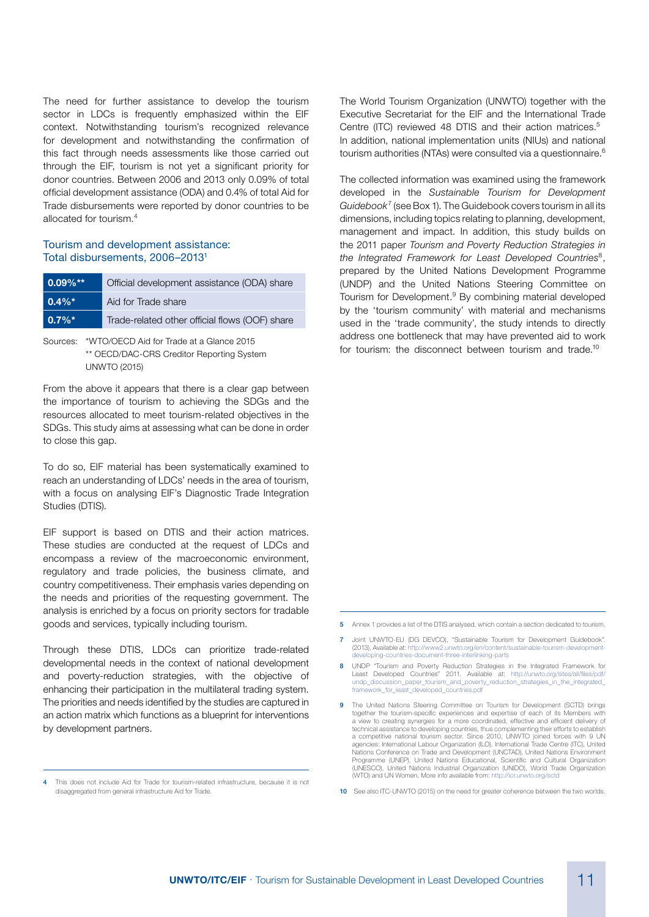The need for further assistance to develop the tourism sector in LDCs is frequently emphasized within the EIF context. Notwithstanding tourism's recognized relevance for development and notwithstanding the confirmation of this fact through needs assessments like those carried out through the EIF, tourism is not yet a significant priority for donor countries. Between 2006 and 2013 only 0.09% of total official development assistance (ODA) and 0.4% of total Aid for Trade disbursements were reported by donor countries to be allocated for tourism.[4]

### Tourism and development assistance: Total disbursements, 2006–2013[1]

| | |
|---|---|
| **0.09%\*\*** | Official development assistance (ODA) share |
| **0.4%\*** | Aid for Trade share |
| **0.7%\*** | Trade-related other official flows (OOF) share |

Sources: \*WTO/OECD Aid for Trade at a Glance 2015
\*\* OECD/DAC-CRS Creditor Reporting System
UNWTO (2015)

From the above it appears that there is a clear gap between the importance of tourism to achieving the SDGs and the resources allocated to meet tourism-related objectives in the SDGs. This study aims at assessing what can be done in order to close this gap.

To do so, EIF material has been systematically examined to reach an understanding of LDCs' needs in the area of tourism, with a focus on analysing EIF's Diagnostic Trade Integration Studies (DTIS).

EIF support is based on DTIS and their action matrices. These studies are conducted at the request of LDCs and encompass a review of the macroeconomic environment, regulatory and trade policies, the business climate, and country competitiveness. Their emphasis varies depending on the needs and priorities of the requesting government. The analysis is enriched by a focus on priority sectors for tradable goods and services, typically including tourism.

Through these DTIS, LDCs can prioritize trade-related developmental needs in the context of national development and poverty-reduction strategies, with the objective of enhancing their participation in the multilateral trading system. The priorities and needs identified by the studies are captured in an action matrix which functions as a blueprint for interventions by development partners.

The World Tourism Organization (UNWTO) together with the Executive Secretariat for the EIF and the International Trade Centre (ITC) reviewed 48 DTIS and their action matrices.[5] In addition, national implementation units (NIUs) and national tourism authorities (NTAs) were consulted via a questionnaire.[6]

The collected information was examined using the framework developed in the *Sustainable Tourism for Development Guidebook*[7] (see Box 1). The Guidebook covers tourism in all its dimensions, including topics relating to planning, development, management and impact. In addition, this study builds on the 2011 paper *Tourism and Poverty Reduction Strategies in the Integrated Framework for Least Developed Countries*[8], prepared by the United Nations Development Programme (UNDP) and the United Nations Steering Committee on Tourism for Development.[9] By combining material developed by the 'tourism community' with material and mechanisms used in the 'trade community', the study intends to directly address one bottleneck that may have prevented aid to work for tourism: the disconnect between tourism and trade.[10]

---

4 This does not include Aid for Trade for tourism-related infrastructure, because it is not disaggregated from general infrastructure Aid for Trade.

5 Annex 1 provides a list of the DTIS analysed, which contain a section dedicated to tourism.

7 Joint UNWTO-EU (DG DEVCO), "Sustainable Tourism for Development Guidebook". (2013). Available at: http://www2.unwto.org/en/content/sustainable-tourism-development-developing-countries-document-three-interlinking-parts

8 UNDP "Tourism and Poverty Reduction Strategies in the Integrated Framework for Least Developed Countries" 2011. Available at: http://unwto.org/sites/all/files/pdf/undp_discussion_paper_tourism_and_poverty_reduction_strategies_in_the_integrated_framework_for_least_developed_countries.pdf

9 The United Nations Steering Committee on Tourism for Development (SCTD) brings together the tourism-specific experiences and expertise of each of its Members with a view to creating synergies for a more coordinated, effective and efficient delivery of technical assistance to developing countries, thus complementing their efforts to establish a competitive national tourism sector. Since 2010, UNWTO joined forces with 9 UN agencies: International Labour Organization (ILO), International Trade Centre (ITC), United Nations Conference on Trade and Development (UNCTAD), United Nations Environment Programme (UNEP), United Nations Educational, Scientific and Cultural Organization (UNESCO), United Nations Industrial Organization (UNIDO), World Trade Organization (WTO) and UN Women. More info available from: http://icr.unwto.org/sctd

10 See also ITC-UNWTO (2015) on the need for greater coherence between the two worlds.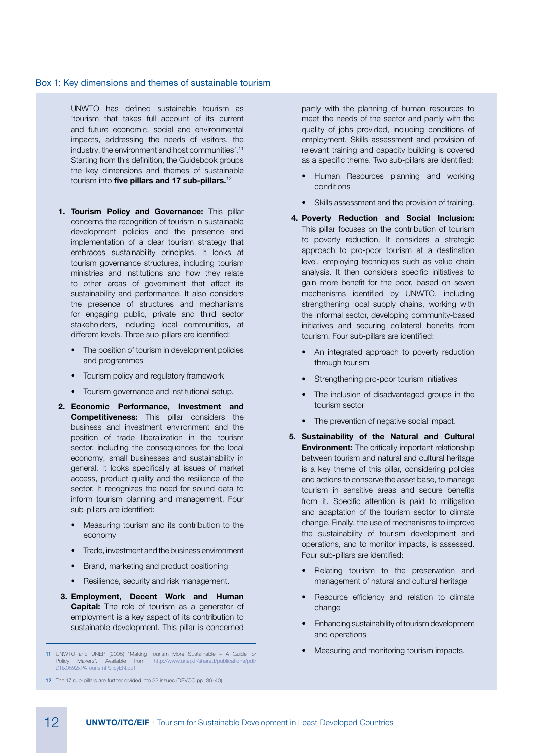Box 1: Key dimensions and themes of sustainable tourism

UNWTO has defined sustainable tourism as 'tourism that takes full account of its current and future economic, social and environmental impacts, addressing the needs of visitors, the industry, the environment and host communities'.[11] Starting from this definition, the Guidebook groups the key dimensions and themes of sustainable tourism into **five pillars and 17 sub-pillars.**[12]

1. **Tourism Policy and Governance:** This pillar concerns the recognition of tourism in sustainable development policies and the presence and implementation of a clear tourism strategy that embraces sustainability principles. It looks at tourism governance structures, including tourism ministries and institutions and how they relate to other areas of government that affect its sustainability and performance. It also considers the presence of structures and mechanisms for engaging public, private and third sector stakeholders, including local communities, at different levels. Three sub-pillars are identified:
   - The position of tourism in development policies and programmes
   - Tourism policy and regulatory framework
   - Tourism governance and institutional setup.
2. **Economic Performance, Investment and Competitiveness:** This pillar considers the business and investment environment and the position of trade liberalization in the tourism sector, including the consequences for the local economy, small businesses and sustainability in general. It looks specifically at issues of market access, product quality and the resilience of the sector. It recognizes the need for sound data to inform tourism planning and management. Four sub-pillars are identified:
   - Measuring tourism and its contribution to the economy
   - Trade, investment and the business environment
   - Brand, marketing and product positioning
   - Resilience, security and risk management.
3. **Employment, Decent Work and Human Capital:** The role of tourism as a generator of employment is a key aspect of its contribution to sustainable development. This pillar is concerned partly with the planning of human resources to meet the needs of the sector and partly with the quality of jobs provided, including conditions of employment. Skills assessment and provision of relevant training and capacity building is covered as a specific theme. Two sub-pillars are identified:
   - Human Resources planning and working conditions
   - Skills assessment and the provision of training.
4. **Poverty Reduction and Social Inclusion:** This pillar focuses on the contribution of tourism to poverty reduction. It considers a strategic approach to pro-poor tourism at a destination level, employing techniques such as value chain analysis. It then considers specific initiatives to gain more benefit for the poor, based on seven mechanisms identified by UNWTO, including strengthening local supply chains, working with the informal sector, developing community-based initiatives and securing collateral benefits from tourism. Four sub-pillars are identified:
   - An integrated approach to poverty reduction through tourism
   - Strengthening pro-poor tourism initiatives
   - The inclusion of disadvantaged groups in the tourism sector
   - The prevention of negative social impact.
5. **Sustainability of the Natural and Cultural Environment:** The critically important relationship between tourism and natural and cultural heritage is a key theme of this pillar, considering policies and actions to conserve the asset base, to manage tourism in sensitive areas and secure benefits from it. Specific attention is paid to mitigation and adaptation of the tourism sector to climate change. Finally, the use of mechanisms to improve the sustainability of tourism development and operations, and to monitor impacts, is assessed. Four sub-pillars are identified:
   - Relating tourism to the preservation and management of natural and cultural heritage
   - Resource efficiency and relation to climate change
   - Enhancing sustainability of tourism development and operations
   - Measuring and monitoring tourism impacts.

---

[11] UNWTO and UNEP (2005) "Making Tourism More Sustainable – A Guide for Policy Makers". Available from: http://www.unep.fr/shared/publications/pdf/DTIx0592xPATourismPolicyEN.pdf

[12] The 17 sub-pillars are further divided into 32 issues (DEVCO pp. 39-40).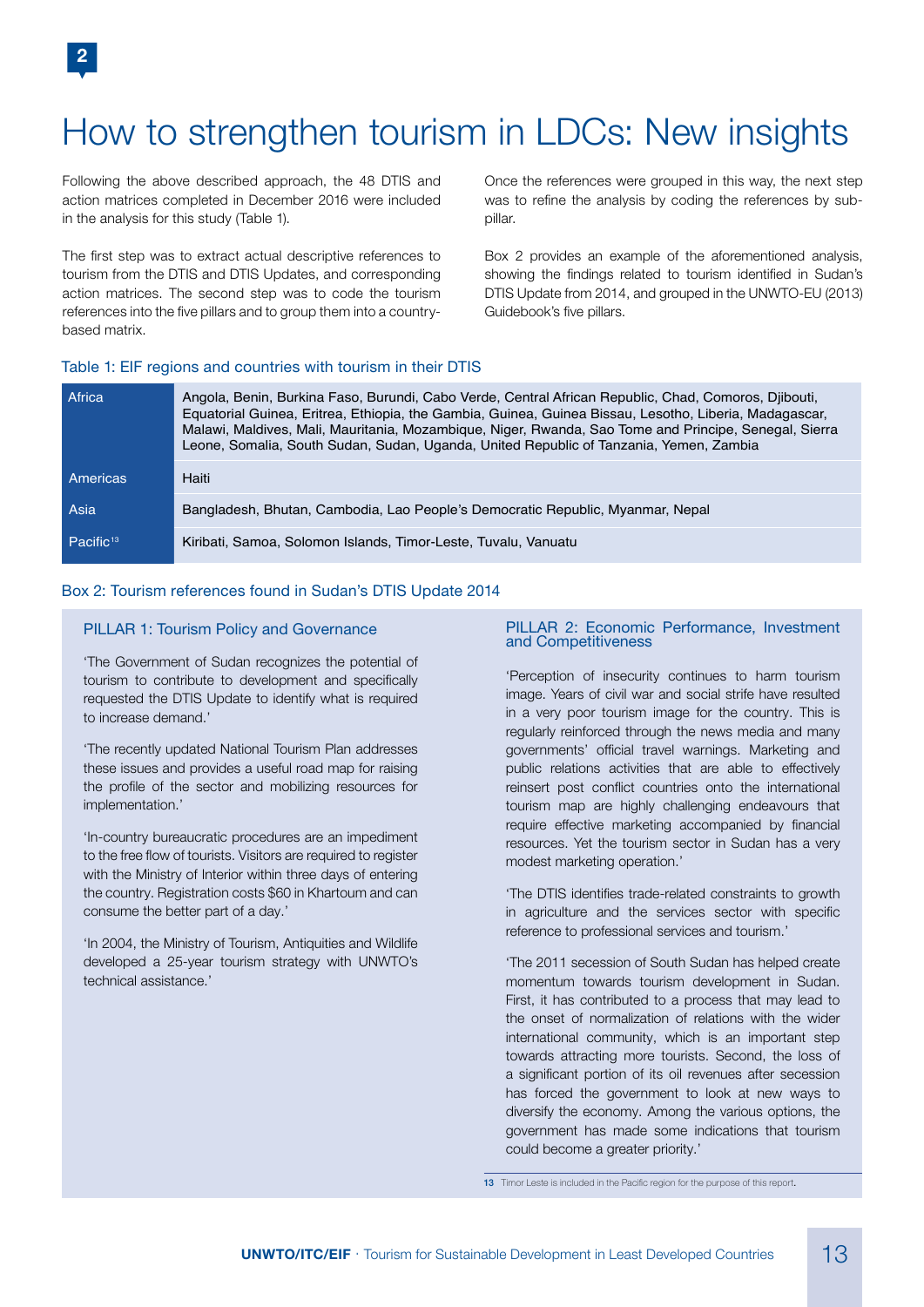# How to strengthen tourism in LDCs: New insights

Following the above described approach, the 48 DTIS and action matrices completed in December 2016 were included in the analysis for this study (Table 1).

The first step was to extract actual descriptive references to tourism from the DTIS and DTIS Updates, and corresponding action matrices. The second step was to code the tourism references into the five pillars and to group them into a country-based matrix.

Once the references were grouped in this way, the next step was to refine the analysis by coding the references by sub-pillar.

Box 2 provides an example of the aforementioned analysis, showing the findings related to tourism identified in Sudan's DTIS Update from 2014, and grouped in the UNWTO-EU (2013) Guidebook's five pillars.

Table 1: EIF regions and countries with tourism in their DTIS

| Region | Countries |
|---|---|
| Africa | Angola, Benin, Burkina Faso, Burundi, Cabo Verde, Central African Republic, Chad, Comoros, Djibouti, Equatorial Guinea, Eritrea, Ethiopia, the Gambia, Guinea, Guinea Bissau, Lesotho, Liberia, Madagascar, Malawi, Maldives, Mali, Mauritania, Mozambique, Niger, Rwanda, Sao Tome and Principe, Senegal, Sierra Leone, Somalia, South Sudan, Sudan, Uganda, United Republic of Tanzania, Yemen, Zambia |
| Americas | Haiti |
| Asia | Bangladesh, Bhutan, Cambodia, Lao People's Democratic Republic, Myanmar, Nepal |
| Pacific[13] | Kiribati, Samoa, Solomon Islands, Timor-Leste, Tuvalu, Vanuatu |

Box 2: Tourism references found in Sudan's DTIS Update 2014

### PILLAR 1: Tourism Policy and Governance

'The Government of Sudan recognizes the potential of tourism to contribute to development and specifically requested the DTIS Update to identify what is required to increase demand.'

'The recently updated National Tourism Plan addresses these issues and provides a useful road map for raising the profile of the sector and mobilizing resources for implementation.'

'In-country bureaucratic procedures are an impediment to the free flow of tourists. Visitors are required to register with the Ministry of Interior within three days of entering the country. Registration costs $60 in Khartoum and can consume the better part of a day.'

'In 2004, the Ministry of Tourism, Antiquities and Wildlife developed a 25-year tourism strategy with UNWTO's technical assistance.'

### PILLAR 2: Economic Performance, Investment and Competitiveness

'Perception of insecurity continues to harm tourism image. Years of civil war and social strife have resulted in a very poor tourism image for the country. This is regularly reinforced through the news media and many governments' official travel warnings. Marketing and public relations activities that are able to effectively reinsert post conflict countries onto the international tourism map are highly challenging endeavours that require effective marketing accompanied by financial resources. Yet the tourism sector in Sudan has a very modest marketing operation.'

'The DTIS identifies trade-related constraints to growth in agriculture and the services sector with specific reference to professional services and tourism.'

'The 2011 secession of South Sudan has helped create momentum towards tourism development in Sudan. First, it has contributed to a process that may lead to the onset of normalization of relations with the wider international community, which is an important step towards attracting more tourists. Second, the loss of a significant portion of its oil revenues after secession has forced the government to look at new ways to diversify the economy. Among the various options, the government has made some indications that tourism could become a greater priority.'

[13] Timor Leste is included in the Pacific region for the purpose of this report.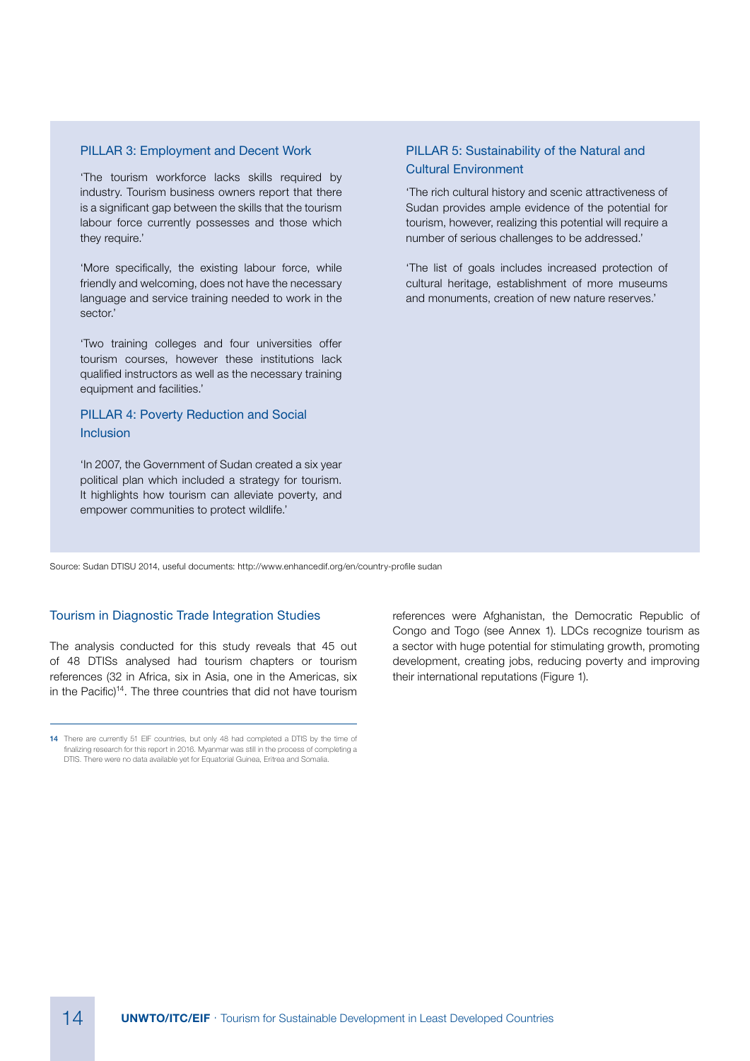### PILLAR 3: Employment and Decent Work

'The tourism workforce lacks skills required by industry. Tourism business owners report that there is a significant gap between the skills that the tourism labour force currently possesses and those which they require.'

'More specifically, the existing labour force, while friendly and welcoming, does not have the necessary language and service training needed to work in the sector.'

'Two training colleges and four universities offer tourism courses, however these institutions lack qualified instructors as well as the necessary training equipment and facilities.'

### PILLAR 4: Poverty Reduction and Social Inclusion

'In 2007, the Government of Sudan created a six year political plan which included a strategy for tourism. It highlights how tourism can alleviate poverty, and empower communities to protect wildlife.'

### PILLAR 5: Sustainability of the Natural and Cultural Environment

'The rich cultural history and scenic attractiveness of Sudan provides ample evidence of the potential for tourism, however, realizing this potential will require a number of serious challenges to be addressed.'

'The list of goals includes increased protection of cultural heritage, establishment of more museums and monuments, creation of new nature reserves.'

Source: Sudan DTISU 2014, useful documents: http://www.enhancedif.org/en/country-profile sudan

## Tourism in Diagnostic Trade Integration Studies

The analysis conducted for this study reveals that 45 out of 48 DTISs analysed had tourism chapters or tourism references (32 in Africa, six in Asia, one in the Americas, six in the Pacific)[14]. The three countries that did not have tourism references were Afghanistan, the Democratic Republic of Congo and Togo (see Annex 1). LDCs recognize tourism as a sector with huge potential for stimulating growth, promoting development, creating jobs, reducing poverty and improving their international reputations (Figure 1).

[14] There are currently 51 EIF countries, but only 48 had completed a DTIS by the time of finalizing research for this report in 2016. Myanmar was still in the process of completing a DTIS. There were no data available yet for Equatorial Guinea, Eritrea and Somalia.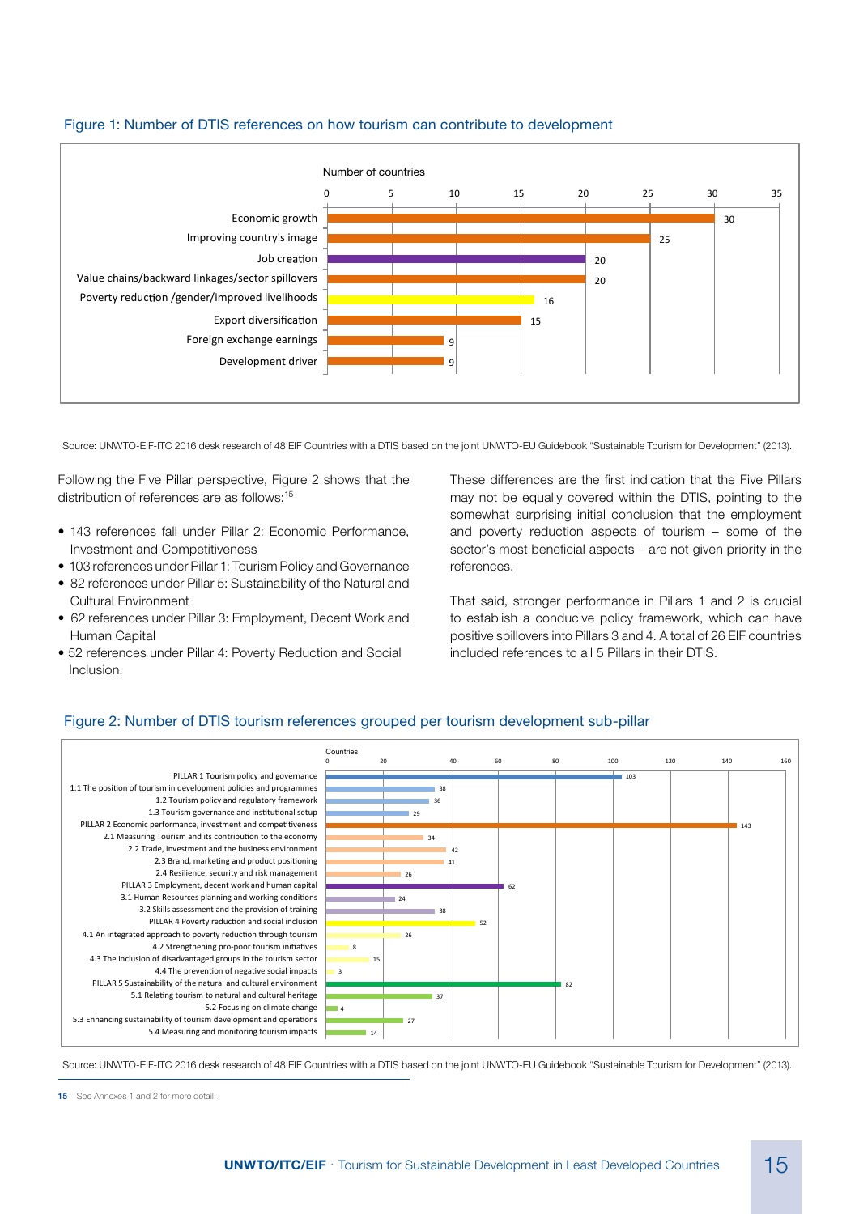Figure 1: Number of DTIS references on how tourism can contribute to development

| | Number of countries |
|---|---|
| Economic growth | 30 |
| Improving country's image | 25 |
| Job creation | 20 |
| Value chains/backward linkages/sector spillovers | 20 |
| Poverty reduction /gender/improved livelihoods | 16 |
| Export diversification | 15 |
| Foreign exchange earnings | 9 |
| Development driver | 9 |

Source: UNWTO-EIF-ITC 2016 desk research of 48 EIF Countries with a DTIS based on the joint UNWTO-EU Guidebook "Sustainable Tourism for Development" (2013).

Following the Five Pillar perspective, Figure 2 shows that the distribution of references are as follows:[15]

- 143 references fall under Pillar 2: Economic Performance, Investment and Competitiveness
- 103 references under Pillar 1: Tourism Policy and Governance
- 82 references under Pillar 5: Sustainability of the Natural and Cultural Environment
- 62 references under Pillar 3: Employment, Decent Work and Human Capital
- 52 references under Pillar 4: Poverty Reduction and Social Inclusion.

These differences are the first indication that the Five Pillars may not be equally covered within the DTIS, pointing to the somewhat surprising initial conclusion that the employment and poverty reduction aspects of tourism – some of the sector's most beneficial aspects – are not given priority in the references.

That said, stronger performance in Pillars 1 and 2 is crucial to establish a conducive policy framework, which can have positive spillovers into Pillars 3 and 4. A total of 26 EIF countries included references to all 5 Pillars in their DTIS.

Figure 2: Number of DTIS tourism references grouped per tourism development sub-pillar

| | Countries |
|---|---|
| PILLAR 1 Tourism policy and governance | 103 |
| 1.1 The position of tourism in development policies and programmes | 38 |
| 1.2 Tourism policy and regulatory framework | 36 |
| 1.3 Tourism governance and institutional setup | 29 |
| PILLAR 2 Economic performance, investment and competitiveness | 143 |
| 2.1 Measuring Tourism and its contribution to the economy | 34 |
| 2.2 Trade, investment and the business environment | 42 |
| 2.3 Brand, marketing and product positioning | 41 |
| 2.4 Resilience, security and risk management | 26 |
| PILLAR 3 Employment, decent work and human capital | 62 |
| 3.1 Human Resources planning and working conditions | 24 |
| 3.2 Skills assessment and the provision of training | 38 |
| PILLAR 4 Poverty reduction and social inclusion | 52 |
| 4.1 An integrated approach to poverty reduction through tourism | 26 |
| 4.2 Strengthening pro-poor tourism initiatives | 8 |
| 4.3 The inclusion of disadvantaged groups in the tourism sector | 15 |
| 4.4 The prevention of negative social impacts | 3 |
| PILLAR 5 Sustainability of the natural and cultural environment | 82 |
| 5.1 Relating tourism to natural and cultural heritage | 37 |
| 5.2 Focusing on climate change | 4 |
| 5.3 Enhancing sustainability of tourism development and operations | 27 |
| 5.4 Measuring and monitoring tourism impacts | 14 |

Source: UNWTO-EIF-ITC 2016 desk research of 48 EIF Countries with a DTIS based on the joint UNWTO-EU Guidebook "Sustainable Tourism for Development" (2013).

15 See Annexes 1 and 2 for more detail.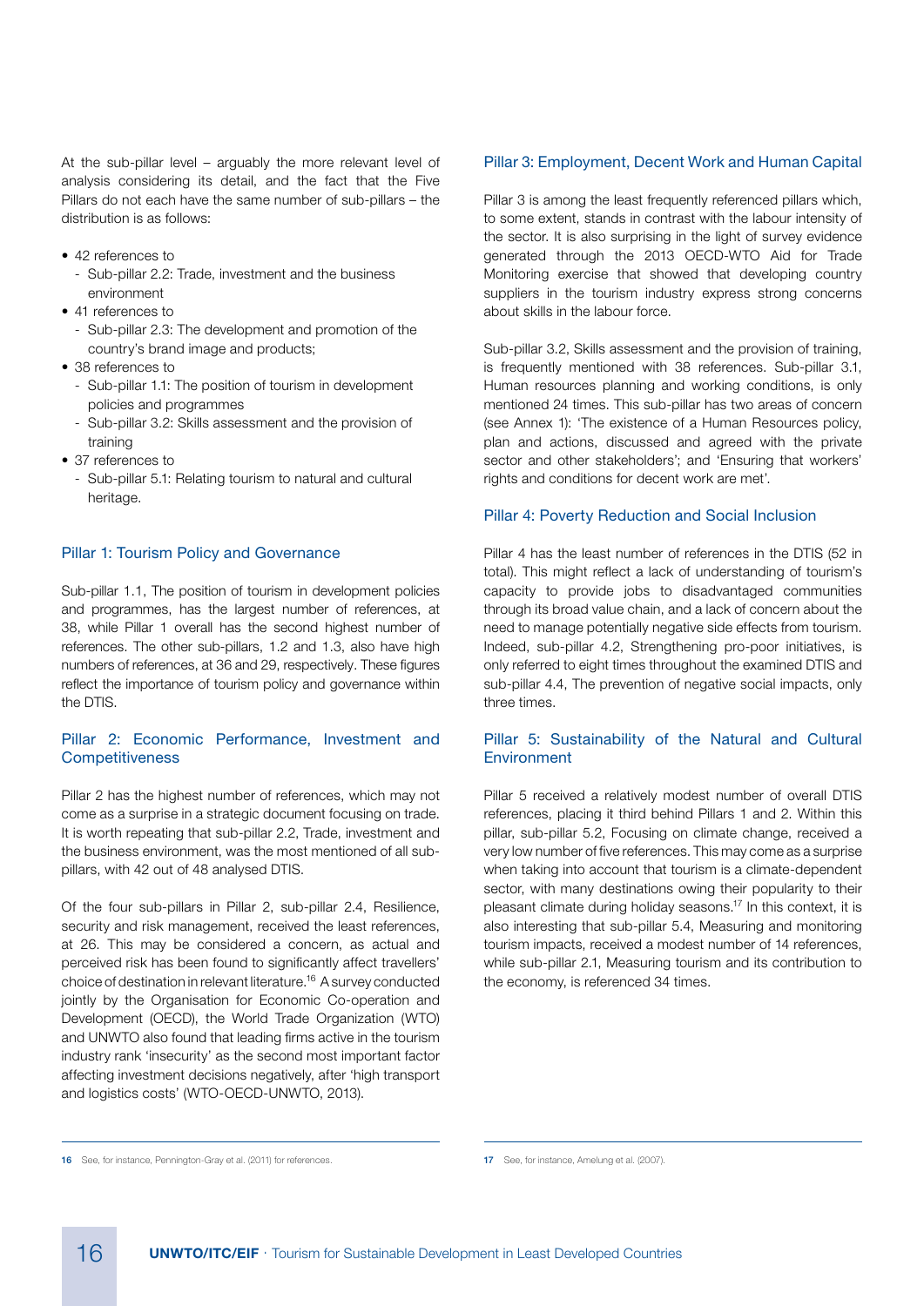At the sub-pillar level – arguably the more relevant level of analysis considering its detail, and the fact that the Five Pillars do not each have the same number of sub-pillars – the distribution is as follows:

- 42 references to
  - Sub-pillar 2.2: Trade, investment and the business environment
- 41 references to
  - Sub-pillar 2.3: The development and promotion of the country's brand image and products;
- 38 references to
  - Sub-pillar 1.1: The position of tourism in development policies and programmes
  - Sub-pillar 3.2: Skills assessment and the provision of training
- 37 references to
  - Sub-pillar 5.1: Relating tourism to natural and cultural heritage.

### Pillar 1: Tourism Policy and Governance

Sub-pillar 1.1, The position of tourism in development policies and programmes, has the largest number of references, at 38, while Pillar 1 overall has the second highest number of references. The other sub-pillars, 1.2 and 1.3, also have high numbers of references, at 36 and 29, respectively. These figures reflect the importance of tourism policy and governance within the DTIS.

### Pillar 2: Economic Performance, Investment and Competitiveness

Pillar 2 has the highest number of references, which may not come as a surprise in a strategic document focusing on trade. It is worth repeating that sub-pillar 2.2, Trade, investment and the business environment, was the most mentioned of all sub-pillars, with 42 out of 48 analysed DTIS.

Of the four sub-pillars in Pillar 2, sub-pillar 2.4, Resilience, security and risk management, received the least references, at 26. This may be considered a concern, as actual and perceived risk has been found to significantly affect travellers' choice of destination in relevant literature.[16] A survey conducted jointly by the Organisation for Economic Co-operation and Development (OECD), the World Trade Organization (WTO) and UNWTO also found that leading firms active in the tourism industry rank 'insecurity' as the second most important factor affecting investment decisions negatively, after 'high transport and logistics costs' (WTO-OECD-UNWTO, 2013).

### Pillar 3: Employment, Decent Work and Human Capital

Pillar 3 is among the least frequently referenced pillars which, to some extent, stands in contrast with the labour intensity of the sector. It is also surprising in the light of survey evidence generated through the 2013 OECD-WTO Aid for Trade Monitoring exercise that showed that developing country suppliers in the tourism industry express strong concerns about skills in the labour force.

Sub-pillar 3.2, Skills assessment and the provision of training, is frequently mentioned with 38 references. Sub-pillar 3.1, Human resources planning and working conditions, is only mentioned 24 times. This sub-pillar has two areas of concern (see Annex 1): 'The existence of a Human Resources policy, plan and actions, discussed and agreed with the private sector and other stakeholders'; and 'Ensuring that workers' rights and conditions for decent work are met'.

### Pillar 4: Poverty Reduction and Social Inclusion

Pillar 4 has the least number of references in the DTIS (52 in total). This might reflect a lack of understanding of tourism's capacity to provide jobs to disadvantaged communities through its broad value chain, and a lack of concern about the need to manage potentially negative side effects from tourism. Indeed, sub-pillar 4.2, Strengthening pro-poor initiatives, is only referred to eight times throughout the examined DTIS and sub-pillar 4.4, The prevention of negative social impacts, only three times.

### Pillar 5: Sustainability of the Natural and Cultural Environment

Pillar 5 received a relatively modest number of overall DTIS references, placing it third behind Pillars 1 and 2. Within this pillar, sub-pillar 5.2, Focusing on climate change, received a very low number of five references. This may come as a surprise when taking into account that tourism is a climate-dependent sector, with many destinations owing their popularity to their pleasant climate during holiday seasons.[17] In this context, it is also interesting that sub-pillar 5.4, Measuring and monitoring tourism impacts, received a modest number of 14 references, while sub-pillar 2.1, Measuring tourism and its contribution to the economy, is referenced 34 times.

---

16 See, for instance, Pennington-Gray et al. (2011) for references.

17 See, for instance, Amelung et al. (2007).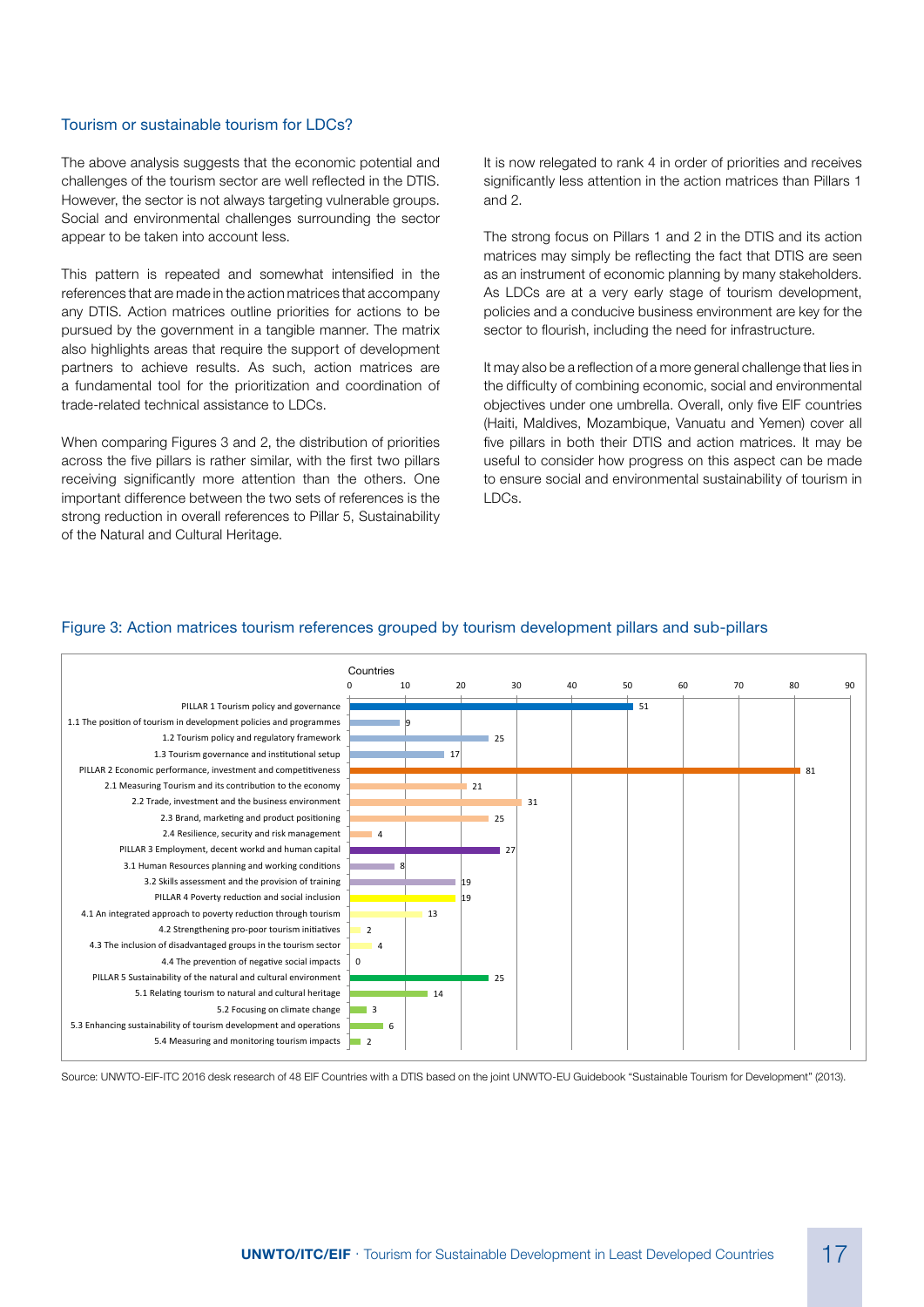## Tourism or sustainable tourism for LDCs?

The above analysis suggests that the economic potential and challenges of the tourism sector are well reflected in the DTIS. However, the sector is not always targeting vulnerable groups. Social and environmental challenges surrounding the sector appear to be taken into account less.

This pattern is repeated and somewhat intensified in the references that are made in the action matrices that accompany any DTIS. Action matrices outline priorities for actions to be pursued by the government in a tangible manner. The matrix also highlights areas that require the support of development partners to achieve results. As such, action matrices are a fundamental tool for the prioritization and coordination of trade-related technical assistance to LDCs.

When comparing Figures 3 and 2, the distribution of priorities across the five pillars is rather similar, with the first two pillars receiving significantly more attention than the others. One important difference between the two sets of references is the strong reduction in overall references to Pillar 5, Sustainability of the Natural and Cultural Heritage.

It is now relegated to rank 4 in order of priorities and receives significantly less attention in the action matrices than Pillars 1 and 2.

The strong focus on Pillars 1 and 2 in the DTIS and its action matrices may simply be reflecting the fact that DTIS are seen as an instrument of economic planning by many stakeholders. As LDCs are at a very early stage of tourism development, policies and a conducive business environment are key for the sector to flourish, including the need for infrastructure.

It may also be a reflection of a more general challenge that lies in the difficulty of combining economic, social and environmental objectives under one umbrella. Overall, only five EIF countries (Haiti, Maldives, Mozambique, Vanuatu and Yemen) cover all five pillars in both their DTIS and action matrices. It may be useful to consider how progress on this aspect can be made to ensure social and environmental sustainability of tourism in LDCs.

Figure 3: Action matrices tourism references grouped by tourism development pillars and sub-pillars

| | Countries |
|---|---|
| PILLAR 1 Tourism policy and governance | 51 |
| 1.1 The position of tourism in development policies and programmes | 9 |
| 1.2 Tourism policy and regulatory framework | 25 |
| 1.3 Tourism governance and institutional setup | 17 |
| PILLAR 2 Economic performance, investment and competitiveness | 81 |
| 2.1 Measuring Tourism and its contribution to the economy | 21 |
| 2.2 Trade, investment and the business environment | 31 |
| 2.3 Brand, marketing and product positioning | 25 |
| 2.4 Resilience, security and risk management | 4 |
| PILLAR 3 Employment, decent workd and human capital | 27 |
| 3.1 Human Resources planning and working conditions | 8 |
| 3.2 Skills assessment and the provision of training | 19 |
| PILLAR 4 Poverty reduction and social inclusion | 19 |
| 4.1 An integrated approach to poverty reduction through tourism | 13 |
| 4.2 Strengthening pro-poor tourism initiatives | 2 |
| 4.3 The inclusion of disadvantaged groups in the tourism sector | 4 |
| 4.4 The prevention of negative social impacts | 0 |
| PILLAR 5 Sustainability of the natural and cultural environment | 25 |
| 5.1 Relating tourism to natural and cultural heritage | 14 |
| 5.2 Focusing on climate change | 3 |
| 5.3 Enhancing sustainability of tourism development and operations | 6 |
| 5.4 Measuring and monitoring tourism impacts | 2 |

Source: UNWTO-EIF-ITC 2016 desk research of 48 EIF Countries with a DTIS based on the joint UNWTO-EU Guidebook "Sustainable Tourism for Development" (2013).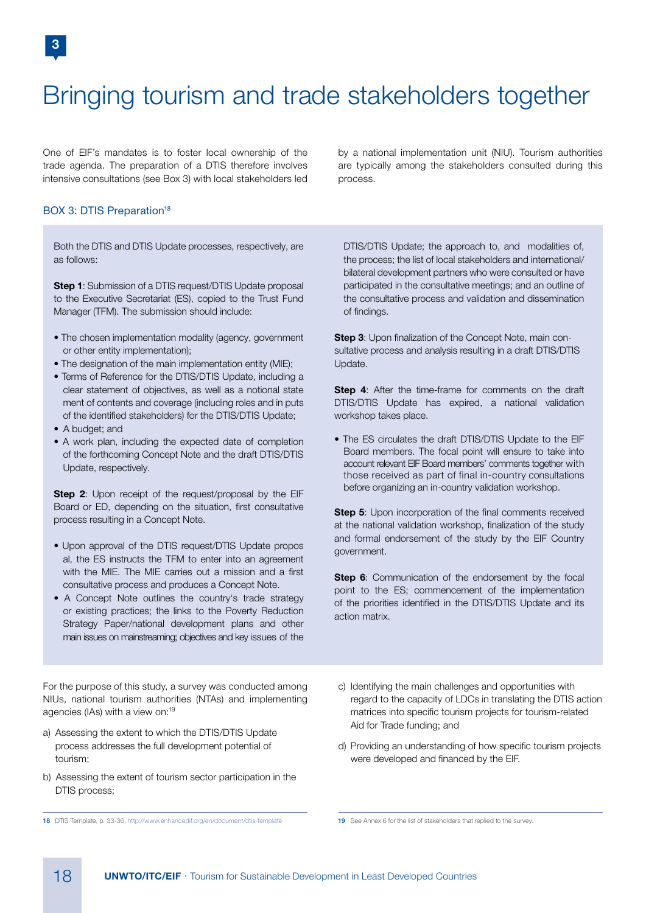# Bringing tourism and trade stakeholders together

One of EIF's mandates is to foster local ownership of the trade agenda. The preparation of a DTIS therefore involves intensive consultations (see Box 3) with local stakeholders led by a national implementation unit (NIU). Tourism authorities are typically among the stakeholders consulted during this process.

### BOX 3: DTIS Preparation[18]

Both the DTIS and DTIS Update processes, respectively, are as follows:

**Step 1**: Submission of a DTIS request/DTIS Update proposal to the Executive Secretariat (ES), copied to the Trust Fund Manager (TFM). The submission should include:

- The chosen implementation modality (agency, government or other entity implementation);
- The designation of the main implementation entity (MIE);
- Terms of Reference for the DTIS/DTIS Update, including a clear statement of objectives, as well as a notional state ment of contents and coverage (including roles and in puts of the identified stakeholders) for the DTIS/DTIS Update;
- A budget; and
- A work plan, including the expected date of completion of the forthcoming Concept Note and the draft DTIS/DTIS Update, respectively.

**Step 2**: Upon receipt of the request/proposal by the EIF Board or ED, depending on the situation, first consultative process resulting in a Concept Note.

- Upon approval of the DTIS request/DTIS Update propos al, the ES instructs the TFM to enter into an agreement with the MIE. The MIE carries out a mission and a first consultative process and produces a Concept Note.
- A Concept Note outlines the country's trade strategy or existing practices; the links to the Poverty Reduction Strategy Paper/national development plans and other main issues on mainstreaming; objectives and key issues of the DTIS/DTIS Update; the approach to, and modalities of, the process; the list of local stakeholders and international/bilateral development partners who were consulted or have participated in the consultative meetings; and an outline of the consultative process and validation and dissemination of findings.

**Step 3**: Upon finalization of the Concept Note, main consultative process and analysis resulting in a draft DTIS/DTIS Update.

**Step 4**: After the time-frame for comments on the draft DTIS/DTIS Update has expired, a national validation workshop takes place.

- The ES circulates the draft DTIS/DTIS Update to the EIF Board members. The focal point will ensure to take into account relevant EIF Board members' comments together with those received as part of final in-country consultations before organizing an in-country validation workshop.

**Step 5**: Upon incorporation of the final comments received at the national validation workshop, finalization of the study and formal endorsement of the study by the EIF Country government.

**Step 6**: Communication of the endorsement by the focal point to the ES; commencement of the implementation of the priorities identified in the DTIS/DTIS Update and its action matrix.

For the purpose of this study, a survey was conducted among NIUs, national tourism authorities (NTAs) and implementing agencies (IAs) with a view on:[19]

a) Assessing the extent to which the DTIS/DTIS Update process addresses the full development potential of tourism;

b) Assessing the extent of tourism sector participation in the DTIS process;

c) Identifying the main challenges and opportunities with regard to the capacity of LDCs in translating the DTIS action matrices into specific tourism projects for tourism-related Aid for Trade funding; and

d) Providing an understanding of how specific tourism projects were developed and financed by the EIF.

---

18 DTIS Template, p. 33-36, http://www.enhancedif.org/en/document/dtis-template

19 See Annex 6 for the list of stakeholders that replied to the survey.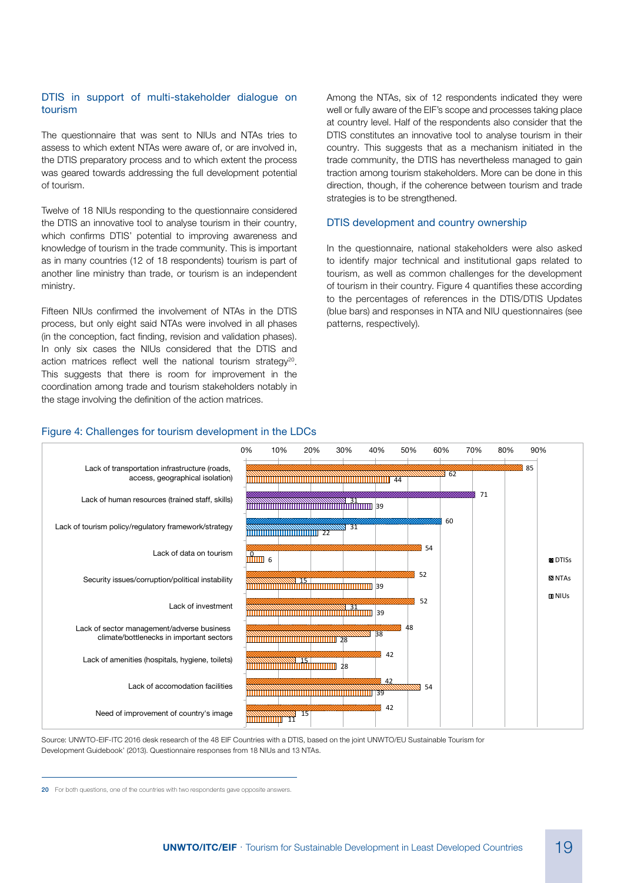### DTIS in support of multi-stakeholder dialogue on tourism

The questionnaire that was sent to NIUs and NTAs tries to assess to which extent NTAs were aware of, or are involved in, the DTIS preparatory process and to which extent the process was geared towards addressing the full development potential of tourism.

Twelve of 18 NIUs responding to the questionnaire considered the DTIS an innovative tool to analyse tourism in their country, which confirms DTIS' potential to improving awareness and knowledge of tourism in the trade community. This is important as in many countries (12 of 18 respondents) tourism is part of another line ministry than trade, or tourism is an independent ministry.

Fifteen NIUs confirmed the involvement of NTAs in the DTIS process, but only eight said NTAs were involved in all phases (in the conception, fact finding, revision and validation phases). In only six cases the NIUs considered that the DTIS and action matrices reflect well the national tourism strategy[20]. This suggests that there is room for improvement in the coordination among trade and tourism stakeholders notably in the stage involving the definition of the action matrices.

Among the NTAs, six of 12 respondents indicated they were well or fully aware of the EIF's scope and processes taking place at country level. Half of the respondents also consider that the DTIS constitutes an innovative tool to analyse tourism in their country. This suggests that as a mechanism initiated in the trade community, the DTIS has nevertheless managed to gain traction among tourism stakeholders. More can be done in this direction, though, if the coherence between tourism and trade strategies is to be strengthened.

### DTIS development and country ownership

In the questionnaire, national stakeholders were also asked to identify major technical and institutional gaps related to tourism, as well as common challenges for the development of tourism in their country. Figure 4 quantifies these according to the percentages of references in the DTIS/DTIS Updates (blue bars) and responses in NTA and NIU questionnaires (see patterns, respectively).

Figure 4: Challenges for tourism development in the LDCs

| Challenge | DTISs (%) | NTAs (%) | NIUs (%) |
|---|---|---|---|
| Lack of transportation infrastructure (roads, access, geographical isolation) | 85 | 62 | 44 |
| Lack of human resources (trained staff, skills) | 71 | 31 | 39 |
| Lack of tourism policy/regulatory framework/strategy | 60 | 31 | 22 |
| Lack of data on tourism | 54 | 0 | 6 |
| Security issues/corruption/political instability | 52 | 15 | 39 |
| Lack of investment | 52 | 31 | 39 |
| Lack of sector management/adverse business climate/bottlenecks in important sectors | 48 | 38 | 28 |
| Lack of amenities (hospitals, hygiene, toilets) | 42 | 15 | 28 |
| Lack of accomodation facilities | 42 | 54 | 39 |
| Need of improvement of country's image | 42 | 15 | 11 |

Source: UNWTO-EIF-ITC 2016 desk research of the 48 EIF Countries with a DTIS, based on the joint UNWTO/EU Sustainable Tourism for Development Guidebook' (2013). Questionnaire responses from 18 NIUs and 13 NTAs.

[20] For both questions, one of the countries with two respondents gave opposite answers.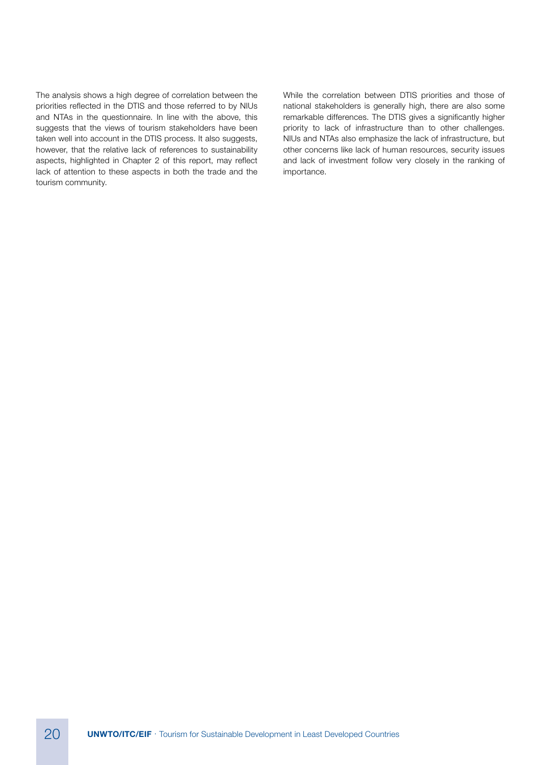The analysis shows a high degree of correlation between the priorities reflected in the DTIS and those referred to by NIUs and NTAs in the questionnaire. In line with the above, this suggests that the views of tourism stakeholders have been taken well into account in the DTIS process. It also suggests, however, that the relative lack of references to sustainability aspects, highlighted in Chapter 2 of this report, may reflect lack of attention to these aspects in both the trade and the tourism community.

While the correlation between DTIS priorities and those of national stakeholders is generally high, there are also some remarkable differences. The DTIS gives a significantly higher priority to lack of infrastructure than to other challenges. NIUs and NTAs also emphasize the lack of infrastructure, but other concerns like lack of human resources, security issues and lack of investment follow very closely in the ranking of importance.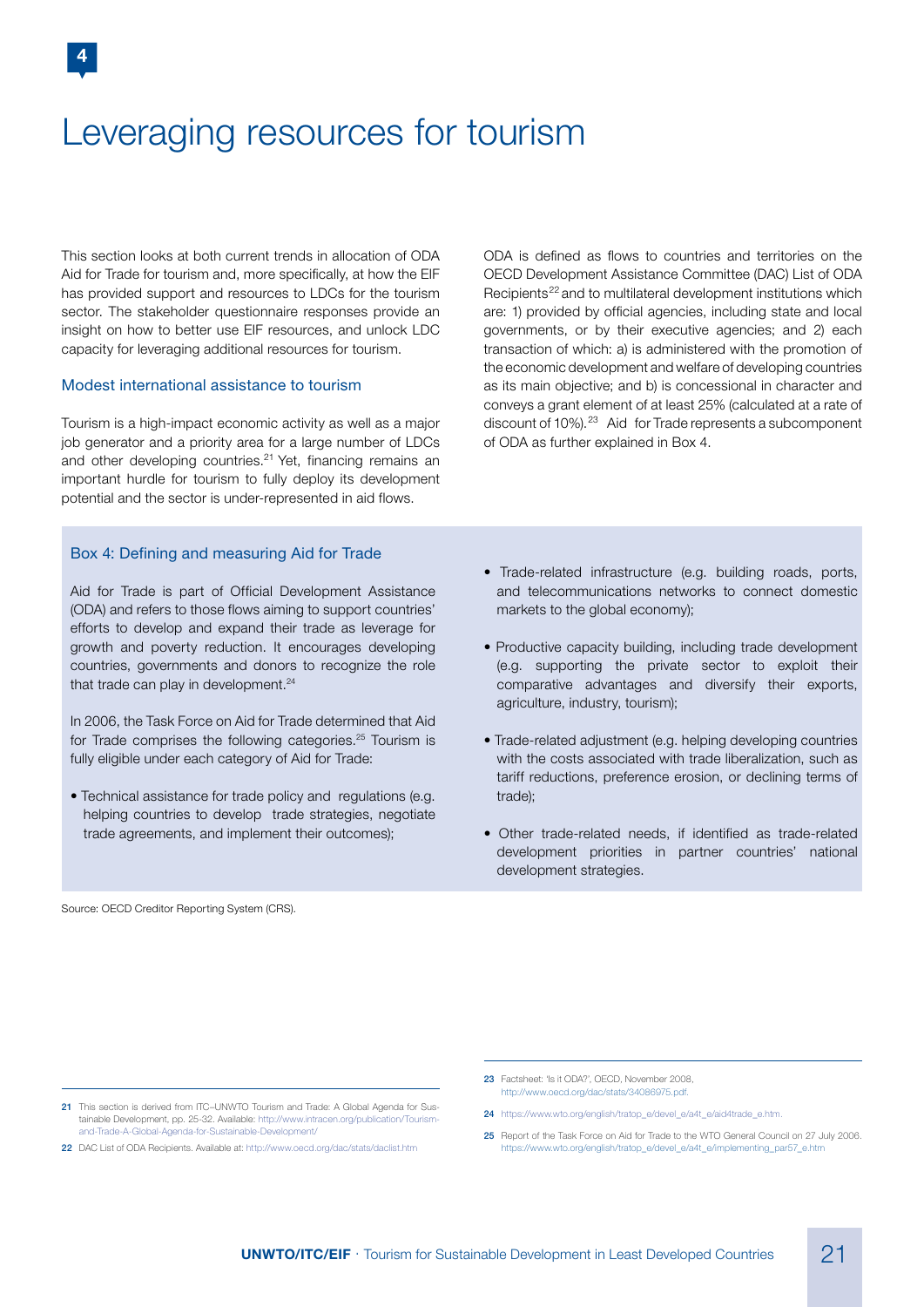# Leveraging resources for tourism

This section looks at both current trends in allocation of ODA Aid for Trade for tourism and, more specifically, at how the EIF has provided support and resources to LDCs for the tourism sector. The stakeholder questionnaire responses provide an insight on how to better use EIF resources, and unlock LDC capacity for leveraging additional resources for tourism.

## Modest international assistance to tourism

Tourism is a high-impact economic activity as well as a major job generator and a priority area for a large number of LDCs and other developing countries.[21] Yet, financing remains an important hurdle for tourism to fully deploy its development potential and the sector is under-represented in aid flows.

ODA is defined as flows to countries and territories on the OECD Development Assistance Committee (DAC) List of ODA Recipients[22] and to multilateral development institutions which are: 1) provided by official agencies, including state and local governments, or by their executive agencies; and 2) each transaction of which: a) is administered with the promotion of the economic development and welfare of developing countries as its main objective; and b) is concessional in character and conveys a grant element of at least 25% (calculated at a rate of discount of 10%).[23] Aid for Trade represents a subcomponent of ODA as further explained in Box 4.

### Box 4: Defining and measuring Aid for Trade

Aid for Trade is part of Official Development Assistance (ODA) and refers to those flows aiming to support countries' efforts to develop and expand their trade as leverage for growth and poverty reduction. It encourages developing countries, governments and donors to recognize the role that trade can play in development.[24]

In 2006, the Task Force on Aid for Trade determined that Aid for Trade comprises the following categories.[25] Tourism is fully eligible under each category of Aid for Trade:

- Technical assistance for trade policy and regulations (e.g. helping countries to develop trade strategies, negotiate trade agreements, and implement their outcomes);
- Trade-related infrastructure (e.g. building roads, ports, and telecommunications networks to connect domestic markets to the global economy);
- Productive capacity building, including trade development (e.g. supporting the private sector to exploit their comparative advantages and diversify their exports, agriculture, industry, tourism);
- Trade-related adjustment (e.g. helping developing countries with the costs associated with trade liberalization, such as tariff reductions, preference erosion, or declining terms of trade);
- Other trade-related needs, if identified as trade-related development priorities in partner countries' national development strategies.

Source: OECD Creditor Reporting System (CRS).

---

21 This section is derived from ITC–UNWTO Tourism and Trade: A Global Agenda for Sustainable Development, pp. 25-32. Available: http://www.intracen.org/publication/Tourism-and-Trade-A-Global-Agenda-for-Sustainable-Development/

22 DAC List of ODA Recipients. Available at: http://www.oecd.org/dac/stats/daclist.htm

23 Factsheet: 'Is it ODA?', OECD, November 2008, http://www.oecd.org/dac/stats/34086975.pdf.

24 https://www.wto.org/english/tratop_e/devel_e/a4t_e/aid4trade_e.htm.

25 Report of the Task Force on Aid for Trade to the WTO General Council on 27 July 2006. https://www.wto.org/english/tratop_e/devel_e/a4t_e/implementing_par57_e.htm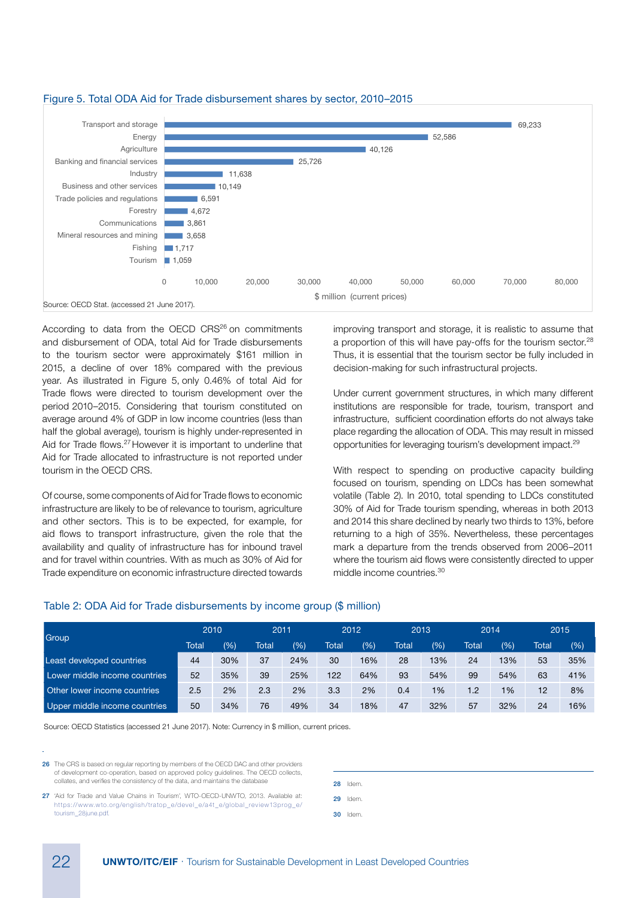Figure 5. Total ODA Aid for Trade disbursement shares by sector, 2010–2015

| Sector | $ million (current prices) |
|---|---|
| Transport and storage | 69,233 |
| Energy | 52,586 |
| Agriculture | 40,126 |
| Banking and financial services | 25,726 |
| Industry | 11,638 |
| Business and other services | 10,149 |
| Trade policies and regulations | 6,591 |
| Forestry | 4,672 |
| Communications | 3,861 |
| Mineral resources and mining | 3,658 |
| Fishing | 1,717 |
| Tourism | 1,059 |

Source: OECD Stat. (accessed 21 June 2017).

According to data from the OECD CRS[26] on commitments and disbursement of ODA, total Aid for Trade disbursements to the tourism sector were approximately $161 million in 2015, a decline of over 18% compared with the previous year. As illustrated in Figure 5, only 0.46% of total Aid for Trade flows were directed to tourism development over the period 2010–2015. Considering that tourism constituted on average around 4% of GDP in low income countries (less than half the global average), tourism is highly under-represented in Aid for Trade flows.[27] However it is important to underline that Aid for Trade allocated to infrastructure is not reported under tourism in the OECD CRS.

Of course, some components of Aid for Trade flows to economic infrastructure are likely to be of relevance to tourism, agriculture and other sectors. This is to be expected, for example, for aid flows to transport infrastructure, given the role that the availability and quality of infrastructure has for inbound travel and for travel within countries. With as much as 30% of Aid for Trade expenditure on economic infrastructure directed towards improving transport and storage, it is realistic to assume that a proportion of this will have pay-offs for the tourism sector.[28] Thus, it is essential that the tourism sector be fully included in decision-making for such infrastructural projects.

Under current government structures, in which many different institutions are responsible for trade, tourism, transport and infrastructure, sufficient coordination efforts do not always take place regarding the allocation of ODA. This may result in missed opportunities for leveraging tourism's development impact.[29]

With respect to spending on productive capacity building focused on tourism, spending on LDCs has been somewhat volatile (Table 2). In 2010, total spending to LDCs constituted 30% of Aid for Trade tourism spending, whereas in both 2013 and 2014 this share declined by nearly two thirds to 13%, before returning to a high of 35%. Nevertheless, these percentages mark a departure from the trends observed from 2006–2011 where the tourism aid flows were consistently directed to upper middle income countries.[30]

Table 2: ODA Aid for Trade disbursements by income group ($ million)

| Group | 2010 | | 2011 | | 2012 | | 2013 | | 2014 | | 2015 | |
|---|---|---|---|---|---|---|---|---|---|---|---|---|
| | Total | (%) | Total | (%) | Total | (%) | Total | (%) | Total | (%) | Total | (%) |
| Least developed countries | 44 | 30% | 37 | 24% | 30 | 16% | 28 | 13% | 24 | 13% | 53 | 35% |
| Lower middle income countries | 52 | 35% | 39 | 25% | 122 | 64% | 93 | 54% | 99 | 54% | 63 | 41% |
| Other lower income countries | 2.5 | 2% | 2.3 | 2% | 3.3 | 2% | 0.4 | 1% | 1.2 | 1% | 12 | 8% |
| Upper middle income countries | 50 | 34% | 76 | 49% | 34 | 18% | 47 | 32% | 57 | 32% | 24 | 16% |

Source: OECD Statistics (accessed 21 June 2017). Note: Currency in $ million, current prices.

26 The CRS is based on regular reporting by members of the OECD DAC and other providers of development co-operation, based on approved policy guidelines. The OECD collects, collates, and verifies the consistency of the data, and maintains the database

27 'Aid for Trade and Value Chains in Tourism', WTO-OECD-UNWTO, 2013. Available at: https://www.wto.org/english/tratop_e/devel_e/a4t_e/global_review13prog_e/tourism_28june.pdf.

28 Idem.

29 Idem.

30 Idem.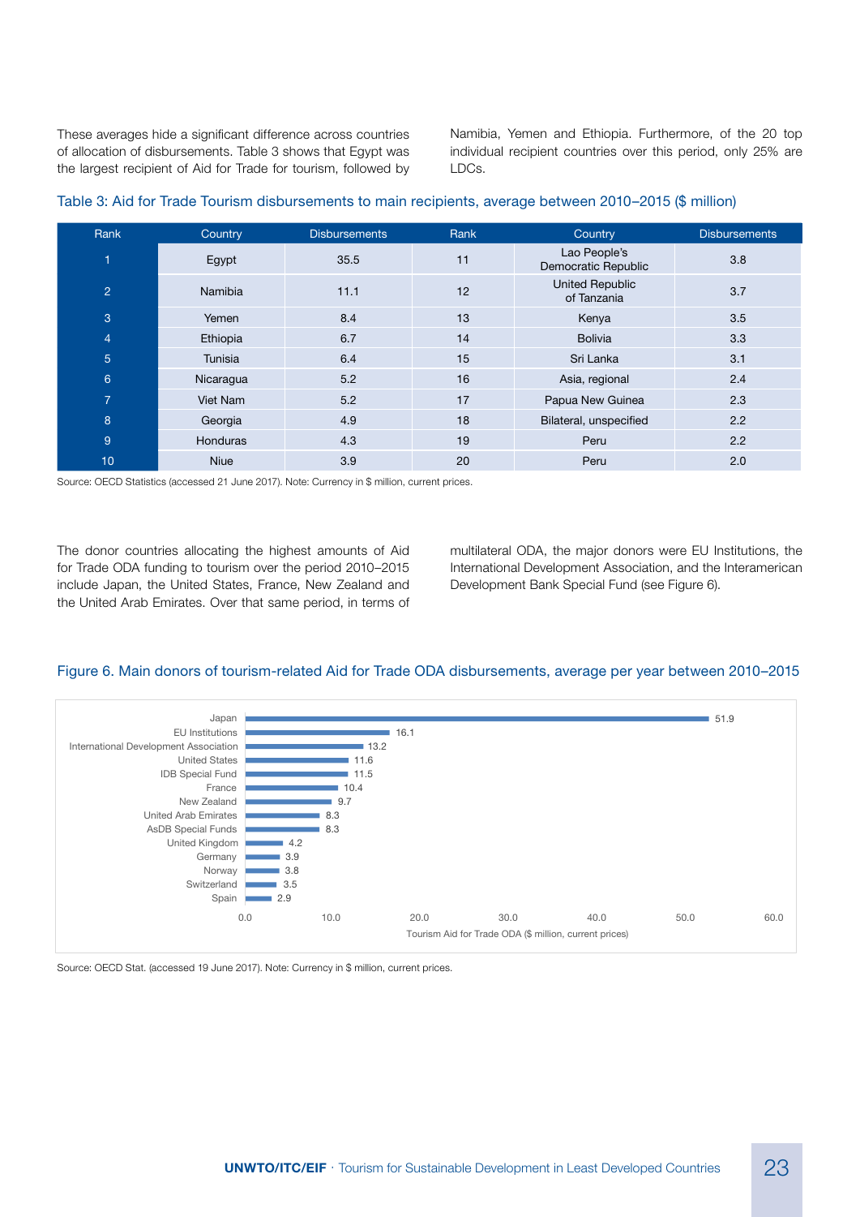These averages hide a significant difference across countries of allocation of disbursements. Table 3 shows that Egypt was the largest recipient of Aid for Trade for tourism, followed by Namibia, Yemen and Ethiopia. Furthermore, of the 20 top individual recipient countries over this period, only 25% are LDCs.

### Table 3: Aid for Trade Tourism disbursements to main recipients, average between 2010–2015 ($ million)

| Rank | Country | Disbursements | Rank | Country | Disbursements |
|---|---|---|---|---|---|
| 1 | Egypt | 35.5 | 11 | Lao People's Democratic Republic | 3.8 |
| 2 | Namibia | 11.1 | 12 | United Republic of Tanzania | 3.7 |
| 3 | Yemen | 8.4 | 13 | Kenya | 3.5 |
| 4 | Ethiopia | 6.7 | 14 | Bolivia | 3.3 |
| 5 | Tunisia | 6.4 | 15 | Sri Lanka | 3.1 |
| 6 | Nicaragua | 5.2 | 16 | Asia, regional | 2.4 |
| 7 | Viet Nam | 5.2 | 17 | Papua New Guinea | 2.3 |
| 8 | Georgia | 4.9 | 18 | Bilateral, unspecified | 2.2 |
| 9 | Honduras | 4.3 | 19 | Peru | 2.2 |
| 10 | Niue | 3.9 | 20 | Peru | 2.0 |

Source: OECD Statistics (accessed 21 June 2017). Note: Currency in $ million, current prices.

The donor countries allocating the highest amounts of Aid for Trade ODA funding to tourism over the period 2010–2015 include Japan, the United States, France, New Zealand and the United Arab Emirates. Over that same period, in terms of multilateral ODA, the major donors were EU Institutions, the International Development Association, and the Interamerican Development Bank Special Fund (see Figure 6).

### Figure 6. Main donors of tourism-related Aid for Trade ODA disbursements, average per year between 2010–2015

| Donor | Tourism Aid for Trade ODA ($ million, current prices) |
|---|---|
| Japan | 51.9 |
| EU Institutions | 16.1 |
| International Development Association | 13.2 |
| United States | 11.6 |
| IDB Special Fund | 11.5 |
| France | 10.4 |
| New Zealand | 9.7 |
| United Arab Emirates | 8.3 |
| AsDB Special Funds | 8.3 |
| United Kingdom | 4.2 |
| Germany | 3.9 |
| Norway | 3.8 |
| Switzerland | 3.5 |
| Spain | 2.9 |

Source: OECD Stat. (accessed 19 June 2017). Note: Currency in $ million, current prices.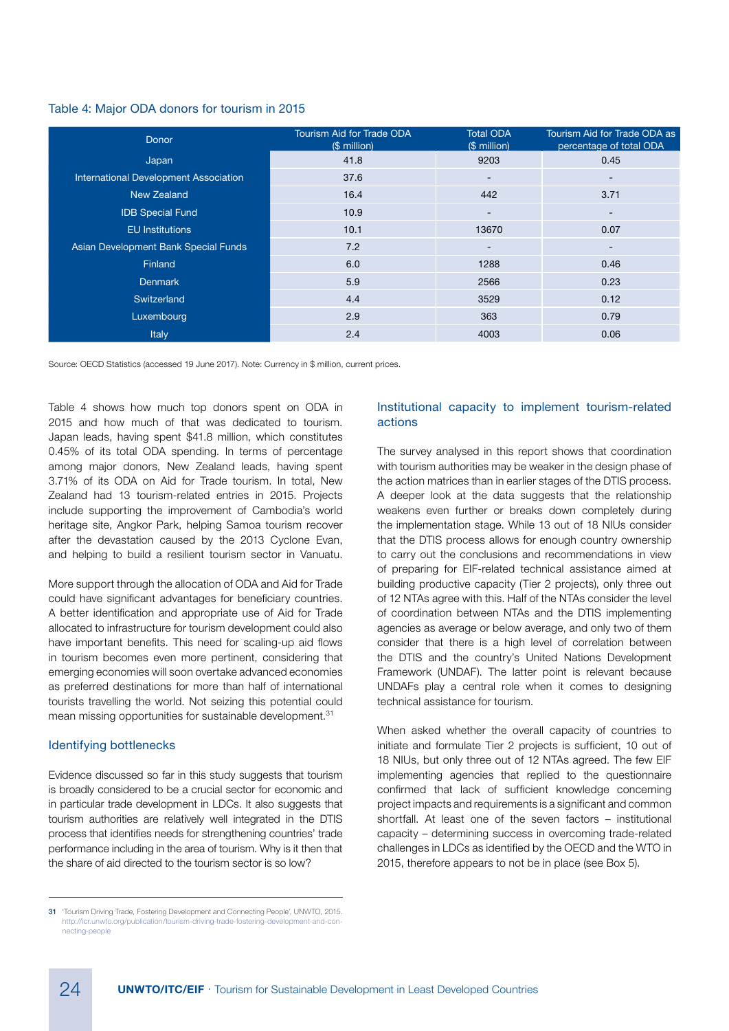Table 4: Major ODA donors for tourism in 2015

| Donor | Tourism Aid for Trade ODA ($ million) | Total ODA ($ million) | Tourism Aid for Trade ODA as percentage of total ODA |
|---|---|---|---|
| Japan | 41.8 | 9203 | 0.45 |
| International Development Association | 37.6 | - | - |
| New Zealand | 16.4 | 442 | 3.71 |
| IDB Special Fund | 10.9 | - | - |
| EU Institutions | 10.1 | 13670 | 0.07 |
| Asian Development Bank Special Funds | 7.2 | - | - |
| Finland | 6.0 | 1288 | 0.46 |
| Denmark | 5.9 | 2566 | 0.23 |
| Switzerland | 4.4 | 3529 | 0.12 |
| Luxembourg | 2.9 | 363 | 0.79 |
| Italy | 2.4 | 4003 | 0.06 |

Source: OECD Statistics (accessed 19 June 2017). Note: Currency in $ million, current prices.

Table 4 shows how much top donors spent on ODA in 2015 and how much of that was dedicated to tourism. Japan leads, having spent $41.8 million, which constitutes 0.45% of its total ODA spending. In terms of percentage among major donors, New Zealand leads, having spent 3.71% of its ODA on Aid for Trade tourism. In total, New Zealand had 13 tourism-related entries in 2015. Projects include supporting the improvement of Cambodia's world heritage site, Angkor Park, helping Samoa tourism recover after the devastation caused by the 2013 Cyclone Evan, and helping to build a resilient tourism sector in Vanuatu.

More support through the allocation of ODA and Aid for Trade could have significant advantages for beneficiary countries. A better identification and appropriate use of Aid for Trade allocated to infrastructure for tourism development could also have important benefits. This need for scaling-up aid flows in tourism becomes even more pertinent, considering that emerging economies will soon overtake advanced economies as preferred destinations for more than half of international tourists travelling the world. Not seizing this potential could mean missing opportunities for sustainable development.[31]

## Identifying bottlenecks

Evidence discussed so far in this study suggests that tourism is broadly considered to be a crucial sector for economic and in particular trade development in LDCs. It also suggests that tourism authorities are relatively well integrated in the DTIS process that identifies needs for strengthening countries' trade performance including in the area of tourism. Why is it then that the share of aid directed to the tourism sector is so low?

## Institutional capacity to implement tourism-related actions

The survey analysed in this report shows that coordination with tourism authorities may be weaker in the design phase of the action matrices than in earlier stages of the DTIS process. A deeper look at the data suggests that the relationship weakens even further or breaks down completely during the implementation stage. While 13 out of 18 NIUs consider that the DTIS process allows for enough country ownership to carry out the conclusions and recommendations in view of preparing for EIF-related technical assistance aimed at building productive capacity (Tier 2 projects), only three out of 12 NTAs agree with this. Half of the NTAs consider the level of coordination between NTAs and the DTIS implementing agencies as average or below average, and only two of them consider that there is a high level of correlation between the DTIS and the country's United Nations Development Framework (UNDAF). The latter point is relevant because UNDAFs play a central role when it comes to designing technical assistance for tourism.

When asked whether the overall capacity of countries to initiate and formulate Tier 2 projects is sufficient, 10 out of 18 NIUs, but only three out of 12 NTAs agreed. The few EIF implementing agencies that replied to the questionnaire confirmed that lack of sufficient knowledge concerning project impacts and requirements is a significant and common shortfall. At least one of the seven factors – institutional capacity – determining success in overcoming trade-related challenges in LDCs as identified by the OECD and the WTO in 2015, therefore appears to not be in place (see Box 5).

---

31 'Tourism Driving Trade, Fostering Development and Connecting People', UNWTO, 2015. http://icr.unwto.org/publication/tourism-driving-trade-fostering-development-and-connecting-people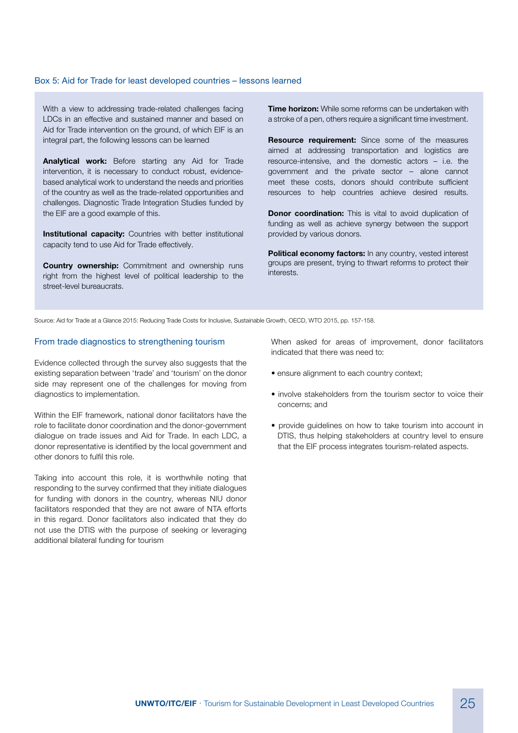### Box 5: Aid for Trade for least developed countries – lessons learned

With a view to addressing trade-related challenges facing LDCs in an effective and sustained manner and based on Aid for Trade intervention on the ground, of which EIF is an integral part, the following lessons can be learned

**Analytical work:** Before starting any Aid for Trade intervention, it is necessary to conduct robust, evidence-based analytical work to understand the needs and priorities of the country as well as the trade-related opportunities and challenges. Diagnostic Trade Integration Studies funded by the EIF are a good example of this.

**Institutional capacity:** Countries with better institutional capacity tend to use Aid for Trade effectively.

**Country ownership:** Commitment and ownership runs right from the highest level of political leadership to the street-level bureaucrats.

**Time horizon:** While some reforms can be undertaken with a stroke of a pen, others require a significant time investment.

**Resource requirement:** Since some of the measures aimed at addressing transportation and logistics are resource-intensive, and the domestic actors – i.e. the government and the private sector – alone cannot meet these costs, donors should contribute sufficient resources to help countries achieve desired results.

**Donor coordination:** This is vital to avoid duplication of funding as well as achieve synergy between the support provided by various donors.

**Political economy factors:** In any country, vested interest groups are present, trying to thwart reforms to protect their interests.

Source: Aid for Trade at a Glance 2015: Reducing Trade Costs for Inclusive, Sustainable Growth, OECD, WTO 2015, pp. 157-158.

### From trade diagnostics to strengthening tourism

Evidence collected through the survey also suggests that the existing separation between 'trade' and 'tourism' on the donor side may represent one of the challenges for moving from diagnostics to implementation.

Within the EIF framework, national donor facilitators have the role to facilitate donor coordination and the donor-government dialogue on trade issues and Aid for Trade. In each LDC, a donor representative is identified by the local government and other donors to fulfil this role.

Taking into account this role, it is worthwhile noting that responding to the survey confirmed that they initiate dialogues for funding with donors in the country, whereas NIU donor facilitators responded that they are not aware of NTA efforts in this regard. Donor facilitators also indicated that they do not use the DTIS with the purpose of seeking or leveraging additional bilateral funding for tourism

When asked for areas of improvement, donor facilitators indicated that there was need to:

- ensure alignment to each country context;
- involve stakeholders from the tourism sector to voice their concerns; and
- provide guidelines on how to take tourism into account in DTIS, thus helping stakeholders at country level to ensure that the EIF process integrates tourism-related aspects.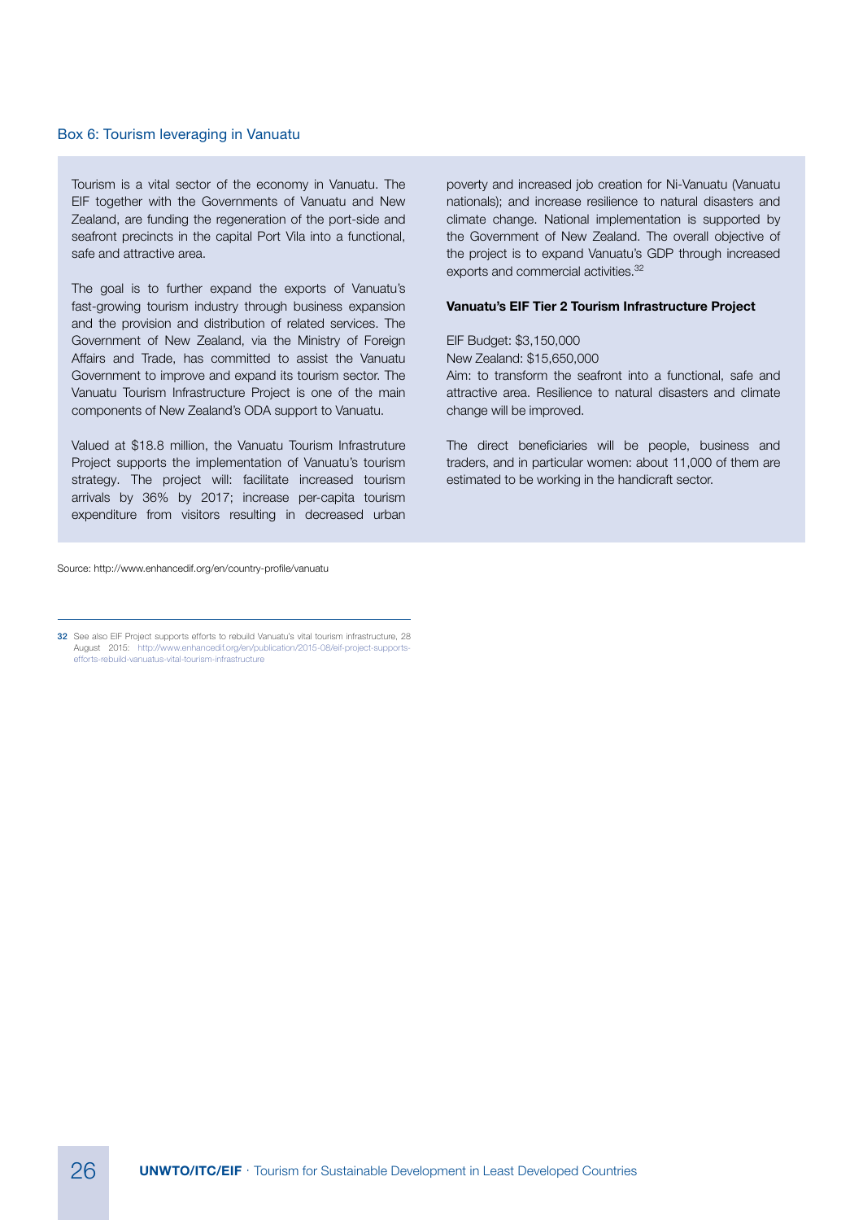### Box 6: Tourism leveraging in Vanuatu

Tourism is a vital sector of the economy in Vanuatu. The EIF together with the Governments of Vanuatu and New Zealand, are funding the regeneration of the port-side and seafront precincts in the capital Port Vila into a functional, safe and attractive area.

The goal is to further expand the exports of Vanuatu's fast-growing tourism industry through business expansion and the provision and distribution of related services. The Government of New Zealand, via the Ministry of Foreign Affairs and Trade, has committed to assist the Vanuatu Government to improve and expand its tourism sector. The Vanuatu Tourism Infrastructure Project is one of the main components of New Zealand's ODA support to Vanuatu.

Valued at $18.8 million, the Vanuatu Tourism Infrastruture Project supports the implementation of Vanuatu's tourism strategy. The project will: facilitate increased tourism arrivals by 36% by 2017; increase per-capita tourism expenditure from visitors resulting in decreased urban poverty and increased job creation for Ni-Vanuatu (Vanuatu nationals); and increase resilience to natural disasters and climate change. National implementation is supported by the Government of New Zealand. The overall objective of the project is to expand Vanuatu's GDP through increased exports and commercial activities.[32]

**Vanuatu's EIF Tier 2 Tourism Infrastructure Project**

EIF Budget: $3,150,000
New Zealand: $15,650,000
Aim: to transform the seafront into a functional, safe and attractive area. Resilience to natural disasters and climate change will be improved.

The direct beneficiaries will be people, business and traders, and in particular women: about 11,000 of them are estimated to be working in the handicraft sector.

Source: http://www.enhancedif.org/en/country-profile/vanuatu

32 See also EIF Project supports efforts to rebuild Vanuatu's vital tourism infrastructure, 28 August 2015: http://www.enhancedif.org/en/publication/2015-08/eif-project-supports-efforts-rebuild-vanuatus-vital-tourism-infrastructure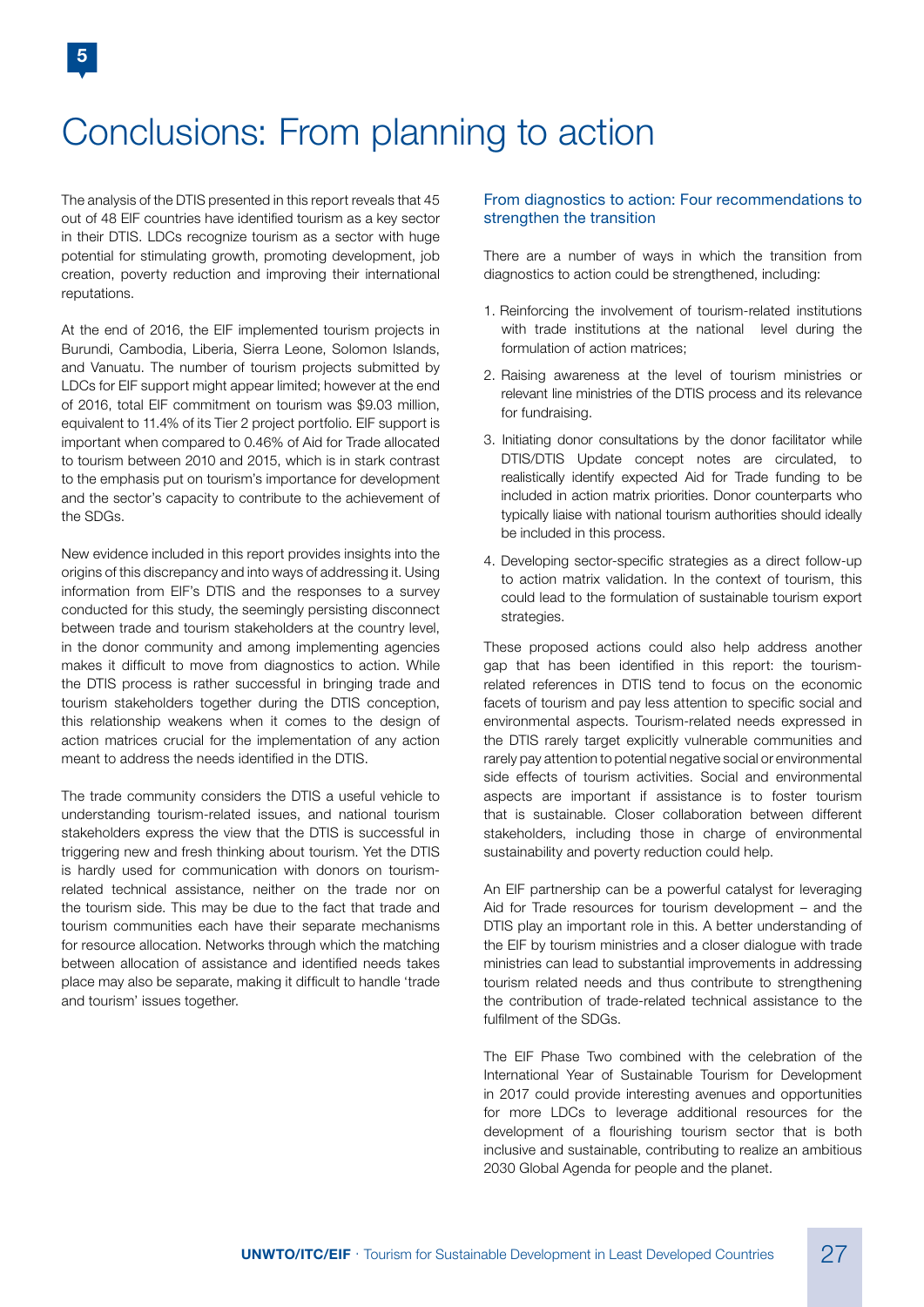# Conclusions: From planning to action

The analysis of the DTIS presented in this report reveals that 45 out of 48 EIF countries have identified tourism as a key sector in their DTIS. LDCs recognize tourism as a sector with huge potential for stimulating growth, promoting development, job creation, poverty reduction and improving their international reputations.

At the end of 2016, the EIF implemented tourism projects in Burundi, Cambodia, Liberia, Sierra Leone, Solomon Islands, and Vanuatu. The number of tourism projects submitted by LDCs for EIF support might appear limited; however at the end of 2016, total EIF commitment on tourism was $9.03 million, equivalent to 11.4% of its Tier 2 project portfolio. EIF support is important when compared to 0.46% of Aid for Trade allocated to tourism between 2010 and 2015, which is in stark contrast to the emphasis put on tourism's importance for development and the sector's capacity to contribute to the achievement of the SDGs.

New evidence included in this report provides insights into the origins of this discrepancy and into ways of addressing it. Using information from EIF's DTIS and the responses to a survey conducted for this study, the seemingly persisting disconnect between trade and tourism stakeholders at the country level, in the donor community and among implementing agencies makes it difficult to move from diagnostics to action. While the DTIS process is rather successful in bringing trade and tourism stakeholders together during the DTIS conception, this relationship weakens when it comes to the design of action matrices crucial for the implementation of any action meant to address the needs identified in the DTIS.

The trade community considers the DTIS a useful vehicle to understanding tourism-related issues, and national tourism stakeholders express the view that the DTIS is successful in triggering new and fresh thinking about tourism. Yet the DTIS is hardly used for communication with donors on tourism-related technical assistance, neither on the trade nor on the tourism side. This may be due to the fact that trade and tourism communities each have their separate mechanisms for resource allocation. Networks through which the matching between allocation of assistance and identified needs takes place may also be separate, making it difficult to handle 'trade and tourism' issues together.

## From diagnostics to action: Four recommendations to strengthen the transition

There are a number of ways in which the transition from diagnostics to action could be strengthened, including:

1. Reinforcing the involvement of tourism-related institutions with trade institutions at the national level during the formulation of action matrices;
2. Raising awareness at the level of tourism ministries or relevant line ministries of the DTIS process and its relevance for fundraising.
3. Initiating donor consultations by the donor facilitator while DTIS/DTIS Update concept notes are circulated, to realistically identify expected Aid for Trade funding to be included in action matrix priorities. Donor counterparts who typically liaise with national tourism authorities should ideally be included in this process.
4. Developing sector-specific strategies as a direct follow-up to action matrix validation. In the context of tourism, this could lead to the formulation of sustainable tourism export strategies.

These proposed actions could also help address another gap that has been identified in this report: the tourism-related references in DTIS tend to focus on the economic facets of tourism and pay less attention to specific social and environmental aspects. Tourism-related needs expressed in the DTIS rarely target explicitly vulnerable communities and rarely pay attention to potential negative social or environmental side effects of tourism activities. Social and environmental aspects are important if assistance is to foster tourism that is sustainable. Closer collaboration between different stakeholders, including those in charge of environmental sustainability and poverty reduction could help.

An EIF partnership can be a powerful catalyst for leveraging Aid for Trade resources for tourism development – and the DTIS play an important role in this. A better understanding of the EIF by tourism ministries and a closer dialogue with trade ministries can lead to substantial improvements in addressing tourism related needs and thus contribute to strengthening the contribution of trade-related technical assistance to the fulfilment of the SDGs.

The EIF Phase Two combined with the celebration of the International Year of Sustainable Tourism for Development in 2017 could provide interesting avenues and opportunities for more LDCs to leverage additional resources for the development of a flourishing tourism sector that is both inclusive and sustainable, contributing to realize an ambitious 2030 Global Agenda for people and the planet.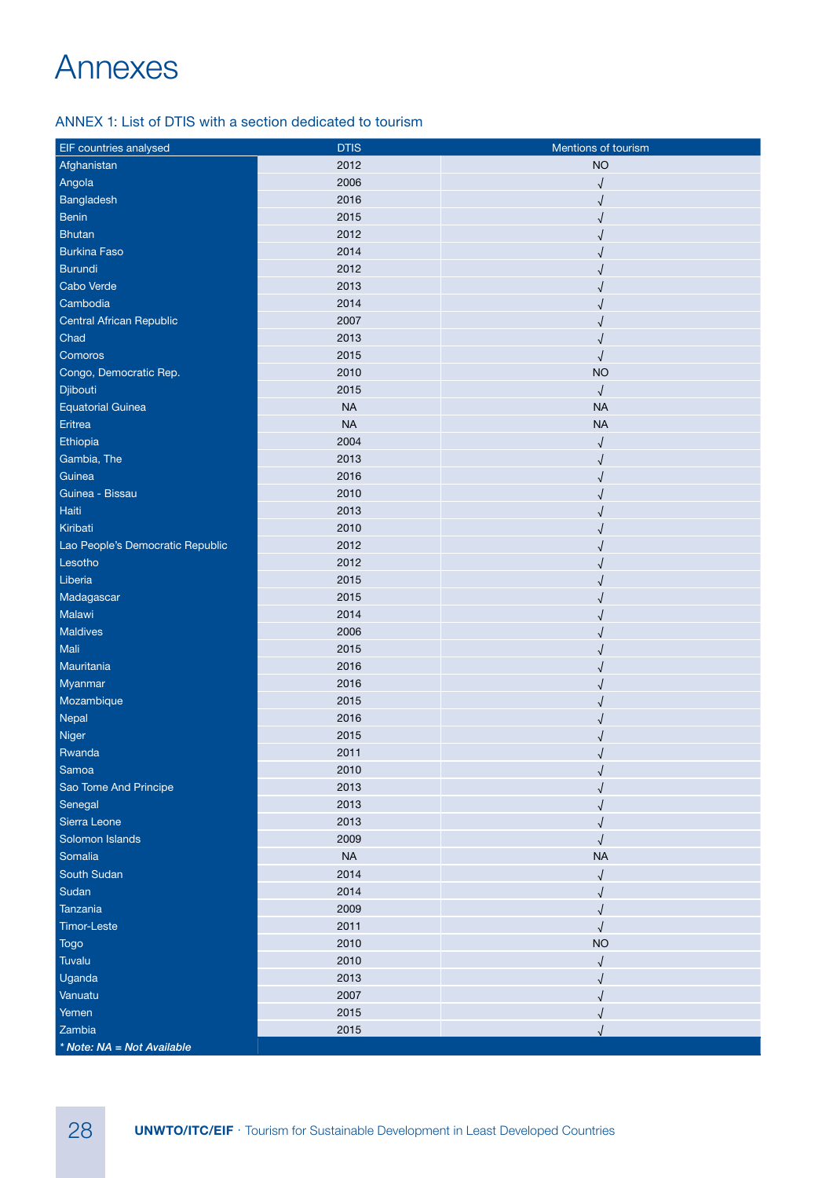# Annexes

## ANNEX 1: List of DTIS with a section dedicated to tourism

| EIF countries analysed | DTIS | Mentions of tourism |
|---|---|---|
| Afghanistan | 2012 | NO |
| Angola | 2006 | √ |
| Bangladesh | 2016 | √ |
| Benin | 2015 | √ |
| Bhutan | 2012 | √ |
| Burkina Faso | 2014 | √ |
| Burundi | 2012 | √ |
| Cabo Verde | 2013 | √ |
| Cambodia | 2014 | √ |
| Central African Republic | 2007 | √ |
| Chad | 2013 | √ |
| Comoros | 2015 | √ |
| Congo, Democratic Rep. | 2010 | NO |
| Djibouti | 2015 | √ |
| Equatorial Guinea | NA | NA |
| Eritrea | NA | NA |
| Ethiopia | 2004 | √ |
| Gambia, The | 2013 | √ |
| Guinea | 2016 | √ |
| Guinea - Bissau | 2010 | √ |
| Haiti | 2013 | √ |
| Kiribati | 2010 | √ |
| Lao People's Democratic Republic | 2012 | √ |
| Lesotho | 2012 | √ |
| Liberia | 2015 | √ |
| Madagascar | 2015 | √ |
| Malawi | 2014 | √ |
| Maldives | 2006 | √ |
| Mali | 2015 | √ |
| Mauritania | 2016 | √ |
| Myanmar | 2016 | √ |
| Mozambique | 2015 | √ |
| Nepal | 2016 | √ |
| Niger | 2015 | √ |
| Rwanda | 2011 | √ |
| Samoa | 2010 | √ |
| Sao Tome And Principe | 2013 | √ |
| Senegal | 2013 | √ |
| Sierra Leone | 2013 | √ |
| Solomon Islands | 2009 | √ |
| Somalia | NA | NA |
| South Sudan | 2014 | √ |
| Sudan | 2014 | √ |
| Tanzania | 2009 | √ |
| Timor-Leste | 2011 | √ |
| Togo | 2010 | NO |
| Tuvalu | 2010 | √ |
| Uganda | 2013 | √ |
| Vanuatu | 2007 | √ |
| Yemen | 2015 | √ |
| Zambia | 2015 | √ |

***Note: NA = Not Available***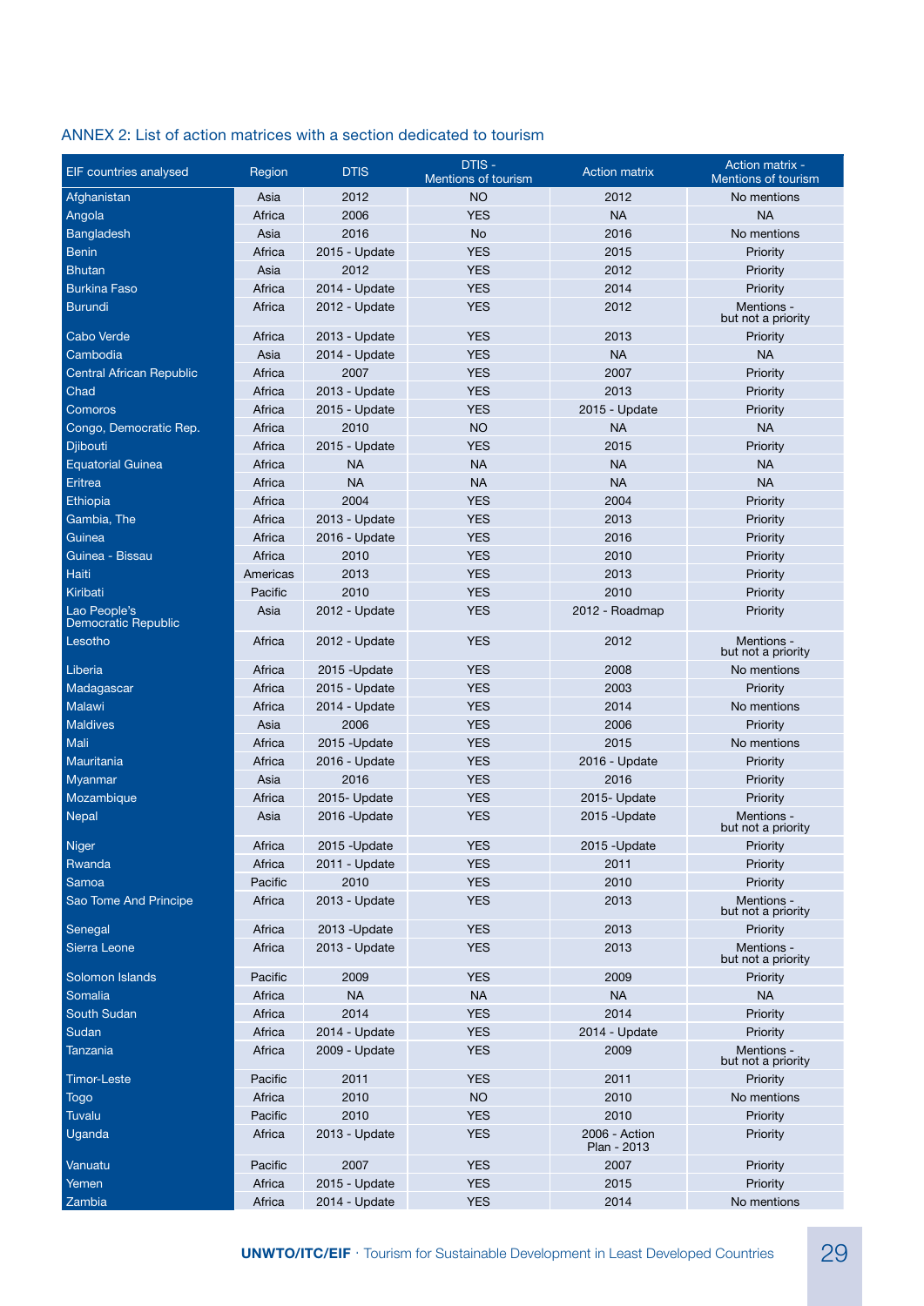## ANNEX 2: List of action matrices with a section dedicated to tourism

| EIF countries analysed | Region | DTIS | DTIS - Mentions of tourism | Action matrix | Action matrix - Mentions of tourism |
|---|---|---|---|---|---|
| Afghanistan | Asia | 2012 | NO | 2012 | No mentions |
| Angola | Africa | 2006 | YES | NA | NA |
| Bangladesh | Asia | 2016 | No | 2016 | No mentions |
| Benin | Africa | 2015 - Update | YES | 2015 | Priority |
| Bhutan | Asia | 2012 | YES | 2012 | Priority |
| Burkina Faso | Africa | 2014 - Update | YES | 2014 | Priority |
| Burundi | Africa | 2012 - Update | YES | 2012 | Mentions - but not a priority |
| Cabo Verde | Africa | 2013 - Update | YES | 2013 | Priority |
| Cambodia | Asia | 2014 - Update | YES | NA | NA |
| Central African Republic | Africa | 2007 | YES | 2007 | Priority |
| Chad | Africa | 2013 - Update | YES | 2013 | Priority |
| Comoros | Africa | 2015 - Update | YES | 2015 - Update | Priority |
| Congo, Democratic Rep. | Africa | 2010 | NO | NA | NA |
| Djibouti | Africa | 2015 - Update | YES | 2015 | Priority |
| Equatorial Guinea | Africa | NA | NA | NA | NA |
| Eritrea | Africa | NA | NA | NA | NA |
| Ethiopia | Africa | 2004 | YES | 2004 | Priority |
| Gambia, The | Africa | 2013 - Update | YES | 2013 | Priority |
| Guinea | Africa | 2016 - Update | YES | 2016 | Priority |
| Guinea - Bissau | Africa | 2010 | YES | 2010 | Priority |
| Haiti | Americas | 2013 | YES | 2013 | Priority |
| Kiribati | Pacific | 2010 | YES | 2010 | Priority |
| Lao People's Democratic Republic | Asia | 2012 - Update | YES | 2012 - Roadmap | Priority |
| Lesotho | Africa | 2012 - Update | YES | 2012 | Mentions - but not a priority |
| Liberia | Africa | 2015 -Update | YES | 2008 | No mentions |
| Madagascar | Africa | 2015 - Update | YES | 2003 | Priority |
| Malawi | Africa | 2014 - Update | YES | 2014 | No mentions |
| Maldives | Asia | 2006 | YES | 2006 | Priority |
| Mali | Africa | 2015 -Update | YES | 2015 | No mentions |
| Mauritania | Africa | 2016 - Update | YES | 2016 - Update | Priority |
| Myanmar | Asia | 2016 | YES | 2016 | Priority |
| Mozambique | Africa | 2015- Update | YES | 2015- Update | Priority |
| Nepal | Asia | 2016 -Update | YES | 2015 -Update | Mentions - but not a priority |
| Niger | Africa | 2015 -Update | YES | 2015 -Update | Priority |
| Rwanda | Africa | 2011 - Update | YES | 2011 | Priority |
| Samoa | Pacific | 2010 | YES | 2010 | Priority |
| Sao Tome And Principe | Africa | 2013 - Update | YES | 2013 | Mentions - but not a priority |
| Senegal | Africa | 2013 -Update | YES | 2013 | Priority |
| Sierra Leone | Africa | 2013 - Update | YES | 2013 | Mentions - but not a priority |
| Solomon Islands | Pacific | 2009 | YES | 2009 | Priority |
| Somalia | Africa | NA | NA | NA | NA |
| South Sudan | Africa | 2014 | YES | 2014 | Priority |
| Sudan | Africa | 2014 - Update | YES | 2014 - Update | Priority |
| Tanzania | Africa | 2009 - Update | YES | 2009 | Mentions - but not a priority |
| Timor-Leste | Pacific | 2011 | YES | 2011 | Priority |
| Togo | Africa | 2010 | NO | 2010 | No mentions |
| Tuvalu | Pacific | 2010 | YES | 2010 | Priority |
| Uganda | Africa | 2013 - Update | YES | 2006 - Action Plan - 2013 | Priority |
| Vanuatu | Pacific | 2007 | YES | 2007 | Priority |
| Yemen | Africa | 2015 - Update | YES | 2015 | Priority |
| Zambia | Africa | 2014 - Update | YES | 2014 | No mentions |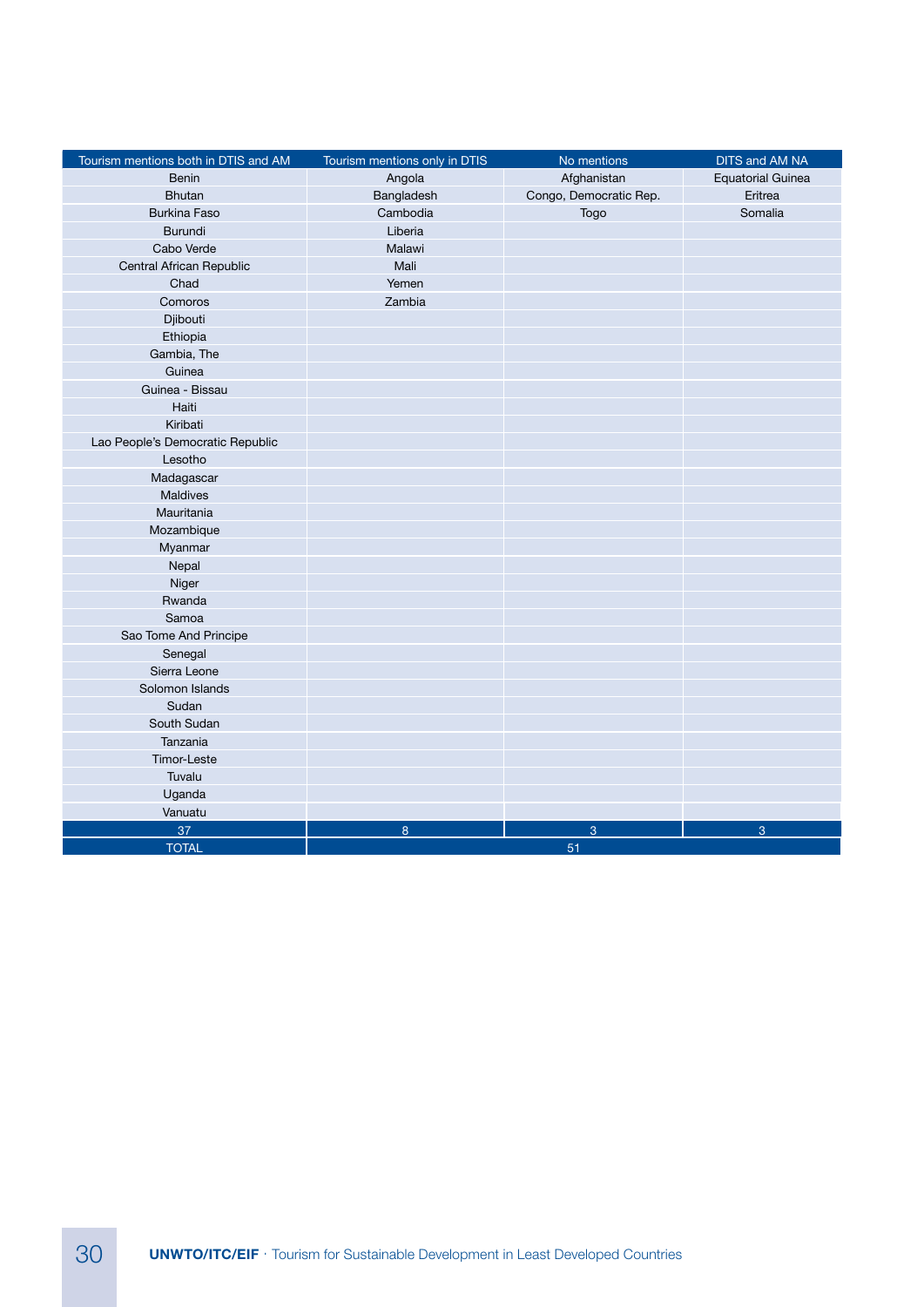| Tourism mentions both in DTIS and AM | Tourism mentions only in DTIS | No mentions | DITS and AM NA |
|---|---|---|---|
| Benin | Angola | Afghanistan | Equatorial Guinea |
| Bhutan | Bangladesh | Congo, Democratic Rep. | Eritrea |
| Burkina Faso | Cambodia | Togo | Somalia |
| Burundi | Liberia | | |
| Cabo Verde | Malawi | | |
| Central African Republic | Mali | | |
| Chad | Yemen | | |
| Comoros | Zambia | | |
| Djibouti | | | |
| Ethiopia | | | |
| Gambia, The | | | |
| Guinea | | | |
| Guinea - Bissau | | | |
| Haiti | | | |
| Kiribati | | | |
| Lao People's Democratic Republic | | | |
| Lesotho | | | |
| Madagascar | | | |
| Maldives | | | |
| Mauritania | | | |
| Mozambique | | | |
| Myanmar | | | |
| Nepal | | | |
| Niger | | | |
| Rwanda | | | |
| Samoa | | | |
| Sao Tome And Principe | | | |
| Senegal | | | |
| Sierra Leone | | | |
| Solomon Islands | | | |
| Sudan | | | |
| South Sudan | | | |
| Tanzania | | | |
| Timor-Leste | | | |
| Tuvalu | | | |
| Uganda | | | |
| Vanuatu | | | |
| 37 | 8 | 3 | 3 |
| TOTAL | 51 | | |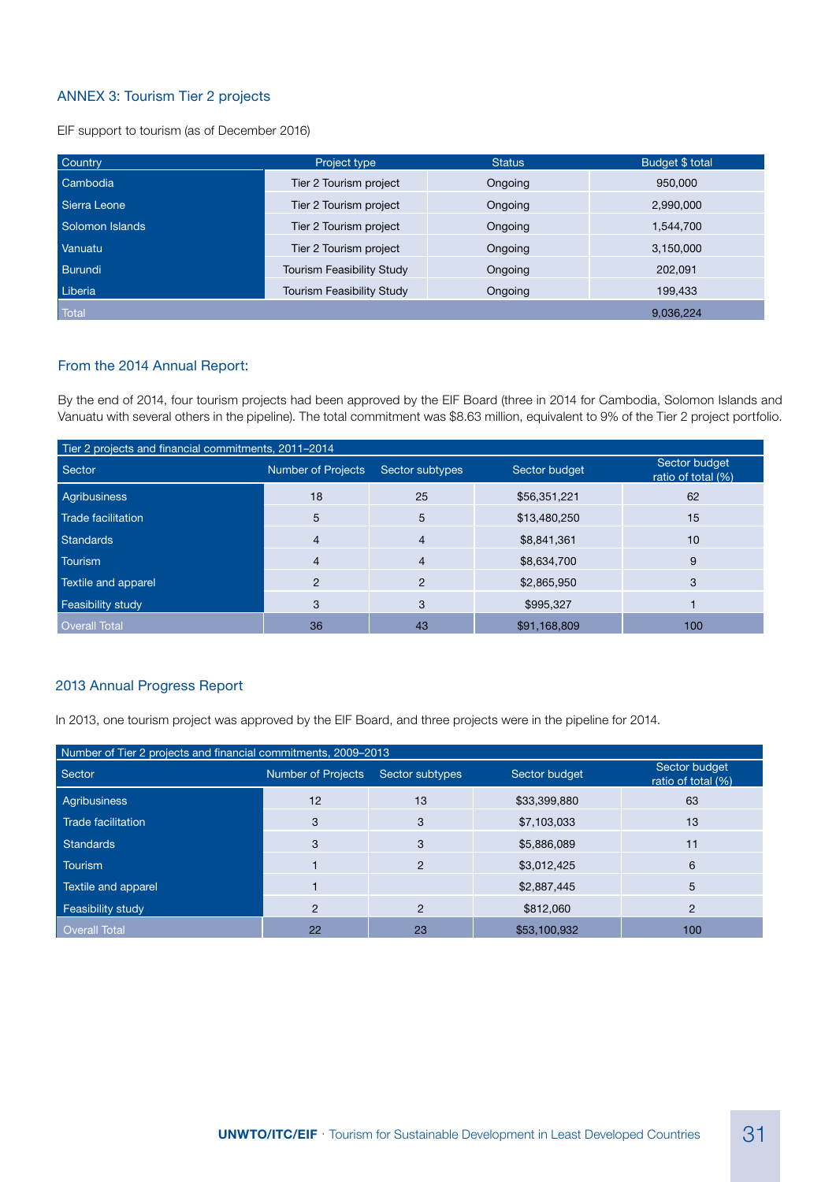## ANNEX 3: Tourism Tier 2 projects

EIF support to tourism (as of December 2016)

| Country | Project type | Status | Budget $ total |
|---|---|---|---|
| Cambodia | Tier 2 Tourism project | Ongoing | 950,000 |
| Sierra Leone | Tier 2 Tourism project | Ongoing | 2,990,000 |
| Solomon Islands | Tier 2 Tourism project | Ongoing | 1,544,700 |
| Vanuatu | Tier 2 Tourism project | Ongoing | 3,150,000 |
| Burundi | Tourism Feasibility Study | Ongoing | 202,091 |
| Liberia | Tourism Feasibility Study | Ongoing | 199,433 |
| Total | | | 9,036,224 |

### From the 2014 Annual Report:

By the end of 2014, four tourism projects had been approved by the EIF Board (three in 2014 for Cambodia, Solomon Islands and Vanuatu with several others in the pipeline). The total commitment was $8.63 million, equivalent to 9% of the Tier 2 project portfolio.

| Tier 2 projects and financial commitments, 2011–2014 | | | | |
|---|---|---|---|---|
| Sector | Number of Projects | Sector subtypes | Sector budget | Sector budget ratio of total (%) |
| Agribusiness | 18 | 25 | $56,351,221 | 62 |
| Trade facilitation | 5 | 5 | $13,480,250 | 15 |
| Standards | 4 | 4 | $8,841,361 | 10 |
| Tourism | 4 | 4 | $8,634,700 | 9 |
| Textile and apparel | 2 | 2 | $2,865,950 | 3 |
| Feasibility study | 3 | 3 | $995,327 | 1 |
| Overall Total | 36 | 43 | $91,168,809 | 100 |

### 2013 Annual Progress Report

In 2013, one tourism project was approved by the EIF Board, and three projects were in the pipeline for 2014.

| Number of Tier 2 projects and financial commitments, 2009–2013 | | | | |
|---|---|---|---|---|
| Sector | Number of Projects | Sector subtypes | Sector budget | Sector budget ratio of total (%) |
| Agribusiness | 12 | 13 | $33,399,880 | 63 |
| Trade facilitation | 3 | 3 | $7,103,033 | 13 |
| Standards | 3 | 3 | $5,886,089 | 11 |
| Tourism | 1 | 2 | $3,012,425 | 6 |
| Textile and apparel | 1 | | $2,887,445 | 5 |
| Feasibility study | 2 | 2 | $812,060 | 2 |
| Overall Total | 22 | 23 | $53,100,932 | 100 |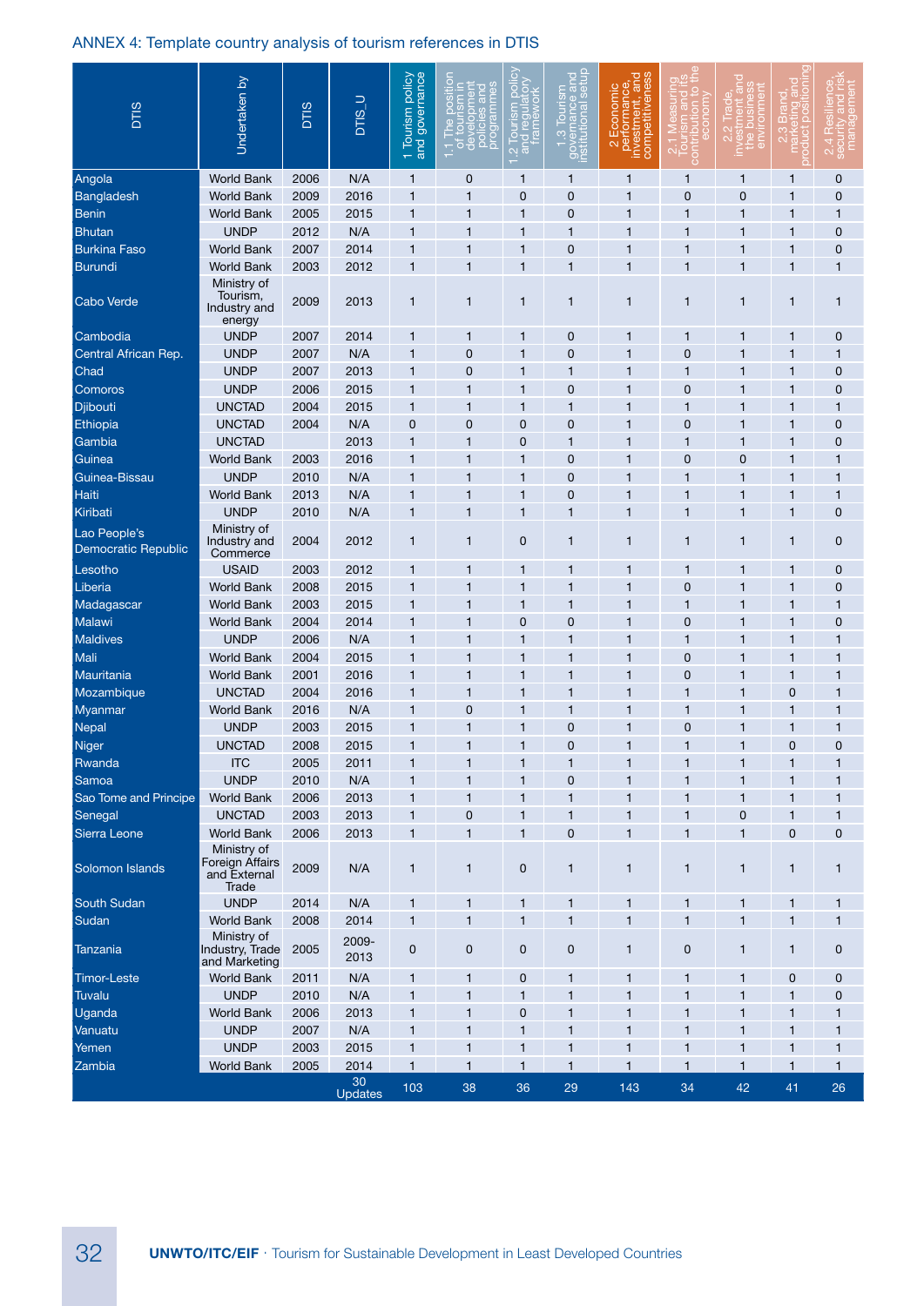ANNEX 4: Template country analysis of tourism references in DTIS

| DTIS | Undertaken by | DTIS | DTIS_U | 1 Tourism policy and governance | 1.1 The position of tourism in development policies and programmes | 1.2 Tourism policy and regulatory framework | 1.3 Tourism governance and institutional setup | 2 Economic performance, investment, and competitiveness | 2.1 Measuring Tourism and its contribution to the economy | 2.2 Trade, investment and the business environment | 2.3 Brand, marketing and product positioning | 2.4 Resilience, security and risk management |
|---|---|---|---|---|---|---|---|---|---|---|---|---|
| Angola | World Bank | 2006 | N/A | 1 | 0 | 1 | 1 | 1 | 1 | 1 | 1 | 0 |
| Bangladesh | World Bank | 2009 | 2016 | 1 | 1 | 0 | 0 | 1 | 0 | 0 | 1 | 0 |
| Benin | World Bank | 2005 | 2015 | 1 | 1 | 1 | 0 | 1 | 1 | 1 | 1 | 1 |
| Bhutan | UNDP | 2012 | N/A | 1 | 1 | 1 | 1 | 1 | 1 | 1 | 1 | 0 |
| Burkina Faso | World Bank | 2007 | 2014 | 1 | 1 | 1 | 0 | 1 | 1 | 1 | 1 | 0 |
| Burundi | World Bank | 2003 | 2012 | 1 | 1 | 1 | 1 | 1 | 1 | 1 | 1 | 1 |
| Cabo Verde | Ministry of Tourism, Industry and energy | 2009 | 2013 | 1 | 1 | 1 | 1 | 1 | 1 | 1 | 1 | 1 |
| Cambodia | UNDP | 2007 | 2014 | 1 | 1 | 1 | 0 | 1 | 1 | 1 | 1 | 0 |
| Central African Rep. | UNDP | 2007 | N/A | 1 | 0 | 1 | 0 | 1 | 0 | 1 | 1 | 1 |
| Chad | UNDP | 2007 | 2013 | 1 | 0 | 1 | 1 | 1 | 1 | 1 | 1 | 0 |
| Comoros | UNDP | 2006 | 2015 | 1 | 1 | 1 | 0 | 1 | 0 | 1 | 1 | 0 |
| Djibouti | UNCTAD | 2004 | 2015 | 1 | 1 | 1 | 1 | 1 | 1 | 1 | 1 | 1 |
| Ethiopia | UNCTAD | 2004 | N/A | 0 | 0 | 0 | 0 | 1 | 0 | 1 | 1 | 0 |
| Gambia | UNCTAD | | 2013 | 1 | 1 | 0 | 1 | 1 | 1 | 1 | 1 | 0 |
| Guinea | World Bank | 2003 | 2016 | 1 | 1 | 1 | 0 | 1 | 0 | 0 | 1 | 1 |
| Guinea-Bissau | UNDP | 2010 | N/A | 1 | 1 | 1 | 0 | 1 | 1 | 1 | 1 | 1 |
| Haiti | World Bank | 2013 | N/A | 1 | 1 | 1 | 0 | 1 | 1 | 1 | 1 | 1 |
| Kiribati | UNDP | 2010 | N/A | 1 | 1 | 1 | 1 | 1 | 1 | 1 | 1 | 0 |
| Lao People's Democratic Republic | Ministry of Industry and Commerce | 2004 | 2012 | 1 | 1 | 0 | 1 | 1 | 1 | 1 | 1 | 0 |
| Lesotho | USAID | 2003 | 2012 | 1 | 1 | 1 | 1 | 1 | 1 | 1 | 1 | 0 |
| Liberia | World Bank | 2008 | 2015 | 1 | 1 | 1 | 1 | 1 | 0 | 1 | 1 | 0 |
| Madagascar | World Bank | 2003 | 2015 | 1 | 1 | 1 | 1 | 1 | 1 | 1 | 1 | 1 |
| Malawi | World Bank | 2004 | 2014 | 1 | 1 | 0 | 0 | 1 | 0 | 1 | 1 | 0 |
| Maldives | UNDP | 2006 | N/A | 1 | 1 | 1 | 1 | 1 | 1 | 1 | 1 | 1 |
| Mali | World Bank | 2004 | 2015 | 1 | 1 | 1 | 1 | 1 | 0 | 1 | 1 | 1 |
| Mauritania | World Bank | 2001 | 2016 | 1 | 1 | 1 | 1 | 1 | 0 | 1 | 1 | 1 |
| Mozambique | UNCTAD | 2004 | 2016 | 1 | 1 | 1 | 1 | 1 | 1 | 1 | 0 | 1 |
| Myanmar | World Bank | 2016 | N/A | 1 | 0 | 1 | 1 | 1 | 1 | 1 | 1 | 1 |
| Nepal | UNDP | 2003 | 2015 | 1 | 1 | 1 | 0 | 1 | 0 | 1 | 1 | 1 |
| Niger | UNCTAD | 2008 | 2015 | 1 | 1 | 1 | 0 | 1 | 1 | 1 | 0 | 0 |
| Rwanda | ITC | 2005 | 2011 | 1 | 1 | 1 | 1 | 1 | 1 | 1 | 1 | 1 |
| Samoa | UNDP | 2010 | N/A | 1 | 1 | 1 | 0 | 1 | 1 | 1 | 1 | 1 |
| Sao Tome and Principe | World Bank | 2006 | 2013 | 1 | 1 | 1 | 1 | 1 | 1 | 1 | 1 | 1 |
| Senegal | UNCTAD | 2003 | 2013 | 1 | 0 | 1 | 1 | 1 | 1 | 0 | 1 | 1 |
| Sierra Leone | World Bank | 2006 | 2013 | 1 | 1 | 1 | 0 | 1 | 1 | 1 | 0 | 0 |
| Solomon Islands | Ministry of Foreign Affairs and External Trade | 2009 | N/A | 1 | 1 | 0 | 1 | 1 | 1 | 1 | 1 | 1 |
| South Sudan | UNDP | 2014 | N/A | 1 | 1 | 1 | 1 | 1 | 1 | 1 | 1 | 1 |
| Sudan | World Bank | 2008 | 2014 | 1 | 1 | 1 | 1 | 1 | 1 | 1 | 1 | 1 |
| Tanzania | Ministry of Industry, Trade and Marketing | 2005 | 2009-2013 | 0 | 0 | 0 | 0 | 1 | 0 | 1 | 1 | 0 |
| Timor-Leste | World Bank | 2011 | N/A | 1 | 1 | 0 | 1 | 1 | 1 | 1 | 0 | 0 |
| Tuvalu | UNDP | 2010 | N/A | 1 | 1 | 1 | 1 | 1 | 1 | 1 | 1 | 0 |
| Uganda | World Bank | 2006 | 2013 | 1 | 1 | 0 | 1 | 1 | 1 | 1 | 1 | 1 |
| Vanuatu | UNDP | 2007 | N/A | 1 | 1 | 1 | 1 | 1 | 1 | 1 | 1 | 1 |
| Yemen | UNDP | 2003 | 2015 | 1 | 1 | 1 | 1 | 1 | 1 | 1 | 1 | 1 |
| Zambia | World Bank | 2005 | 2014 | 1 | 1 | 1 | 1 | 1 | 1 | 1 | 1 | 1 |
| | | | 30 Updates | 103 | 38 | 36 | 29 | 143 | 34 | 42 | 41 | 26 |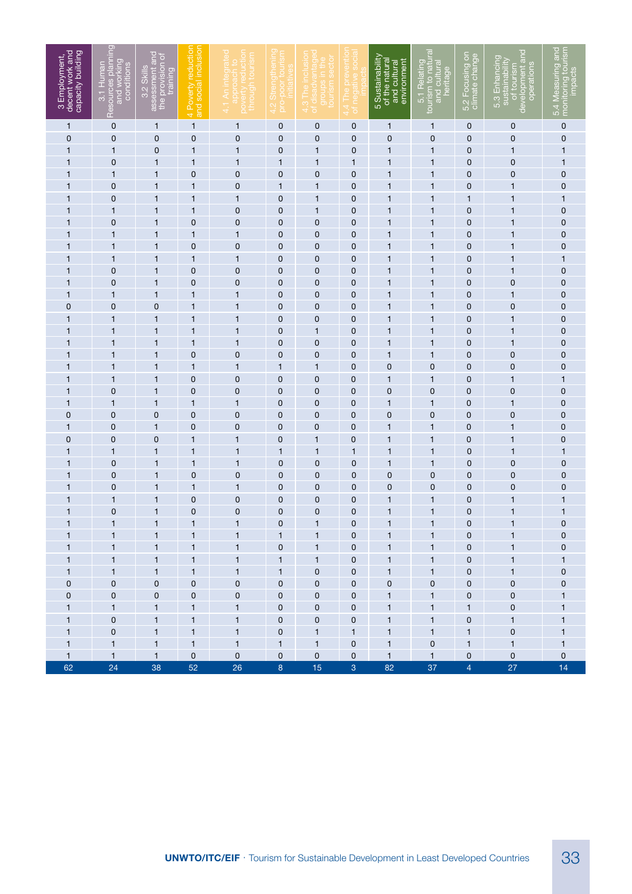| 3 Employment, decent work and capacity building | 3.1 Human Resources planning and working conditions | 3.2 Skills assessment and the provision of training | 4 Poverty reduction and social inclusion | 4.1 An integrated approach to poverty reduction through tourism | 4.2 Strengthening pro-poor tourism initiatives | 4.3 The inclusion of disadvantaged groups in the tourism sector | 4.4 The prevention of negative social impacts | 5 Sustainability of the natural and cultural environment | 5.1 Relating tourism to natural and cultural heritage | 5.2 Focusing on climate change | 5.3 Enhancing sustainability of tourism development and operations | 5.4 Measuring and monitoring tourism impacts |
|---|---|---|---|---|---|---|---|---|---|---|---|---|
| 1 | 0 | 1 | 1 | 1 | 0 | 0 | 0 | 1 | 1 | 0 | 0 | 0 |
| 0 | 0 | 0 | 0 | 0 | 0 | 0 | 0 | 0 | 0 | 0 | 0 | 0 |
| 1 | 1 | 0 | 1 | 1 | 0 | 1 | 0 | 1 | 1 | 0 | 1 | 1 |
| 1 | 0 | 1 | 1 | 1 | 1 | 1 | 1 | 1 | 1 | 0 | 0 | 1 |
| 1 | 1 | 1 | 0 | 0 | 0 | 0 | 0 | 1 | 1 | 0 | 0 | 0 |
| 1 | 0 | 1 | 1 | 0 | 1 | 1 | 0 | 1 | 1 | 0 | 1 | 0 |
| 1 | 0 | 1 | 1 | 1 | 0 | 1 | 0 | 1 | 1 | 1 | 1 | 1 |
| 1 | 1 | 1 | 1 | 0 | 0 | 1 | 0 | 1 | 1 | 0 | 1 | 0 |
| 1 | 0 | 1 | 0 | 0 | 0 | 0 | 0 | 1 | 1 | 0 | 1 | 0 |
| 1 | 1 | 1 | 1 | 1 | 0 | 0 | 0 | 1 | 1 | 0 | 1 | 0 |
| 1 | 1 | 1 | 0 | 0 | 0 | 0 | 0 | 1 | 1 | 0 | 1 | 0 |
| 1 | 1 | 1 | 1 | 1 | 0 | 0 | 0 | 1 | 1 | 0 | 1 | 1 |
| 1 | 0 | 1 | 0 | 0 | 0 | 0 | 0 | 1 | 1 | 0 | 1 | 0 |
| 1 | 0 | 1 | 0 | 0 | 0 | 0 | 0 | 1 | 1 | 0 | 0 | 0 |
| 1 | 1 | 1 | 1 | 1 | 0 | 0 | 0 | 1 | 1 | 0 | 1 | 0 |
| 0 | 0 | 0 | 1 | 1 | 0 | 0 | 0 | 1 | 1 | 0 | 0 | 0 |
| 1 | 1 | 1 | 1 | 1 | 0 | 0 | 0 | 1 | 1 | 0 | 1 | 0 |
| 1 | 1 | 1 | 1 | 1 | 0 | 1 | 0 | 1 | 1 | 0 | 1 | 0 |
| 1 | 1 | 1 | 1 | 1 | 0 | 0 | 0 | 1 | 1 | 0 | 1 | 0 |
| 1 | 1 | 1 | 0 | 0 | 0 | 0 | 0 | 1 | 1 | 0 | 0 | 0 |
| 1 | 1 | 1 | 1 | 1 | 1 | 1 | 0 | 0 | 0 | 0 | 0 | 0 |
| 1 | 1 | 1 | 0 | 0 | 0 | 0 | 0 | 1 | 1 | 0 | 1 | 1 |
| 1 | 0 | 1 | 0 | 0 | 0 | 0 | 0 | 0 | 0 | 0 | 0 | 0 |
| 1 | 1 | 1 | 1 | 1 | 0 | 0 | 0 | 1 | 1 | 0 | 1 | 0 |
| 0 | 0 | 0 | 0 | 0 | 0 | 0 | 0 | 0 | 0 | 0 | 0 | 0 |
| 1 | 0 | 1 | 0 | 0 | 0 | 0 | 0 | 1 | 1 | 0 | 1 | 0 |
| 0 | 0 | 0 | 1 | 1 | 0 | 1 | 0 | 1 | 1 | 0 | 1 | 0 |
| 1 | 1 | 1 | 1 | 1 | 1 | 1 | 1 | 1 | 1 | 0 | 1 | 1 |
| 1 | 0 | 1 | 1 | 1 | 0 | 0 | 0 | 1 | 1 | 0 | 0 | 0 |
| 1 | 0 | 1 | 0 | 0 | 0 | 0 | 0 | 0 | 0 | 0 | 0 | 0 |
| 1 | 0 | 1 | 1 | 1 | 0 | 0 | 0 | 0 | 0 | 0 | 0 | 0 |
| 1 | 1 | 1 | 0 | 0 | 0 | 0 | 0 | 1 | 1 | 0 | 1 | 1 |
| 1 | 0 | 1 | 0 | 0 | 0 | 0 | 0 | 1 | 1 | 0 | 1 | 1 |
| 1 | 1 | 1 | 1 | 1 | 0 | 1 | 0 | 1 | 1 | 0 | 1 | 0 |
| 1 | 1 | 1 | 1 | 1 | 1 | 1 | 0 | 1 | 1 | 0 | 1 | 0 |
| 1 | 1 | 1 | 1 | 1 | 0 | 1 | 0 | 1 | 1 | 0 | 1 | 0 |
| 1 | 1 | 1 | 1 | 1 | 1 | 1 | 0 | 1 | 1 | 0 | 1 | 1 |
| 1 | 1 | 1 | 1 | 1 | 1 | 0 | 0 | 1 | 1 | 0 | 1 | 0 |
| 0 | 0 | 0 | 0 | 0 | 0 | 0 | 0 | 0 | 0 | 0 | 0 | 0 |
| 0 | 0 | 0 | 0 | 0 | 0 | 0 | 0 | 1 | 1 | 0 | 0 | 1 |
| 1 | 1 | 1 | 1 | 1 | 0 | 0 | 0 | 1 | 1 | 1 | 0 | 1 |
| 1 | 0 | 1 | 1 | 1 | 0 | 0 | 0 | 1 | 1 | 0 | 1 | 1 |
| 1 | 0 | 1 | 1 | 1 | 0 | 1 | 1 | 1 | 1 | 1 | 0 | 1 |
| 1 | 1 | 1 | 1 | 1 | 1 | 1 | 0 | 1 | 0 | 1 | 1 | 1 |
| 1 | 1 | 1 | 0 | 0 | 0 | 0 | 0 | 1 | 1 | 0 | 0 | 0 |
| 62 | 24 | 38 | 52 | 26 | 8 | 15 | 3 | 82 | 37 | 4 | 27 | 14 |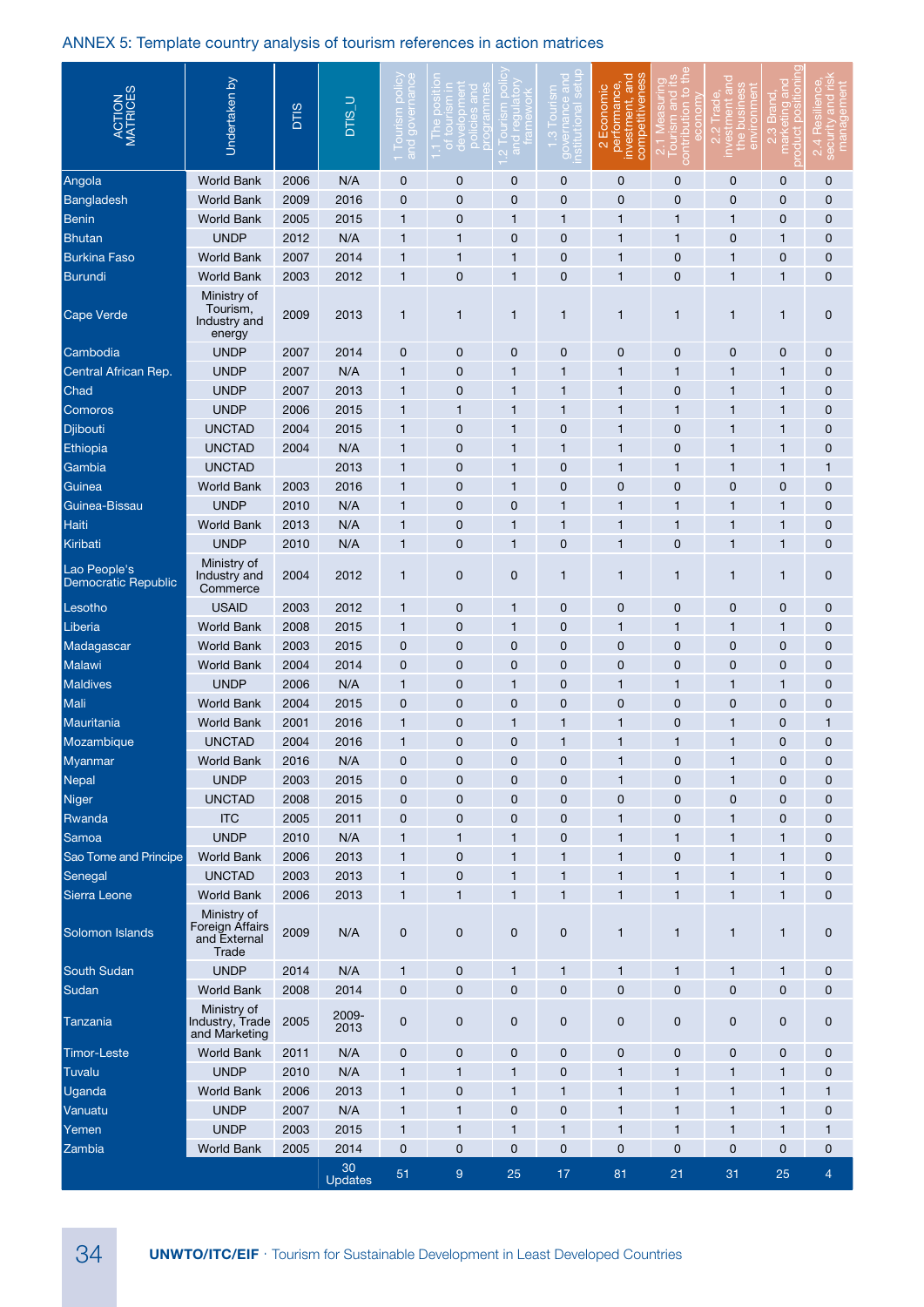ANNEX 5: Template country analysis of tourism references in action matrices

| ACTION MATRICES | Undertaken by | DTIS | DTIS_U | 1 Tourism policy and governance | 1.1 The position of tourism in development policies and programmes | 1.2 Tourism policy and regulatory framework | 1.3 Tourism governance and institutional setup | 2 Economic performance, investment, and competitiveness | 2.1 Measuring Tourism and its contribution to the economy | 2.2 Trade, investment and the business environment | 2.3 Brand, marketing and product positioning | 2.4 Resilience, security and risk management |
|---|---|---|---|---|---|---|---|---|---|---|---|---|
| Angola | World Bank | 2006 | N/A | 0 | 0 | 0 | 0 | 0 | 0 | 0 | 0 | 0 |
| Bangladesh | World Bank | 2009 | 2016 | 0 | 0 | 0 | 0 | 0 | 0 | 0 | 0 | 0 |
| Benin | World Bank | 2005 | 2015 | 1 | 0 | 1 | 1 | 1 | 1 | 1 | 0 | 0 |
| Bhutan | UNDP | 2012 | N/A | 1 | 1 | 0 | 0 | 1 | 1 | 0 | 1 | 0 |
| Burkina Faso | World Bank | 2007 | 2014 | 1 | 1 | 1 | 0 | 1 | 0 | 1 | 0 | 0 |
| Burundi | World Bank | 2003 | 2012 | 1 | 0 | 1 | 0 | 1 | 0 | 1 | 1 | 0 |
| Cape Verde | Ministry of Tourism, Industry and energy | 2009 | 2013 | 1 | 1 | 1 | 1 | 1 | 1 | 1 | 1 | 0 |
| Cambodia | UNDP | 2007 | 2014 | 0 | 0 | 0 | 0 | 0 | 0 | 0 | 0 | 0 |
| Central African Rep. | UNDP | 2007 | N/A | 1 | 0 | 1 | 1 | 1 | 1 | 1 | 1 | 0 |
| Chad | UNDP | 2007 | 2013 | 1 | 0 | 1 | 1 | 1 | 0 | 1 | 1 | 0 |
| Comoros | UNDP | 2006 | 2015 | 1 | 1 | 1 | 1 | 1 | 1 | 1 | 1 | 0 |
| Djibouti | UNCTAD | 2004 | 2015 | 1 | 0 | 1 | 0 | 1 | 0 | 1 | 1 | 0 |
| Ethiopia | UNCTAD | 2004 | N/A | 1 | 0 | 1 | 1 | 1 | 0 | 1 | 1 | 0 |
| Gambia | UNCTAD | | 2013 | 1 | 0 | 1 | 0 | 1 | 1 | 1 | 1 | 1 |
| Guinea | World Bank | 2003 | 2016 | 1 | 0 | 1 | 0 | 0 | 0 | 0 | 0 | 0 |
| Guinea-Bissau | UNDP | 2010 | N/A | 1 | 0 | 0 | 1 | 1 | 1 | 1 | 1 | 0 |
| Haiti | World Bank | 2013 | N/A | 1 | 0 | 1 | 1 | 1 | 1 | 1 | 1 | 0 |
| Kiribati | UNDP | 2010 | N/A | 1 | 0 | 1 | 0 | 1 | 0 | 1 | 1 | 0 |
| Lao People's Democratic Republic | Ministry of Industry and Commerce | 2004 | 2012 | 1 | 0 | 0 | 1 | 1 | 1 | 1 | 1 | 0 |
| Lesotho | USAID | 2003 | 2012 | 1 | 0 | 1 | 0 | 0 | 0 | 0 | 0 | 0 |
| Liberia | World Bank | 2008 | 2015 | 1 | 0 | 1 | 0 | 1 | 1 | 1 | 1 | 0 |
| Madagascar | World Bank | 2003 | 2015 | 0 | 0 | 0 | 0 | 0 | 0 | 0 | 0 | 0 |
| Malawi | World Bank | 2004 | 2014 | 0 | 0 | 0 | 0 | 0 | 0 | 0 | 0 | 0 |
| Maldives | UNDP | 2006 | N/A | 1 | 0 | 1 | 0 | 1 | 1 | 1 | 1 | 0 |
| Mali | World Bank | 2004 | 2015 | 0 | 0 | 0 | 0 | 0 | 0 | 0 | 0 | 0 |
| Mauritania | World Bank | 2001 | 2016 | 1 | 0 | 1 | 1 | 1 | 0 | 1 | 0 | 1 |
| Mozambique | UNCTAD | 2004 | 2016 | 1 | 0 | 0 | 1 | 1 | 1 | 1 | 0 | 0 |
| Myanmar | World Bank | 2016 | N/A | 0 | 0 | 0 | 0 | 1 | 0 | 1 | 0 | 0 |
| Nepal | UNDP | 2003 | 2015 | 0 | 0 | 0 | 0 | 1 | 0 | 1 | 0 | 0 |
| Niger | UNCTAD | 2008 | 2015 | 0 | 0 | 0 | 0 | 0 | 0 | 0 | 0 | 0 |
| Rwanda | ITC | 2005 | 2011 | 0 | 0 | 0 | 0 | 1 | 0 | 1 | 0 | 0 |
| Samoa | UNDP | 2010 | N/A | 1 | 1 | 1 | 0 | 1 | 1 | 1 | 1 | 0 |
| Sao Tome and Principe | World Bank | 2006 | 2013 | 1 | 0 | 1 | 1 | 1 | 0 | 1 | 1 | 0 |
| Senegal | UNCTAD | 2003 | 2013 | 1 | 0 | 1 | 1 | 1 | 1 | 1 | 1 | 0 |
| Sierra Leone | World Bank | 2006 | 2013 | 1 | 1 | 1 | 1 | 1 | 1 | 1 | 1 | 0 |
| Solomon Islands | Ministry of Foreign Affairs and External Trade | 2009 | N/A | 0 | 0 | 0 | 0 | 1 | 1 | 1 | 1 | 0 |
| South Sudan | UNDP | 2014 | N/A | 1 | 0 | 1 | 1 | 1 | 1 | 1 | 1 | 0 |
| Sudan | World Bank | 2008 | 2014 | 0 | 0 | 0 | 0 | 0 | 0 | 0 | 0 | 0 |
| Tanzania | Ministry of Industry, Trade and Marketing | 2005 | 2009-2013 | 0 | 0 | 0 | 0 | 0 | 0 | 0 | 0 | 0 |
| Timor-Leste | World Bank | 2011 | N/A | 0 | 0 | 0 | 0 | 0 | 0 | 0 | 0 | 0 |
| Tuvalu | UNDP | 2010 | N/A | 1 | 1 | 1 | 0 | 1 | 1 | 1 | 1 | 0 |
| Uganda | World Bank | 2006 | 2013 | 1 | 0 | 1 | 1 | 1 | 1 | 1 | 1 | 1 |
| Vanuatu | UNDP | 2007 | N/A | 1 | 1 | 0 | 0 | 1 | 1 | 1 | 1 | 0 |
| Yemen | UNDP | 2003 | 2015 | 1 | 1 | 1 | 1 | 1 | 1 | 1 | 1 | 1 |
| Zambia | World Bank | 2005 | 2014 | 0 | 0 | 0 | 0 | 0 | 0 | 0 | 0 | 0 |
| | | | 30 Updates | 51 | 9 | 25 | 17 | 81 | 21 | 31 | 25 | 4 |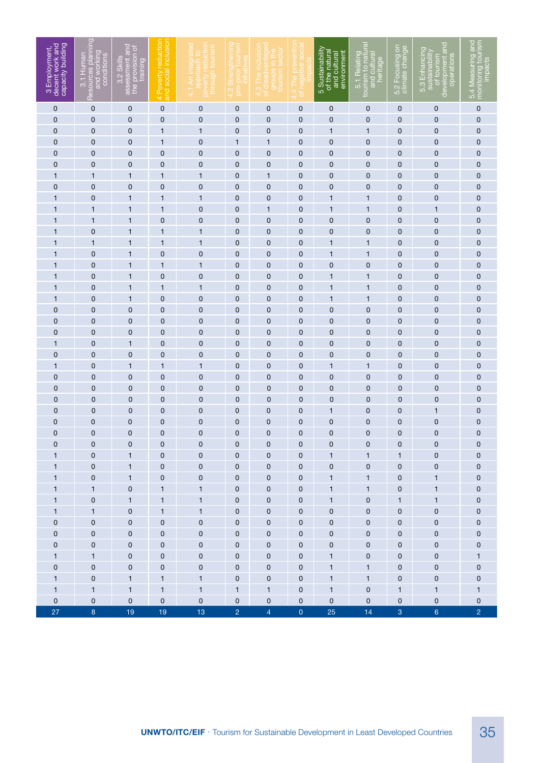| 3 Employment, decent work and capacity building | 3.1 Human Resources planning and working conditions | 3.2 Skills assessment and the provision of training | 4 Poverty reduction and social inclusion | 4.1 An integrated approach to poverty reduction through tourism | 4.2 Strengthening pro-poor tourism initiatives | 4.3 The inclusion of disadvantaged groups in the tourism sector | 4.4 The prevention of negative social impacts | 5 Sustainability of the natural and cultural environment | 5.1 Relating tourism to natural and cultural heritage | 5.2 Focusing on climate change | 5.3 Enhancing sustainability of tourism development and operations | 5.4 Measuring and monitoring tourism impacts |
|---|---|---|---|---|---|---|---|---|---|---|---|---|
| 0 | 0 | 0 | 0 | 0 | 0 | 0 | 0 | 0 | 0 | 0 | 0 | 0 |
| 0 | 0 | 0 | 0 | 0 | 0 | 0 | 0 | 0 | 0 | 0 | 0 | 0 |
| 0 | 0 | 0 | 1 | 1 | 0 | 0 | 0 | 1 | 1 | 0 | 0 | 0 |
| 0 | 0 | 0 | 1 | 0 | 1 | 1 | 0 | 0 | 0 | 0 | 0 | 0 |
| 0 | 0 | 0 | 0 | 0 | 0 | 0 | 0 | 0 | 0 | 0 | 0 | 0 |
| 0 | 0 | 0 | 0 | 0 | 0 | 0 | 0 | 0 | 0 | 0 | 0 | 0 |
| 1 | 1 | 1 | 1 | 1 | 0 | 1 | 0 | 0 | 0 | 0 | 0 | 0 |
| 0 | 0 | 0 | 0 | 0 | 0 | 0 | 0 | 0 | 0 | 0 | 0 | 0 |
| 1 | 0 | 1 | 1 | 1 | 0 | 0 | 0 | 1 | 1 | 0 | 0 | 0 |
| 1 | 1 | 1 | 1 | 0 | 0 | 1 | 0 | 1 | 1 | 0 | 1 | 0 |
| 1 | 1 | 1 | 0 | 0 | 0 | 0 | 0 | 0 | 0 | 0 | 0 | 0 |
| 1 | 0 | 1 | 1 | 1 | 0 | 0 | 0 | 0 | 0 | 0 | 0 | 0 |
| 1 | 1 | 1 | 1 | 1 | 0 | 0 | 0 | 1 | 1 | 0 | 0 | 0 |
| 1 | 0 | 1 | 0 | 0 | 0 | 0 | 0 | 1 | 1 | 0 | 0 | 0 |
| 1 | 0 | 1 | 1 | 1 | 0 | 0 | 0 | 0 | 0 | 0 | 0 | 0 |
| 1 | 0 | 1 | 0 | 0 | 0 | 0 | 0 | 1 | 1 | 0 | 0 | 0 |
| 1 | 0 | 1 | 1 | 1 | 0 | 0 | 0 | 1 | 1 | 0 | 0 | 0 |
| 1 | 0 | 1 | 0 | 0 | 0 | 0 | 0 | 1 | 1 | 0 | 0 | 0 |
| 0 | 0 | 0 | 0 | 0 | 0 | 0 | 0 | 0 | 0 | 0 | 0 | 0 |
| 0 | 0 | 0 | 0 | 0 | 0 | 0 | 0 | 0 | 0 | 0 | 0 | 0 |
| 0 | 0 | 0 | 0 | 0 | 0 | 0 | 0 | 0 | 0 | 0 | 0 | 0 |
| 1 | 0 | 1 | 0 | 0 | 0 | 0 | 0 | 0 | 0 | 0 | 0 | 0 |
| 0 | 0 | 0 | 0 | 0 | 0 | 0 | 0 | 0 | 0 | 0 | 0 | 0 |
| 1 | 0 | 1 | 1 | 1 | 0 | 0 | 0 | 1 | 1 | 0 | 0 | 0 |
| 0 | 0 | 0 | 0 | 0 | 0 | 0 | 0 | 0 | 0 | 0 | 0 | 0 |
| 0 | 0 | 0 | 0 | 0 | 0 | 0 | 0 | 0 | 0 | 0 | 0 | 0 |
| 0 | 0 | 0 | 0 | 0 | 0 | 0 | 0 | 0 | 0 | 0 | 0 | 0 |
| 0 | 0 | 0 | 0 | 0 | 0 | 0 | 0 | 1 | 0 | 0 | 1 | 0 |
| 0 | 0 | 0 | 0 | 0 | 0 | 0 | 0 | 0 | 0 | 0 | 0 | 0 |
| 0 | 0 | 0 | 0 | 0 | 0 | 0 | 0 | 0 | 0 | 0 | 0 | 0 |
| 0 | 0 | 0 | 0 | 0 | 0 | 0 | 0 | 0 | 0 | 0 | 0 | 0 |
| 1 | 0 | 1 | 0 | 0 | 0 | 0 | 0 | 1 | 1 | 1 | 0 | 0 |
| 1 | 0 | 1 | 0 | 0 | 0 | 0 | 0 | 0 | 0 | 0 | 0 | 0 |
| 1 | 0 | 1 | 0 | 0 | 0 | 0 | 0 | 1 | 1 | 0 | 1 | 0 |
| 1 | 1 | 0 | 1 | 1 | 0 | 0 | 0 | 1 | 1 | 0 | 1 | 0 |
| 1 | 0 | 1 | 1 | 1 | 0 | 0 | 0 | 1 | 0 | 1 | 1 | 0 |
| 1 | 1 | 0 | 1 | 1 | 0 | 0 | 0 | 0 | 0 | 0 | 0 | 0 |
| 0 | 0 | 0 | 0 | 0 | 0 | 0 | 0 | 0 | 0 | 0 | 0 | 0 |
| 0 | 0 | 0 | 0 | 0 | 0 | 0 | 0 | 0 | 0 | 0 | 0 | 0 |
| 0 | 0 | 0 | 0 | 0 | 0 | 0 | 0 | 0 | 0 | 0 | 0 | 0 |
| 1 | 1 | 0 | 0 | 0 | 0 | 0 | 0 | 1 | 0 | 0 | 0 | 1 |
| 0 | 0 | 0 | 0 | 0 | 0 | 0 | 0 | 1 | 1 | 0 | 0 | 0 |
| 1 | 0 | 1 | 1 | 1 | 0 | 0 | 0 | 1 | 1 | 0 | 0 | 0 |
| 1 | 1 | 1 | 1 | 1 | 1 | 1 | 0 | 1 | 0 | 1 | 1 | 1 |
| 0 | 0 | 0 | 0 | 0 | 0 | 0 | 0 | 0 | 0 | 0 | 0 | 0 |
| 27 | 8 | 19 | 19 | 13 | 2 | 4 | 0 | 25 | 14 | 3 | 6 | 2 |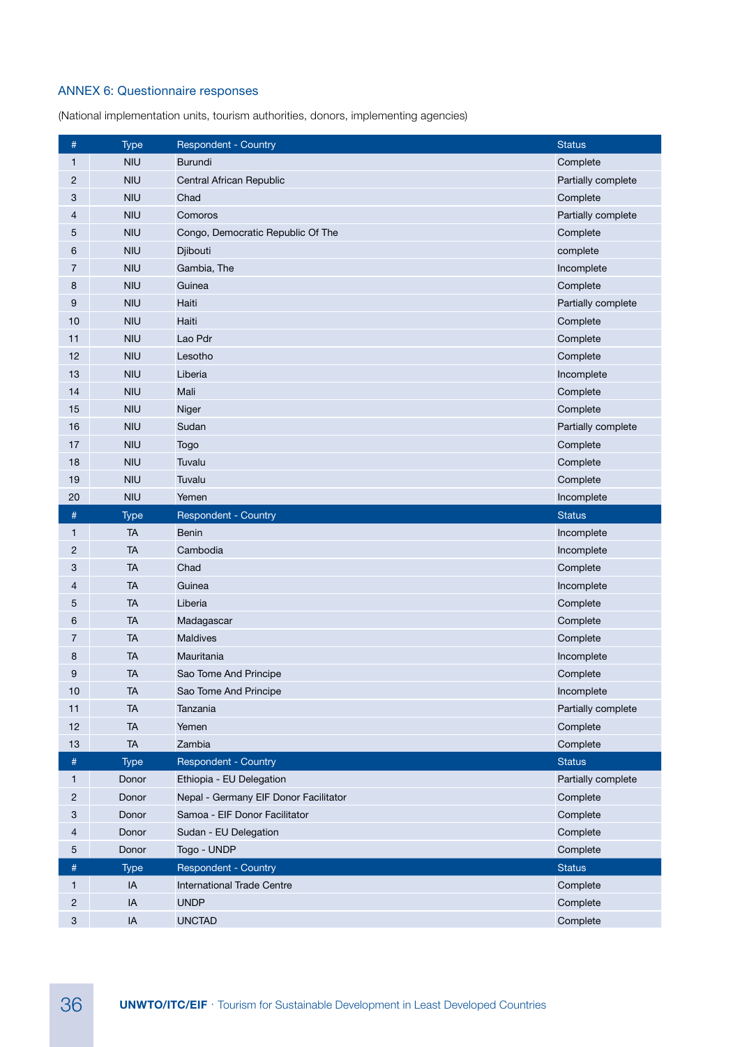## ANNEX 6: Questionnaire responses

(National implementation units, tourism authorities, donors, implementing agencies)

| # | Type | Respondent - Country | Status |
|---|---|---|---|
| 1 | NIU | Burundi | Complete |
| 2 | NIU | Central African Republic | Partially complete |
| 3 | NIU | Chad | Complete |
| 4 | NIU | Comoros | Partially complete |
| 5 | NIU | Congo, Democratic Republic Of The | Complete |
| 6 | NIU | Djibouti | complete |
| 7 | NIU | Gambia, The | Incomplete |
| 8 | NIU | Guinea | Complete |
| 9 | NIU | Haiti | Partially complete |
| 10 | NIU | Haiti | Complete |
| 11 | NIU | Lao Pdr | Complete |
| 12 | NIU | Lesotho | Complete |
| 13 | NIU | Liberia | Incomplete |
| 14 | NIU | Mali | Complete |
| 15 | NIU | Niger | Complete |
| 16 | NIU | Sudan | Partially complete |
| 17 | NIU | Togo | Complete |
| 18 | NIU | Tuvalu | Complete |
| 19 | NIU | Tuvalu | Complete |
| 20 | NIU | Yemen | Incomplete |
| # | Type | Respondent - Country | Status |
| 1 | TA | Benin | Incomplete |
| 2 | TA | Cambodia | Incomplete |
| 3 | TA | Chad | Complete |
| 4 | TA | Guinea | Incomplete |
| 5 | TA | Liberia | Complete |
| 6 | TA | Madagascar | Complete |
| 7 | TA | Maldives | Complete |
| 8 | TA | Mauritania | Incomplete |
| 9 | TA | Sao Tome And Principe | Complete |
| 10 | TA | Sao Tome And Principe | Incomplete |
| 11 | TA | Tanzania | Partially complete |
| 12 | TA | Yemen | Complete |
| 13 | TA | Zambia | Complete |
| # | Type | Respondent - Country | Status |
| 1 | Donor | Ethiopia - EU Delegation | Partially complete |
| 2 | Donor | Nepal - Germany EIF Donor Facilitator | Complete |
| 3 | Donor | Samoa - EIF Donor Facilitator | Complete |
| 4 | Donor | Sudan - EU Delegation | Complete |
| 5 | Donor | Togo - UNDP | Complete |
| # | Type | Respondent - Country | Status |
| 1 | IA | International Trade Centre | Complete |
| 2 | IA | UNDP | Complete |
| 3 | IA | UNCTAD | Complete |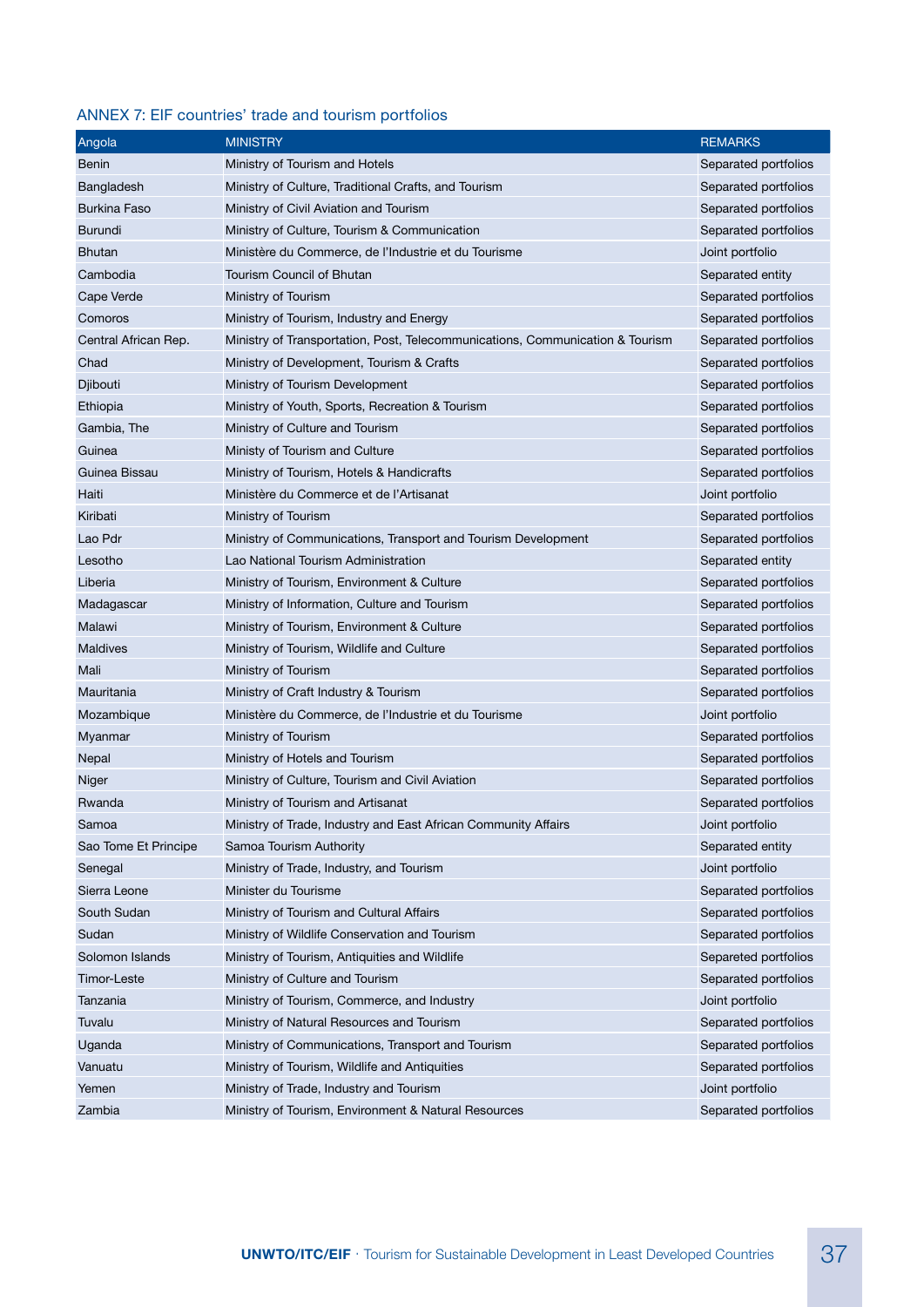## ANNEX 7: EIF countries' trade and tourism portfolios

| Angola | MINISTRY | REMARKS |
|---|---|---|
| Benin | Ministry of Tourism and Hotels | Separated portfolios |
| Bangladesh | Ministry of Culture, Traditional Crafts, and Tourism | Separated portfolios |
| Burkina Faso | Ministry of Civil Aviation and Tourism | Separated portfolios |
| Burundi | Ministry of Culture, Tourism & Communication | Separated portfolios |
| Bhutan | Ministère du Commerce, de l'Industrie et du Tourisme | Joint portfolio |
| Cambodia | Tourism Council of Bhutan | Separated entity |
| Cape Verde | Ministry of Tourism | Separated portfolios |
| Comoros | Ministry of Tourism, Industry and Energy | Separated portfolios |
| Central African Rep. | Ministry of Transportation, Post, Telecommunications, Communication & Tourism | Separated portfolios |
| Chad | Ministry of Development, Tourism & Crafts | Separated portfolios |
| Djibouti | Ministry of Tourism Development | Separated portfolios |
| Ethiopia | Ministry of Youth, Sports, Recreation & Tourism | Separated portfolios |
| Gambia, The | Ministry of Culture and Tourism | Separated portfolios |
| Guinea | Ministy of Tourism and Culture | Separated portfolios |
| Guinea Bissau | Ministry of Tourism, Hotels & Handicrafts | Separated portfolios |
| Haiti | Ministère du Commerce et de l'Artisanat | Joint portfolio |
| Kiribati | Ministry of Tourism | Separated portfolios |
| Lao Pdr | Ministry of Communications, Transport and Tourism Development | Separated portfolios |
| Lesotho | Lao National Tourism Administration | Separated entity |
| Liberia | Ministry of Tourism, Environment & Culture | Separated portfolios |
| Madagascar | Ministry of Information, Culture and Tourism | Separated portfolios |
| Malawi | Ministry of Tourism, Environment & Culture | Separated portfolios |
| Maldives | Ministry of Tourism, Wildlife and Culture | Separated portfolios |
| Mali | Ministry of Tourism | Separated portfolios |
| Mauritania | Ministry of Craft Industry & Tourism | Separated portfolios |
| Mozambique | Ministère du Commerce, de l'Industrie et du Tourisme | Joint portfolio |
| Myanmar | Ministry of Tourism | Separated portfolios |
| Nepal | Ministry of Hotels and Tourism | Separated portfolios |
| Niger | Ministry of Culture, Tourism and Civil Aviation | Separated portfolios |
| Rwanda | Ministry of Tourism and Artisanat | Separated portfolios |
| Samoa | Ministry of Trade, Industry and East African Community Affairs | Joint portfolio |
| Sao Tome Et Principe | Samoa Tourism Authority | Separated entity |
| Senegal | Ministry of Trade, Industry, and Tourism | Joint portfolio |
| Sierra Leone | Minister du Tourisme | Separated portfolios |
| South Sudan | Ministry of Tourism and Cultural Affairs | Separated portfolios |
| Sudan | Ministry of Wildlife Conservation and Tourism | Separated portfolios |
| Solomon Islands | Ministry of Tourism, Antiquities and Wildlife | Sepereted portfolios |
| Timor-Leste | Ministry of Culture and Tourism | Separated portfolios |
| Tanzania | Ministry of Tourism, Commerce, and Industry | Joint portfolio |
| Tuvalu | Ministry of Natural Resources and Tourism | Separated portfolios |
| Uganda | Ministry of Communications, Transport and Tourism | Separated portfolios |
| Vanuatu | Ministry of Tourism, Wildlife and Antiquities | Separated portfolios |
| Yemen | Ministry of Trade, Industry and Tourism | Joint portfolio |
| Zambia | Ministry of Tourism, Environment & Natural Resources | Separated portfolios |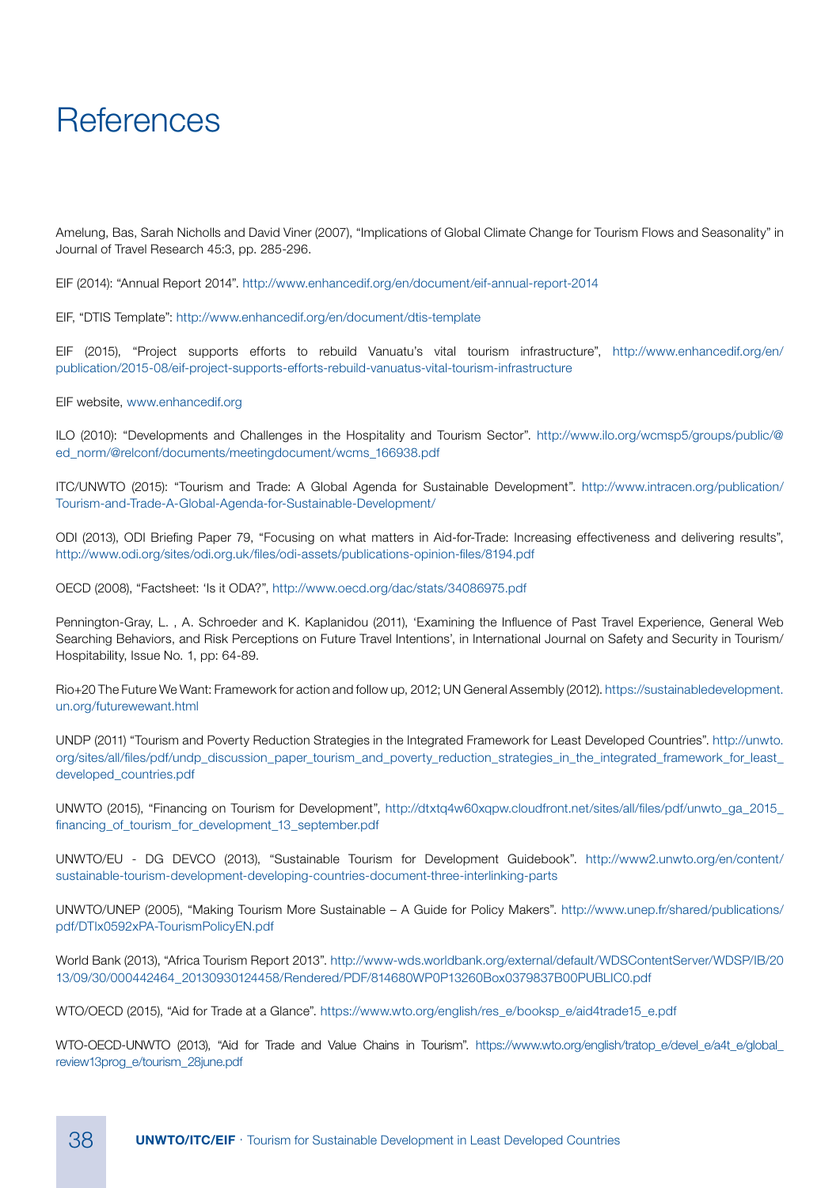# References

Amelung, Bas, Sarah Nicholls and David Viner (2007), "Implications of Global Climate Change for Tourism Flows and Seasonality" in Journal of Travel Research 45:3, pp. 285-296.

EIF (2014): "Annual Report 2014". http://www.enhancedif.org/en/document/eif-annual-report-2014

EIF, "DTIS Template": http://www.enhancedif.org/en/document/dtis-template

EIF (2015), "Project supports efforts to rebuild Vanuatu's vital tourism infrastructure", http://www.enhancedif.org/en/publication/2015-08/eif-project-supports-efforts-rebuild-vanuatus-vital-tourism-infrastructure

EIF website, www.enhancedif.org

ILO (2010): "Developments and Challenges in the Hospitality and Tourism Sector". http://www.ilo.org/wcmsp5/groups/public/@ed_norm/@relconf/documents/meetingdocument/wcms_166938.pdf

ITC/UNWTO (2015): "Tourism and Trade: A Global Agenda for Sustainable Development". http://www.intracen.org/publication/Tourism-and-Trade-A-Global-Agenda-for-Sustainable-Development/

ODI (2013), ODI Briefing Paper 79, "Focusing on what matters in Aid-for-Trade: Increasing effectiveness and delivering results", http://www.odi.org/sites/odi.org.uk/files/odi-assets/publications-opinion-files/8194.pdf

OECD (2008), "Factsheet: 'Is it ODA?", http://www.oecd.org/dac/stats/34086975.pdf

Pennington-Gray, L. , A. Schroeder and K. Kaplanidou (2011), 'Examining the Influence of Past Travel Experience, General Web Searching Behaviors, and Risk Perceptions on Future Travel Intentions', in International Journal on Safety and Security in Tourism/Hospitability, Issue No. 1, pp: 64-89.

Rio+20 The Future We Want: Framework for action and follow up, 2012; UN General Assembly (2012). https://sustainabledevelopment.un.org/futurewewant.html

UNDP (2011) "Tourism and Poverty Reduction Strategies in the Integrated Framework for Least Developed Countries". http://unwto.org/sites/all/files/pdf/undp_discussion_paper_tourism_and_poverty_reduction_strategies_in_the_integrated_framework_for_least_developed_countries.pdf

UNWTO (2015), "Financing on Tourism for Development", http://dtxtq4w60xqpw.cloudfront.net/sites/all/files/pdf/unwto_ga_2015_financing_of_tourism_for_development_13_september.pdf

UNWTO/EU - DG DEVCO (2013), "Sustainable Tourism for Development Guidebook". http://www2.unwto.org/en/content/sustainable-tourism-development-developing-countries-document-three-interlinking-parts

UNWTO/UNEP (2005), "Making Tourism More Sustainable – A Guide for Policy Makers". http://www.unep.fr/shared/publications/pdf/DTIx0592xPA-TourismPolicyEN.pdf

World Bank (2013), "Africa Tourism Report 2013". http://www-wds.worldbank.org/external/default/WDSContentServer/WDSP/IB/2013/09/30/000442464_20130930124458/Rendered/PDF/814680WP0P13260Box0379837B00PUBLIC0.pdf

WTO/OECD (2015), "Aid for Trade at a Glance". https://www.wto.org/english/res_e/booksp_e/aid4trade15_e.pdf

WTO-OECD-UNWTO (2013), "Aid for Trade and Value Chains in Tourism". https://www.wto.org/english/tratop_e/devel_e/a4t_e/global_review13prog_e/tourism_28june.pdf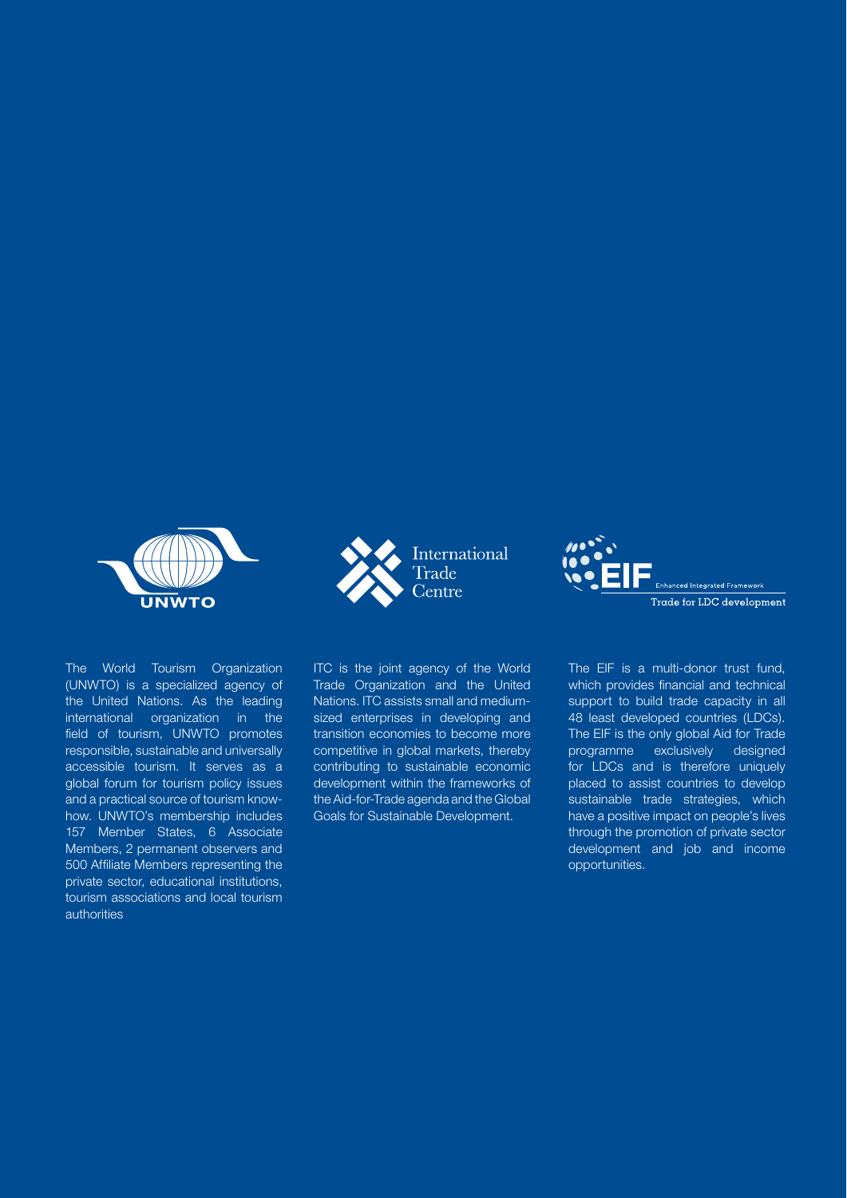UNWTO

International Trade Centre

EIF Enhanced Integrated Framework

Trade for LDC development

The World Tourism Organization (UNWTO) is a specialized agency of the United Nations. As the leading international organization in the field of tourism, UNWTO promotes responsible, sustainable and universally accessible tourism. It serves as a global forum for tourism policy issues and a practical source of tourism know-how. UNWTO's membership includes 157 Member States, 6 Associate Members, 2 permanent observers and 500 Affiliate Members representing the private sector, educational institutions, tourism associations and local tourism authorities

ITC is the joint agency of the World Trade Organization and the United Nations. ITC assists small and medium-sized enterprises in developing and transition economies to become more competitive in global markets, thereby contributing to sustainable economic development within the frameworks of the Aid-for-Trade agenda and the Global Goals for Sustainable Development.

The EIF is a multi-donor trust fund, which provides financial and technical support to build trade capacity in all 48 least developed countries (LDCs). The EIF is the only global Aid for Trade programme exclusively designed for LDCs and is therefore uniquely placed to assist countries to develop sustainable trade strategies, which have a positive impact on people's lives through the promotion of private sector development and job and income opportunities.